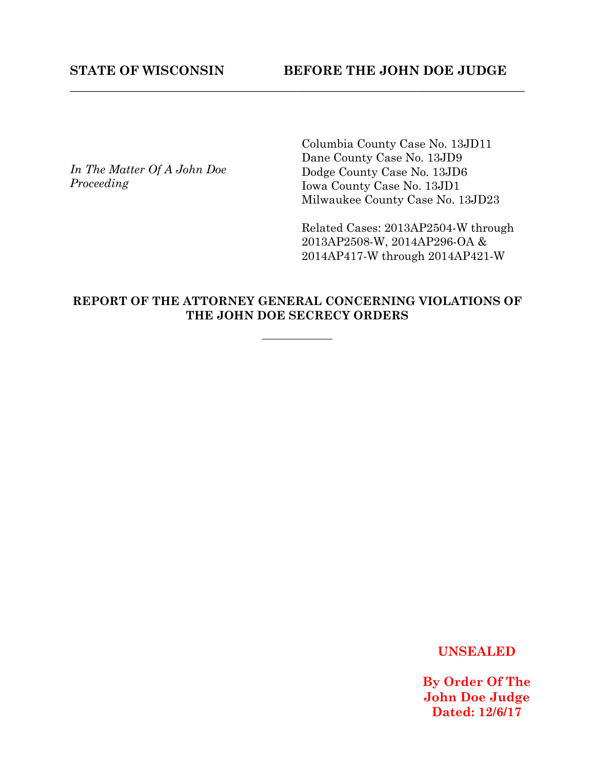**STATE OF WISCONSIN** **BEFORE THE JOHN DOE JUDGE**

---

*In The Matter Of A John Doe Proceeding*

Columbia County Case No. 13JD11
Dane County Case No. 13JD9
Dodge County Case No. 13JD6
Iowa County Case No. 13JD1
Milwaukee County Case No. 13JD23

Related Cases: 2013AP2504-W through 2013AP2508-W, 2014AP296-OA & 2014AP417-W through 2014AP421-W

**REPORT OF THE ATTORNEY GENERAL CONCERNING VIOLATIONS OF THE JOHN DOE SECRECY ORDERS**

---

**UNSEALED**

**By Order Of The John Doe Judge**
**Dated: 12/6/17**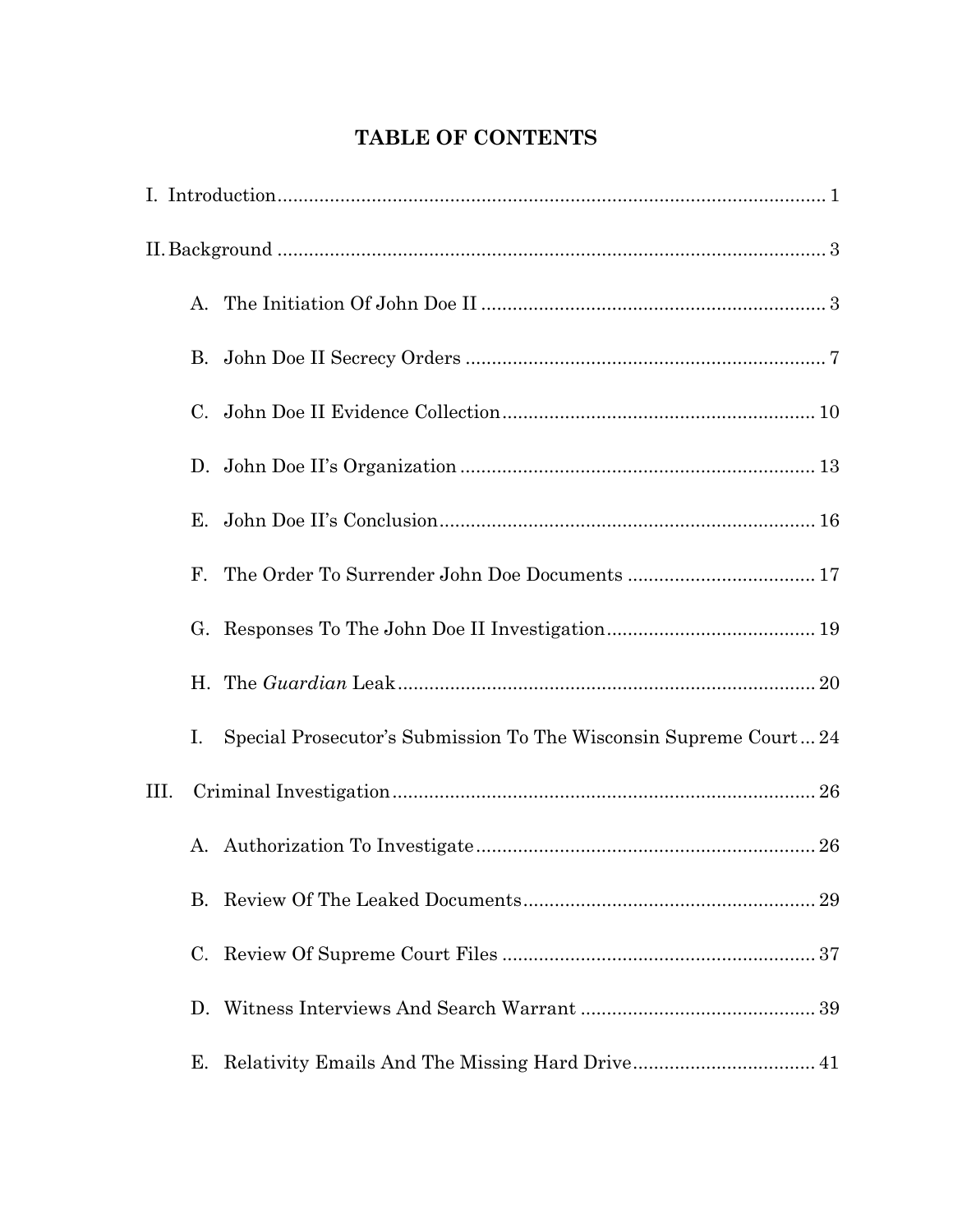# TABLE OF CONTENTS

I. Introduction ........................................................................................................ 1

II. Background ........................................................................................................ 3

- A. The Initiation Of John Doe II ................................................................. 3
- B. John Doe II Secrecy Orders ..................................................................... 7
- C. John Doe II Evidence Collection ........................................................... 10
- D. John Doe II's Organization .................................................................... 13
- E. John Doe II's Conclusion ....................................................................... 16
- F. The Order To Surrender John Doe Documents .................................... 17
- G. Responses To The John Doe II Investigation ........................................ 19
- H. The *Guardian* Leak ................................................................................ 20
- I. Special Prosecutor's Submission To The Wisconsin Supreme Court ... 24

III. Criminal Investigation ................................................................................ 26

- A. Authorization To Investigate ................................................................. 26
- B. Review Of The Leaked Documents ........................................................ 29
- C. Review Of Supreme Court Files ............................................................ 37
- D. Witness Interviews And Search Warrant ............................................. 39
- E. Relativity Emails And The Missing Hard Drive ................................... 41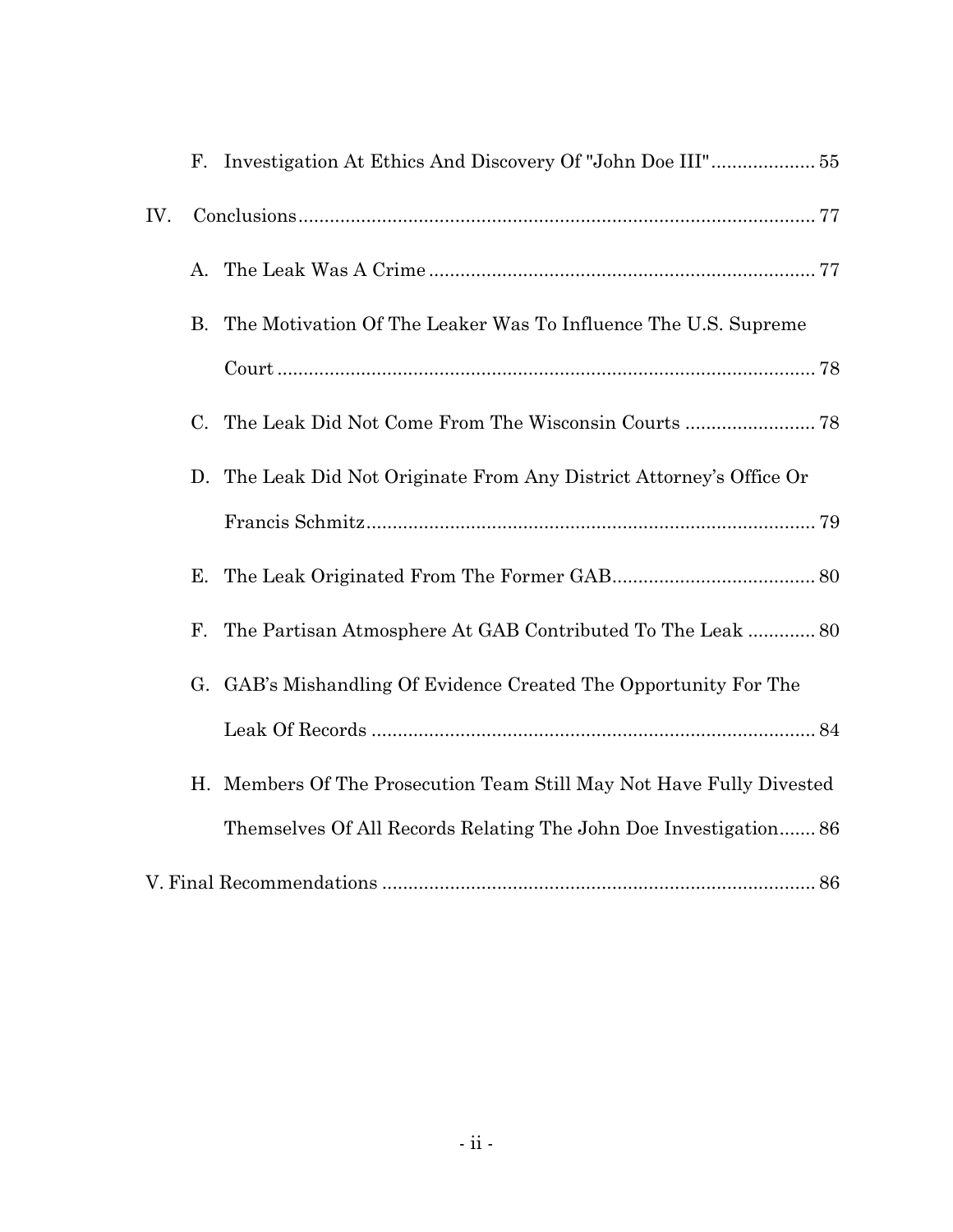F. Investigation At Ethics And Discovery Of "John Doe III" .................... 55

IV. Conclusions ................................................................................................ 77

A. The Leak Was A Crime ......................................................................... 77

B. The Motivation Of The Leaker Was To Influence The U.S. Supreme Court ...................................................................................................... 78

C. The Leak Did Not Come From The Wisconsin Courts ......................... 78

D. The Leak Did Not Originate From Any District Attorney's Office Or Francis Schmitz ..................................................................................... 79

E. The Leak Originated From The Former GAB ...................................... 80

F. The Partisan Atmosphere At GAB Contributed To The Leak ............. 80

G. GAB's Mishandling Of Evidence Created The Opportunity For The Leak Of Records .................................................................................... 84

H. Members Of The Prosecution Team Still May Not Have Fully Divested Themselves Of All Records Relating The John Doe Investigation ....... 86

V. Final Recommendations .................................................................................. 86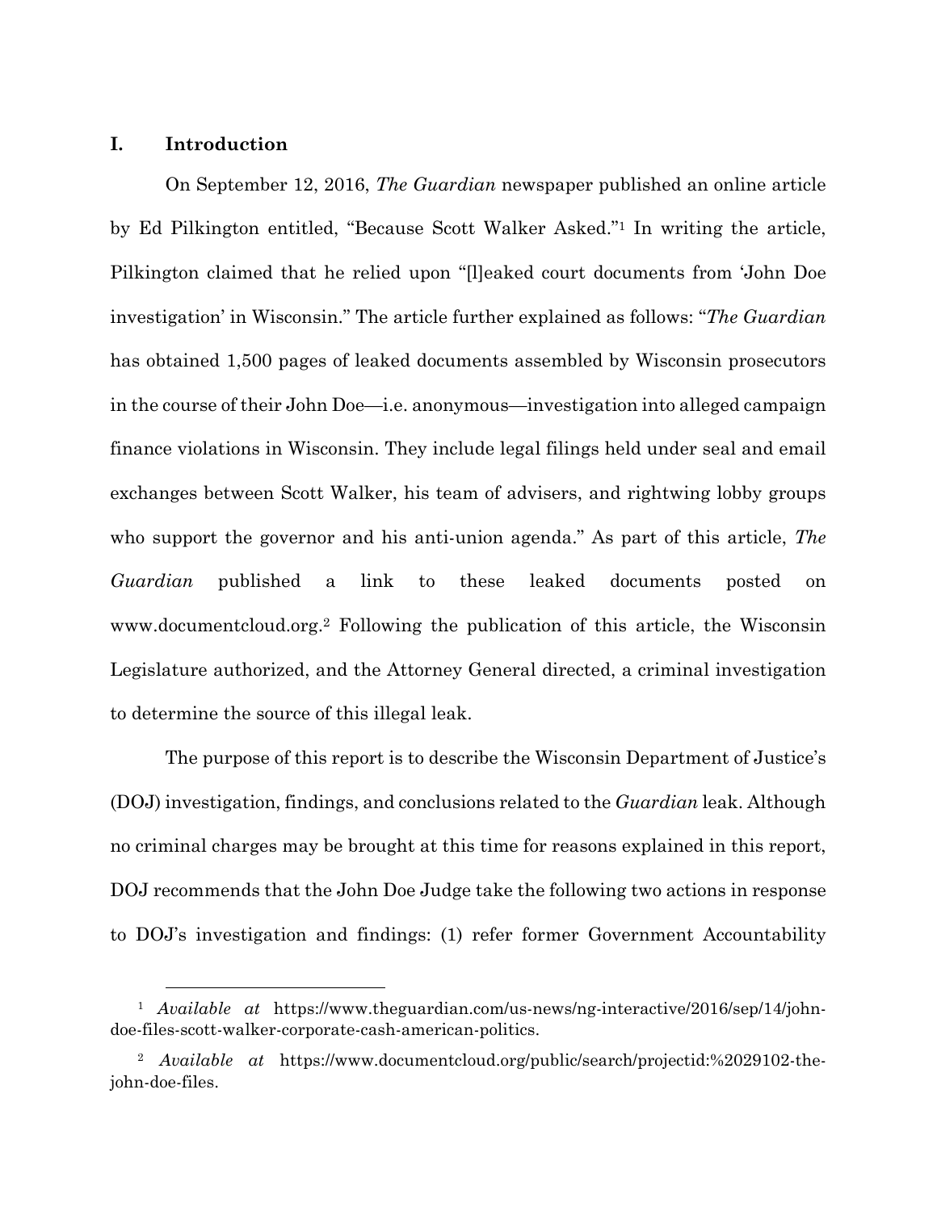## I. Introduction

On September 12, 2016, *The Guardian* newspaper published an online article by Ed Pilkington entitled, "Because Scott Walker Asked."[1] In writing the article, Pilkington claimed that he relied upon "[l]eaked court documents from 'John Doe investigation' in Wisconsin." The article further explained as follows: "*The Guardian* has obtained 1,500 pages of leaked documents assembled by Wisconsin prosecutors in the course of their John Doe—i.e. anonymous—investigation into alleged campaign finance violations in Wisconsin. They include legal filings held under seal and email exchanges between Scott Walker, his team of advisers, and rightwing lobby groups who support the governor and his anti-union agenda." As part of this article, *The Guardian* published a link to these leaked documents posted on www.documentcloud.org.[2] Following the publication of this article, the Wisconsin Legislature authorized, and the Attorney General directed, a criminal investigation to determine the source of this illegal leak.

The purpose of this report is to describe the Wisconsin Department of Justice's (DOJ) investigation, findings, and conclusions related to the *Guardian* leak. Although no criminal charges may be brought at this time for reasons explained in this report, DOJ recommends that the John Doe Judge take the following two actions in response to DOJ's investigation and findings: (1) refer former Government Accountability

---

[1] *Available at* https://www.theguardian.com/us-news/ng-interactive/2016/sep/14/john-doe-files-scott-walker-corporate-cash-american-politics.

[2] *Available at* https://www.documentcloud.org/public/search/projectid:%2029102-the-john-doe-files.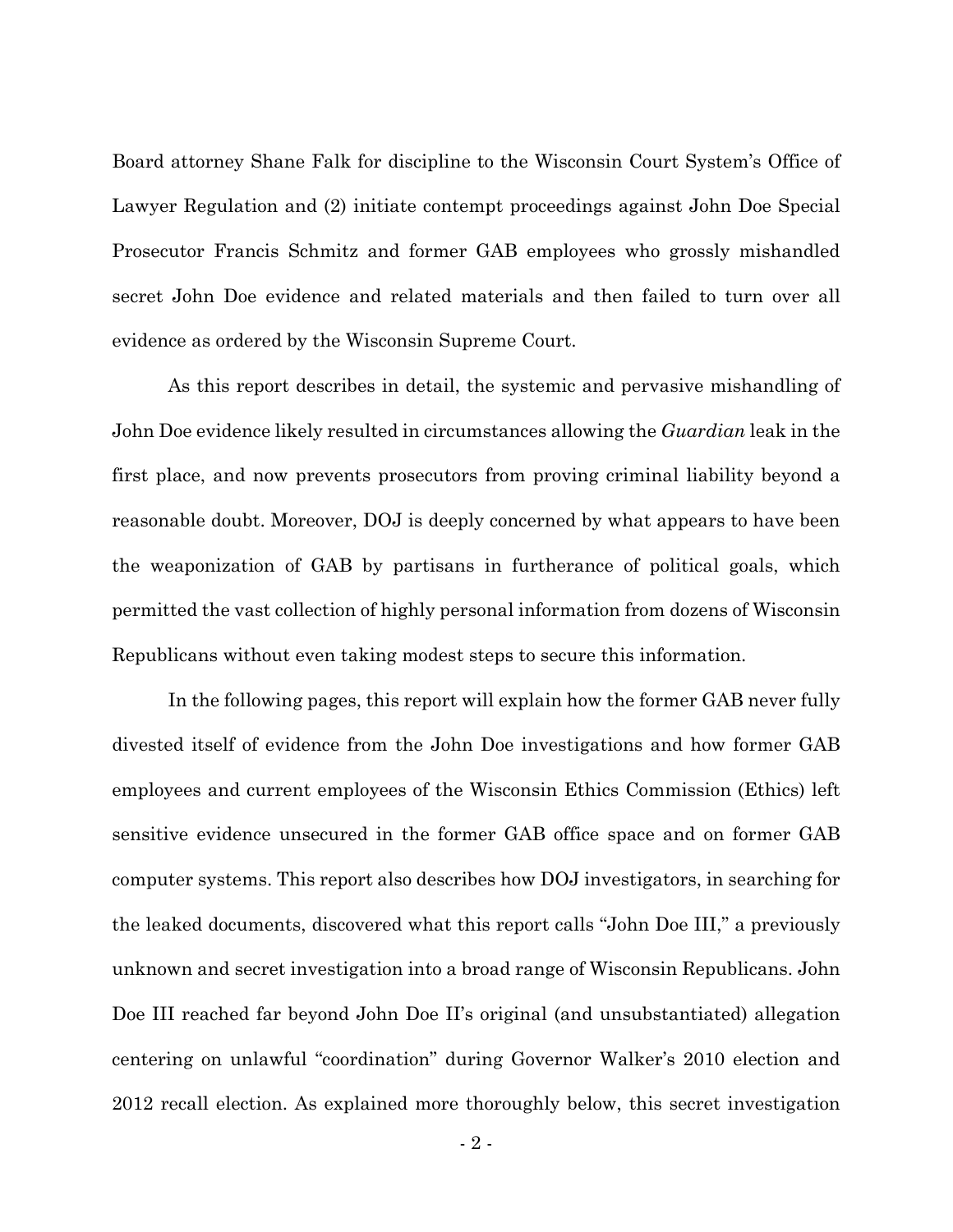Board attorney Shane Falk for discipline to the Wisconsin Court System's Office of Lawyer Regulation and (2) initiate contempt proceedings against John Doe Special Prosecutor Francis Schmitz and former GAB employees who grossly mishandled secret John Doe evidence and related materials and then failed to turn over all evidence as ordered by the Wisconsin Supreme Court.

As this report describes in detail, the systemic and pervasive mishandling of John Doe evidence likely resulted in circumstances allowing the *Guardian* leak in the first place, and now prevents prosecutors from proving criminal liability beyond a reasonable doubt. Moreover, DOJ is deeply concerned by what appears to have been the weaponization of GAB by partisans in furtherance of political goals, which permitted the vast collection of highly personal information from dozens of Wisconsin Republicans without even taking modest steps to secure this information.

In the following pages, this report will explain how the former GAB never fully divested itself of evidence from the John Doe investigations and how former GAB employees and current employees of the Wisconsin Ethics Commission (Ethics) left sensitive evidence unsecured in the former GAB office space and on former GAB computer systems. This report also describes how DOJ investigators, in searching for the leaked documents, discovered what this report calls "John Doe III," a previously unknown and secret investigation into a broad range of Wisconsin Republicans. John Doe III reached far beyond John Doe II's original (and unsubstantiated) allegation centering on unlawful "coordination" during Governor Walker's 2010 election and 2012 recall election. As explained more thoroughly below, this secret investigation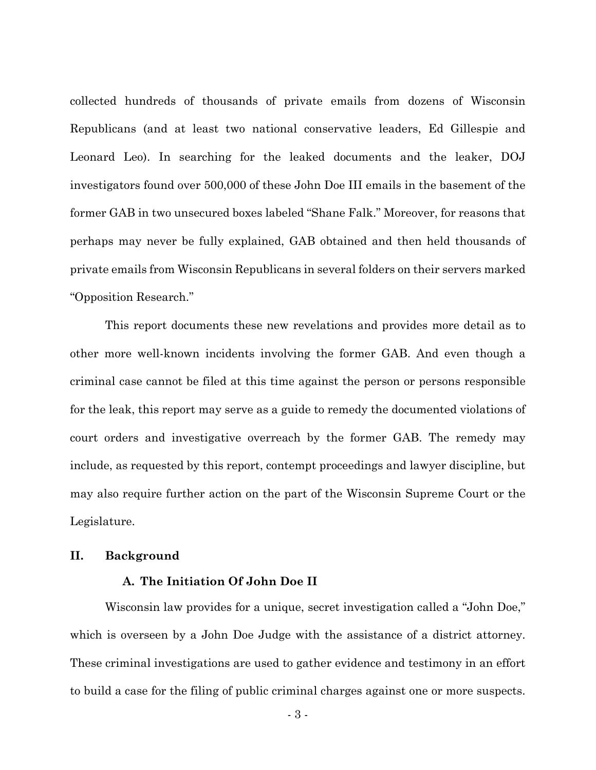collected hundreds of thousands of private emails from dozens of Wisconsin Republicans (and at least two national conservative leaders, Ed Gillespie and Leonard Leo). In searching for the leaked documents and the leaker, DOJ investigators found over 500,000 of these John Doe III emails in the basement of the former GAB in two unsecured boxes labeled "Shane Falk." Moreover, for reasons that perhaps may never be fully explained, GAB obtained and then held thousands of private emails from Wisconsin Republicans in several folders on their servers marked "Opposition Research."

This report documents these new revelations and provides more detail as to other more well-known incidents involving the former GAB. And even though a criminal case cannot be filed at this time against the person or persons responsible for the leak, this report may serve as a guide to remedy the documented violations of court orders and investigative overreach by the former GAB. The remedy may include, as requested by this report, contempt proceedings and lawyer discipline, but may also require further action on the part of the Wisconsin Supreme Court or the Legislature.

## II. Background

### A. The Initiation Of John Doe II

Wisconsin law provides for a unique, secret investigation called a "John Doe," which is overseen by a John Doe Judge with the assistance of a district attorney. These criminal investigations are used to gather evidence and testimony in an effort to build a case for the filing of public criminal charges against one or more suspects.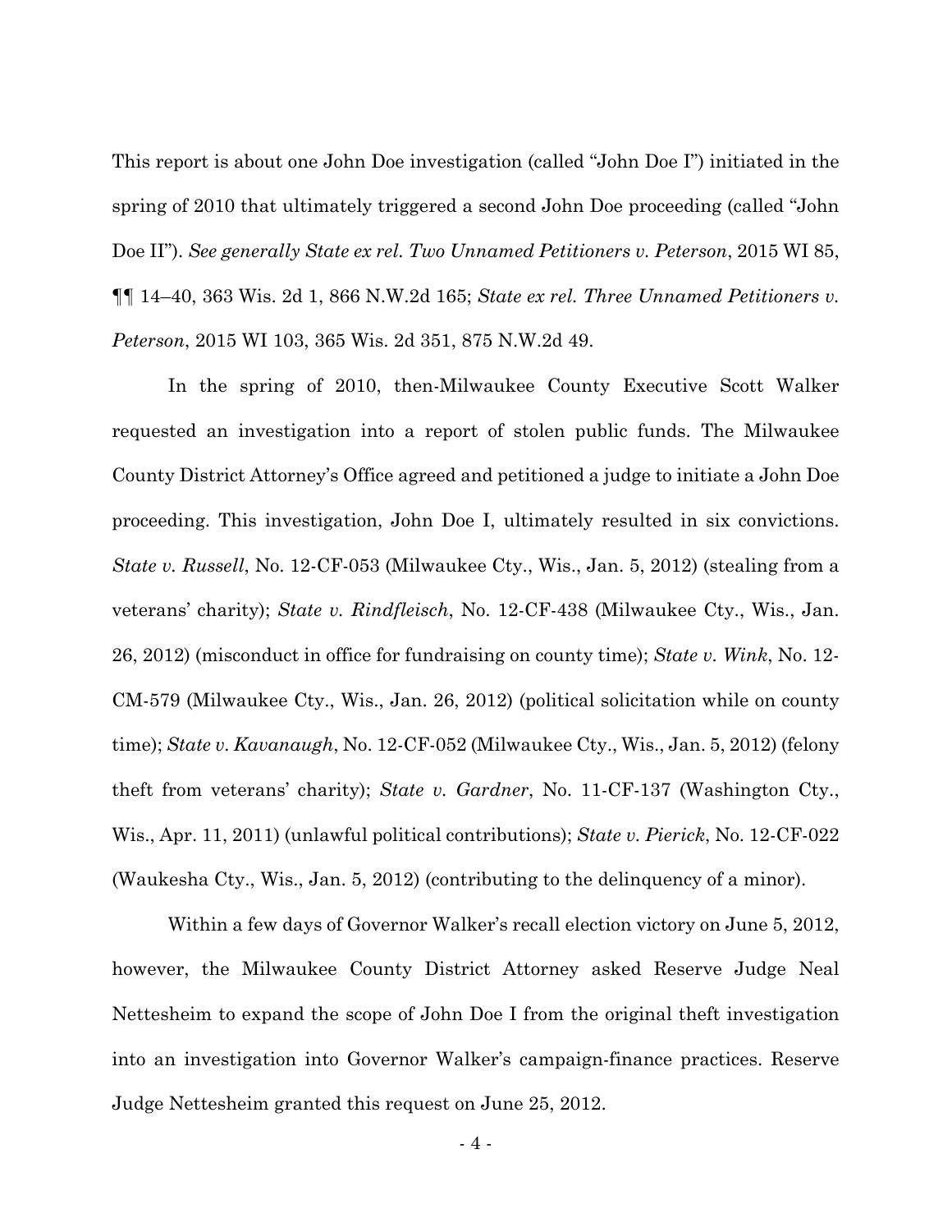This report is about one John Doe investigation (called "John Doe I") initiated in the spring of 2010 that ultimately triggered a second John Doe proceeding (called "John Doe II"). *See generally State ex rel. Two Unnamed Petitioners v. Peterson*, 2015 WI 85, ¶¶ 14–40, 363 Wis. 2d 1, 866 N.W.2d 165; *State ex rel. Three Unnamed Petitioners v. Peterson*, 2015 WI 103, 365 Wis. 2d 351, 875 N.W.2d 49.

In the spring of 2010, then-Milwaukee County Executive Scott Walker requested an investigation into a report of stolen public funds. The Milwaukee County District Attorney's Office agreed and petitioned a judge to initiate a John Doe proceeding. This investigation, John Doe I, ultimately resulted in six convictions. *State v. Russell*, No. 12-CF-053 (Milwaukee Cty., Wis., Jan. 5, 2012) (stealing from a veterans' charity); *State v. Rindfleisch*, No. 12-CF-438 (Milwaukee Cty., Wis., Jan. 26, 2012) (misconduct in office for fundraising on county time); *State v. Wink*, No. 12-CM-579 (Milwaukee Cty., Wis., Jan. 26, 2012) (political solicitation while on county time); *State v. Kavanaugh*, No. 12-CF-052 (Milwaukee Cty., Wis., Jan. 5, 2012) (felony theft from veterans' charity); *State v. Gardner*, No. 11-CF-137 (Washington Cty., Wis., Apr. 11, 2011) (unlawful political contributions); *State v. Pierick*, No. 12-CF-022 (Waukesha Cty., Wis., Jan. 5, 2012) (contributing to the delinquency of a minor).

Within a few days of Governor Walker's recall election victory on June 5, 2012, however, the Milwaukee County District Attorney asked Reserve Judge Neal Nettesheim to expand the scope of John Doe I from the original theft investigation into an investigation into Governor Walker's campaign-finance practices. Reserve Judge Nettesheim granted this request on June 25, 2012.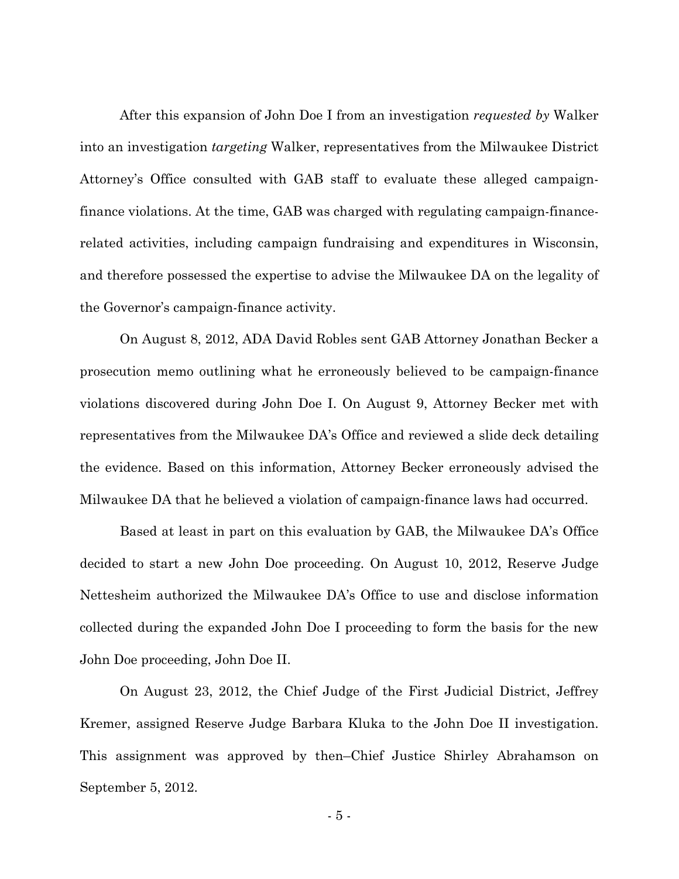After this expansion of John Doe I from an investigation *requested by* Walker into an investigation *targeting* Walker, representatives from the Milwaukee District Attorney's Office consulted with GAB staff to evaluate these alleged campaign-finance violations. At the time, GAB was charged with regulating campaign-finance-related activities, including campaign fundraising and expenditures in Wisconsin, and therefore possessed the expertise to advise the Milwaukee DA on the legality of the Governor's campaign-finance activity.

On August 8, 2012, ADA David Robles sent GAB Attorney Jonathan Becker a prosecution memo outlining what he erroneously believed to be campaign-finance violations discovered during John Doe I. On August 9, Attorney Becker met with representatives from the Milwaukee DA's Office and reviewed a slide deck detailing the evidence. Based on this information, Attorney Becker erroneously advised the Milwaukee DA that he believed a violation of campaign-finance laws had occurred.

Based at least in part on this evaluation by GAB, the Milwaukee DA's Office decided to start a new John Doe proceeding. On August 10, 2012, Reserve Judge Nettesheim authorized the Milwaukee DA's Office to use and disclose information collected during the expanded John Doe I proceeding to form the basis for the new John Doe proceeding, John Doe II.

On August 23, 2012, the Chief Judge of the First Judicial District, Jeffrey Kremer, assigned Reserve Judge Barbara Kluka to the John Doe II investigation. This assignment was approved by then–Chief Justice Shirley Abrahamson on September 5, 2012.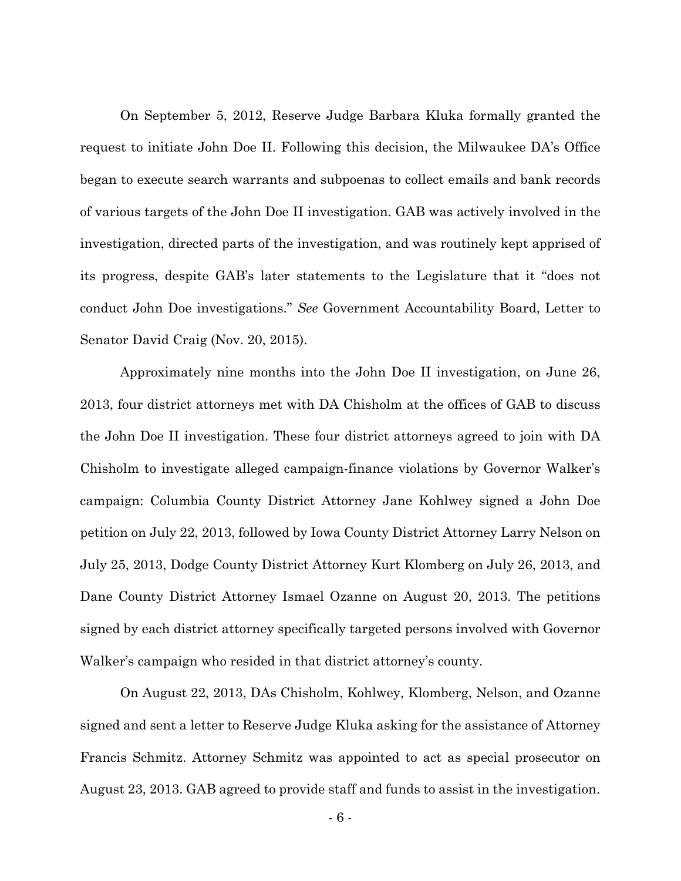On September 5, 2012, Reserve Judge Barbara Kluka formally granted the request to initiate John Doe II. Following this decision, the Milwaukee DA's Office began to execute search warrants and subpoenas to collect emails and bank records of various targets of the John Doe II investigation. GAB was actively involved in the investigation, directed parts of the investigation, and was routinely kept apprised of its progress, despite GAB's later statements to the Legislature that it "does not conduct John Doe investigations." *See* Government Accountability Board, Letter to Senator David Craig (Nov. 20, 2015).

Approximately nine months into the John Doe II investigation, on June 26, 2013, four district attorneys met with DA Chisholm at the offices of GAB to discuss the John Doe II investigation. These four district attorneys agreed to join with DA Chisholm to investigate alleged campaign-finance violations by Governor Walker's campaign: Columbia County District Attorney Jane Kohlwey signed a John Doe petition on July 22, 2013, followed by Iowa County District Attorney Larry Nelson on July 25, 2013, Dodge County District Attorney Kurt Klomberg on July 26, 2013, and Dane County District Attorney Ismael Ozanne on August 20, 2013. The petitions signed by each district attorney specifically targeted persons involved with Governor Walker's campaign who resided in that district attorney's county.

On August 22, 2013, DAs Chisholm, Kohlwey, Klomberg, Nelson, and Ozanne signed and sent a letter to Reserve Judge Kluka asking for the assistance of Attorney Francis Schmitz. Attorney Schmitz was appointed to act as special prosecutor on August 23, 2013. GAB agreed to provide staff and funds to assist in the investigation.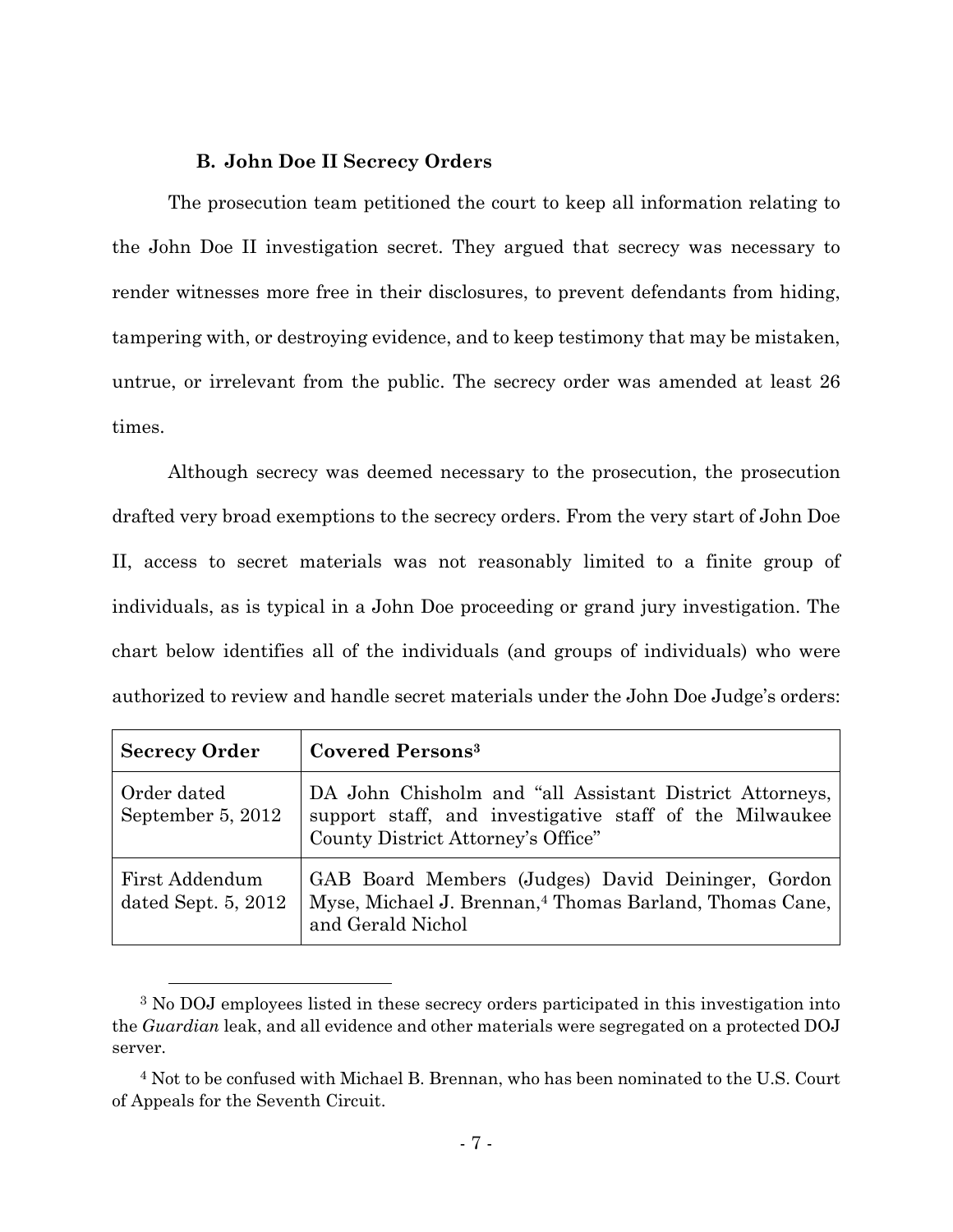### B. John Doe II Secrecy Orders

The prosecution team petitioned the court to keep all information relating to the John Doe II investigation secret. They argued that secrecy was necessary to render witnesses more free in their disclosures, to prevent defendants from hiding, tampering with, or destroying evidence, and to keep testimony that may be mistaken, untrue, or irrelevant from the public. The secrecy order was amended at least 26 times.

Although secrecy was deemed necessary to the prosecution, the prosecution drafted very broad exemptions to the secrecy orders. From the very start of John Doe II, access to secret materials was not reasonably limited to a finite group of individuals, as is typical in a John Doe proceeding or grand jury investigation. The chart below identifies all of the individuals (and groups of individuals) who were authorized to review and handle secret materials under the John Doe Judge's orders:

| Secrecy Order | Covered Persons[3] |
|---|---|
| Order dated September 5, 2012 | DA John Chisholm and "all Assistant District Attorneys, support staff, and investigative staff of the Milwaukee County District Attorney's Office" |
| First Addendum dated Sept. 5, 2012 | GAB Board Members (Judges) David Deininger, Gordon Myse, Michael J. Brennan,[4] Thomas Barland, Thomas Cane, and Gerald Nichol |

[3] No DOJ employees listed in these secrecy orders participated in this investigation into the *Guardian* leak, and all evidence and other materials were segregated on a protected DOJ server.

[4] Not to be confused with Michael B. Brennan, who has been nominated to the U.S. Court of Appeals for the Seventh Circuit.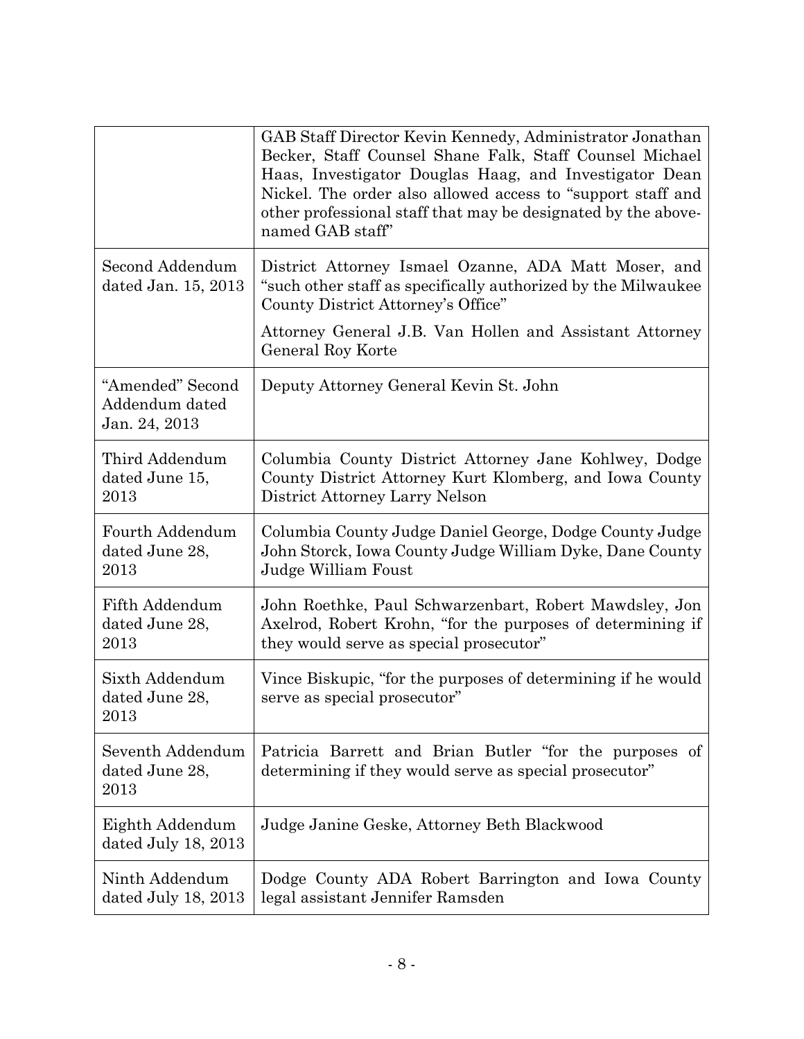| | |
|---|---|
| | GAB Staff Director Kevin Kennedy, Administrator Jonathan Becker, Staff Counsel Shane Falk, Staff Counsel Michael Haas, Investigator Douglas Haag, and Investigator Dean Nickel. The order also allowed access to "support staff and other professional staff that may be designated by the above-named GAB staff" |
| Second Addendum dated Jan. 15, 2013 | District Attorney Ismael Ozanne, ADA Matt Moser, and "such other staff as specifically authorized by the Milwaukee County District Attorney's Office"<br><br>Attorney General J.B. Van Hollen and Assistant Attorney General Roy Korte |
| "Amended" Second Addendum dated Jan. 24, 2013 | Deputy Attorney General Kevin St. John |
| Third Addendum dated June 15, 2013 | Columbia County District Attorney Jane Kohlwey, Dodge County District Attorney Kurt Klomberg, and Iowa County District Attorney Larry Nelson |
| Fourth Addendum dated June 28, 2013 | Columbia County Judge Daniel George, Dodge County Judge John Storck, Iowa County Judge William Dyke, Dane County Judge William Foust |
| Fifth Addendum dated June 28, 2013 | John Roethke, Paul Schwarzenbart, Robert Mawdsley, Jon Axelrod, Robert Krohn, "for the purposes of determining if they would serve as special prosecutor" |
| Sixth Addendum dated June 28, 2013 | Vince Biskupic, "for the purposes of determining if he would serve as special prosecutor" |
| Seventh Addendum dated June 28, 2013 | Patricia Barrett and Brian Butler "for the purposes of determining if they would serve as special prosecutor" |
| Eighth Addendum dated July 18, 2013 | Judge Janine Geske, Attorney Beth Blackwood |
| Ninth Addendum dated July 18, 2013 | Dodge County ADA Robert Barrington and Iowa County legal assistant Jennifer Ramsden |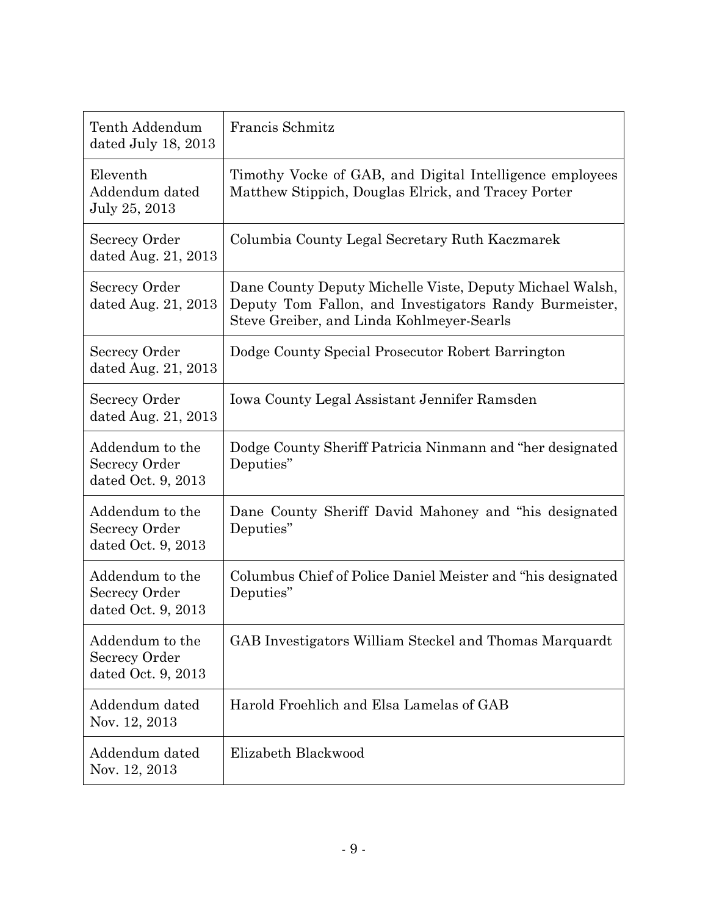| Tenth Addendum dated July 18, 2013 | Francis Schmitz |
|---|---|
| Eleventh Addendum dated July 25, 2013 | Timothy Vocke of GAB, and Digital Intelligence employees Matthew Stippich, Douglas Elrick, and Tracey Porter |
| Secrecy Order dated Aug. 21, 2013 | Columbia County Legal Secretary Ruth Kaczmarek |
| Secrecy Order dated Aug. 21, 2013 | Dane County Deputy Michelle Viste, Deputy Michael Walsh, Deputy Tom Fallon, and Investigators Randy Burmeister, Steve Greiber, and Linda Kohlmeyer-Searls |
| Secrecy Order dated Aug. 21, 2013 | Dodge County Special Prosecutor Robert Barrington |
| Secrecy Order dated Aug. 21, 2013 | Iowa County Legal Assistant Jennifer Ramsden |
| Addendum to the Secrecy Order dated Oct. 9, 2013 | Dodge County Sheriff Patricia Ninmann and "her designated Deputies" |
| Addendum to the Secrecy Order dated Oct. 9, 2013 | Dane County Sheriff David Mahoney and "his designated Deputies" |
| Addendum to the Secrecy Order dated Oct. 9, 2013 | Columbus Chief of Police Daniel Meister and "his designated Deputies" |
| Addendum to the Secrecy Order dated Oct. 9, 2013 | GAB Investigators William Steckel and Thomas Marquardt |
| Addendum dated Nov. 12, 2013 | Harold Froehlich and Elsa Lamelas of GAB |
| Addendum dated Nov. 12, 2013 | Elizabeth Blackwood |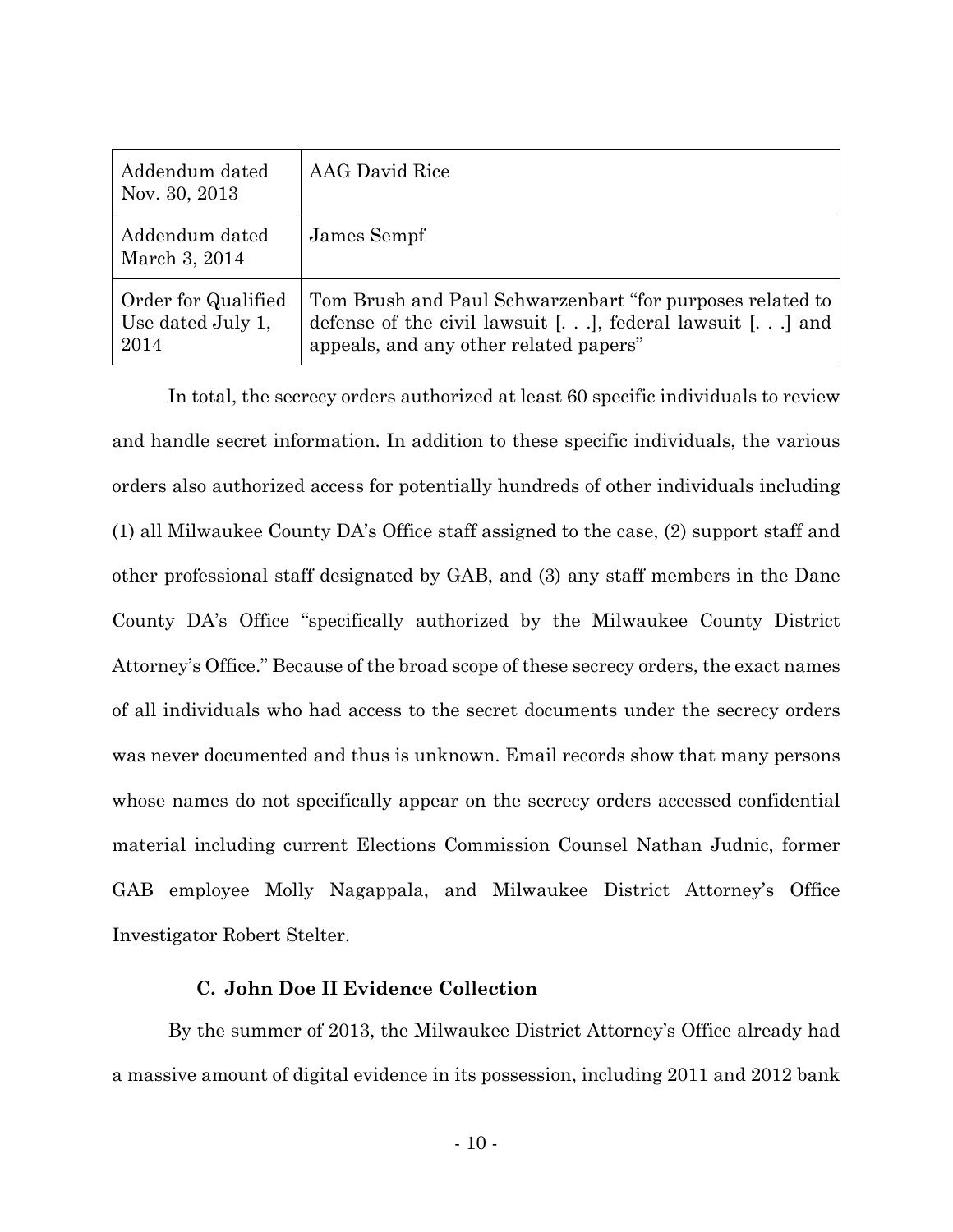| Addendum dated Nov. 30, 2013 | AAG David Rice |
|---|---|
| Addendum dated March 3, 2014 | James Sempf |
| Order for Qualified Use dated July 1, 2014 | Tom Brush and Paul Schwarzenbart "for purposes related to defense of the civil lawsuit [. . .], federal lawsuit [. . .] and appeals, and any other related papers" |

In total, the secrecy orders authorized at least 60 specific individuals to review and handle secret information. In addition to these specific individuals, the various orders also authorized access for potentially hundreds of other individuals including (1) all Milwaukee County DA's Office staff assigned to the case, (2) support staff and other professional staff designated by GAB, and (3) any staff members in the Dane County DA's Office "specifically authorized by the Milwaukee County District Attorney's Office." Because of the broad scope of these secrecy orders, the exact names of all individuals who had access to the secret documents under the secrecy orders was never documented and thus is unknown. Email records show that many persons whose names do not specifically appear on the secrecy orders accessed confidential material including current Elections Commission Counsel Nathan Judnic, former GAB employee Molly Nagappala, and Milwaukee District Attorney's Office Investigator Robert Stelter.

### C. John Doe II Evidence Collection

By the summer of 2013, the Milwaukee District Attorney's Office already had a massive amount of digital evidence in its possession, including 2011 and 2012 bank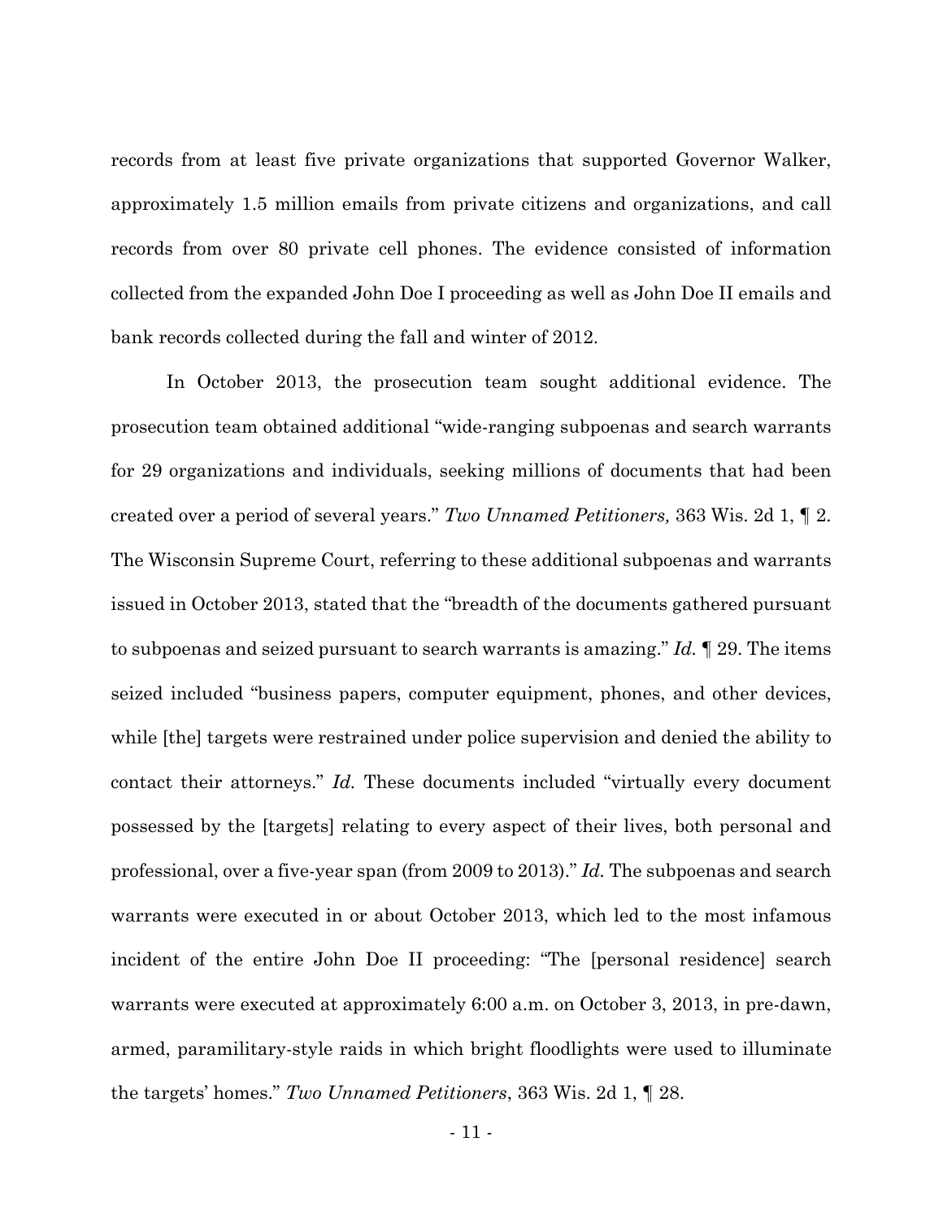records from at least five private organizations that supported Governor Walker, approximately 1.5 million emails from private citizens and organizations, and call records from over 80 private cell phones. The evidence consisted of information collected from the expanded John Doe I proceeding as well as John Doe II emails and bank records collected during the fall and winter of 2012.

In October 2013, the prosecution team sought additional evidence. The prosecution team obtained additional "wide-ranging subpoenas and search warrants for 29 organizations and individuals, seeking millions of documents that had been created over a period of several years." *Two Unnamed Petitioners,* 363 Wis. 2d 1, ¶ 2. The Wisconsin Supreme Court, referring to these additional subpoenas and warrants issued in October 2013, stated that the "breadth of the documents gathered pursuant to subpoenas and seized pursuant to search warrants is amazing." *Id.* ¶ 29. The items seized included "business papers, computer equipment, phones, and other devices, while [the] targets were restrained under police supervision and denied the ability to contact their attorneys." *Id.* These documents included "virtually every document possessed by the [targets] relating to every aspect of their lives, both personal and professional, over a five-year span (from 2009 to 2013)." *Id.* The subpoenas and search warrants were executed in or about October 2013, which led to the most infamous incident of the entire John Doe II proceeding: "The [personal residence] search warrants were executed at approximately 6:00 a.m. on October 3, 2013, in pre-dawn, armed, paramilitary-style raids in which bright floodlights were used to illuminate the targets' homes." *Two Unnamed Petitioners*, 363 Wis. 2d 1, ¶ 28.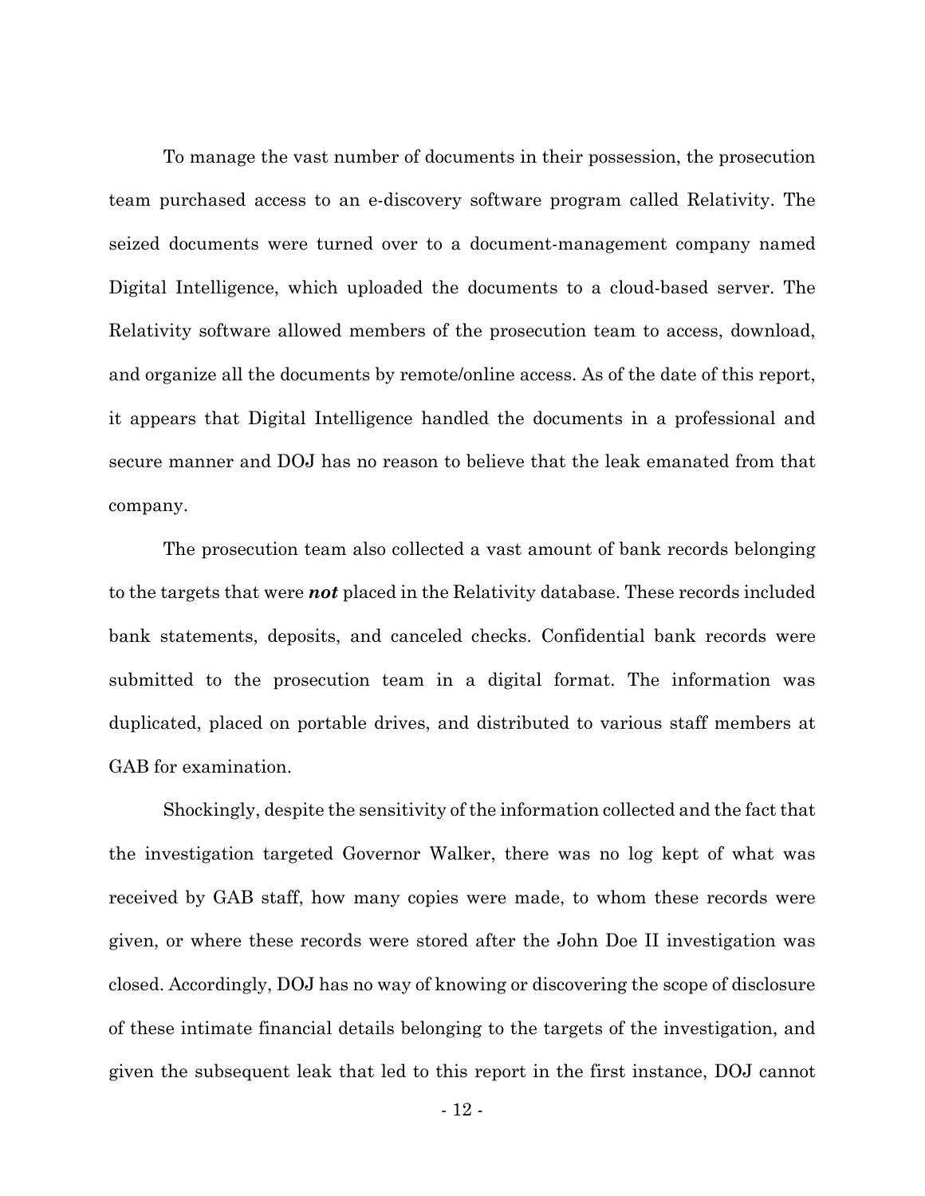To manage the vast number of documents in their possession, the prosecution team purchased access to an e-discovery software program called Relativity. The seized documents were turned over to a document-management company named Digital Intelligence, which uploaded the documents to a cloud-based server. The Relativity software allowed members of the prosecution team to access, download, and organize all the documents by remote/online access. As of the date of this report, it appears that Digital Intelligence handled the documents in a professional and secure manner and DOJ has no reason to believe that the leak emanated from that company.

The prosecution team also collected a vast amount of bank records belonging to the targets that were ***not*** placed in the Relativity database. These records included bank statements, deposits, and canceled checks. Confidential bank records were submitted to the prosecution team in a digital format. The information was duplicated, placed on portable drives, and distributed to various staff members at GAB for examination.

Shockingly, despite the sensitivity of the information collected and the fact that the investigation targeted Governor Walker, there was no log kept of what was received by GAB staff, how many copies were made, to whom these records were given, or where these records were stored after the John Doe II investigation was closed. Accordingly, DOJ has no way of knowing or discovering the scope of disclosure of these intimate financial details belonging to the targets of the investigation, and given the subsequent leak that led to this report in the first instance, DOJ cannot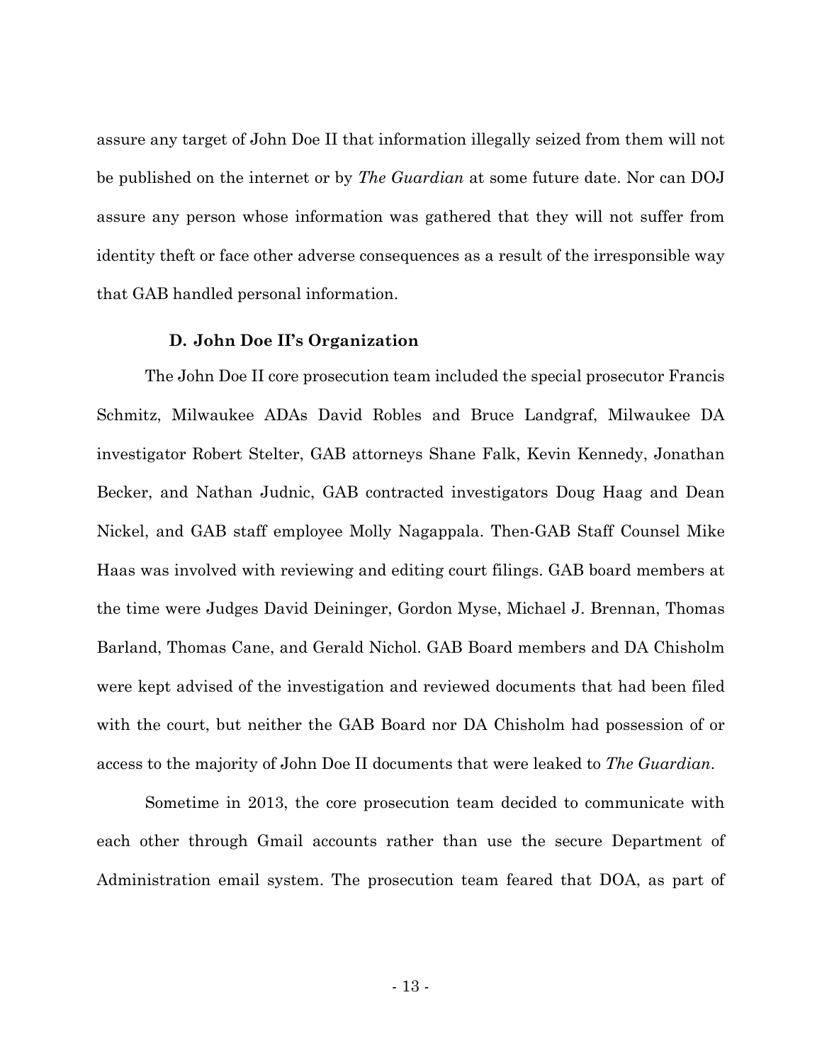assure any target of John Doe II that information illegally seized from them will not be published on the internet or by *The Guardian* at some future date. Nor can DOJ assure any person whose information was gathered that they will not suffer from identity theft or face other adverse consequences as a result of the irresponsible way that GAB handled personal information.

### D. John Doe II's Organization

The John Doe II core prosecution team included the special prosecutor Francis Schmitz, Milwaukee ADAs David Robles and Bruce Landgraf, Milwaukee DA investigator Robert Stelter, GAB attorneys Shane Falk, Kevin Kennedy, Jonathan Becker, and Nathan Judnic, GAB contracted investigators Doug Haag and Dean Nickel, and GAB staff employee Molly Nagappala. Then-GAB Staff Counsel Mike Haas was involved with reviewing and editing court filings. GAB board members at the time were Judges David Deininger, Gordon Myse, Michael J. Brennan, Thomas Barland, Thomas Cane, and Gerald Nichol. GAB Board members and DA Chisholm were kept advised of the investigation and reviewed documents that had been filed with the court, but neither the GAB Board nor DA Chisholm had possession of or access to the majority of John Doe II documents that were leaked to *The Guardian*.

Sometime in 2013, the core prosecution team decided to communicate with each other through Gmail accounts rather than use the secure Department of Administration email system. The prosecution team feared that DOA, as part of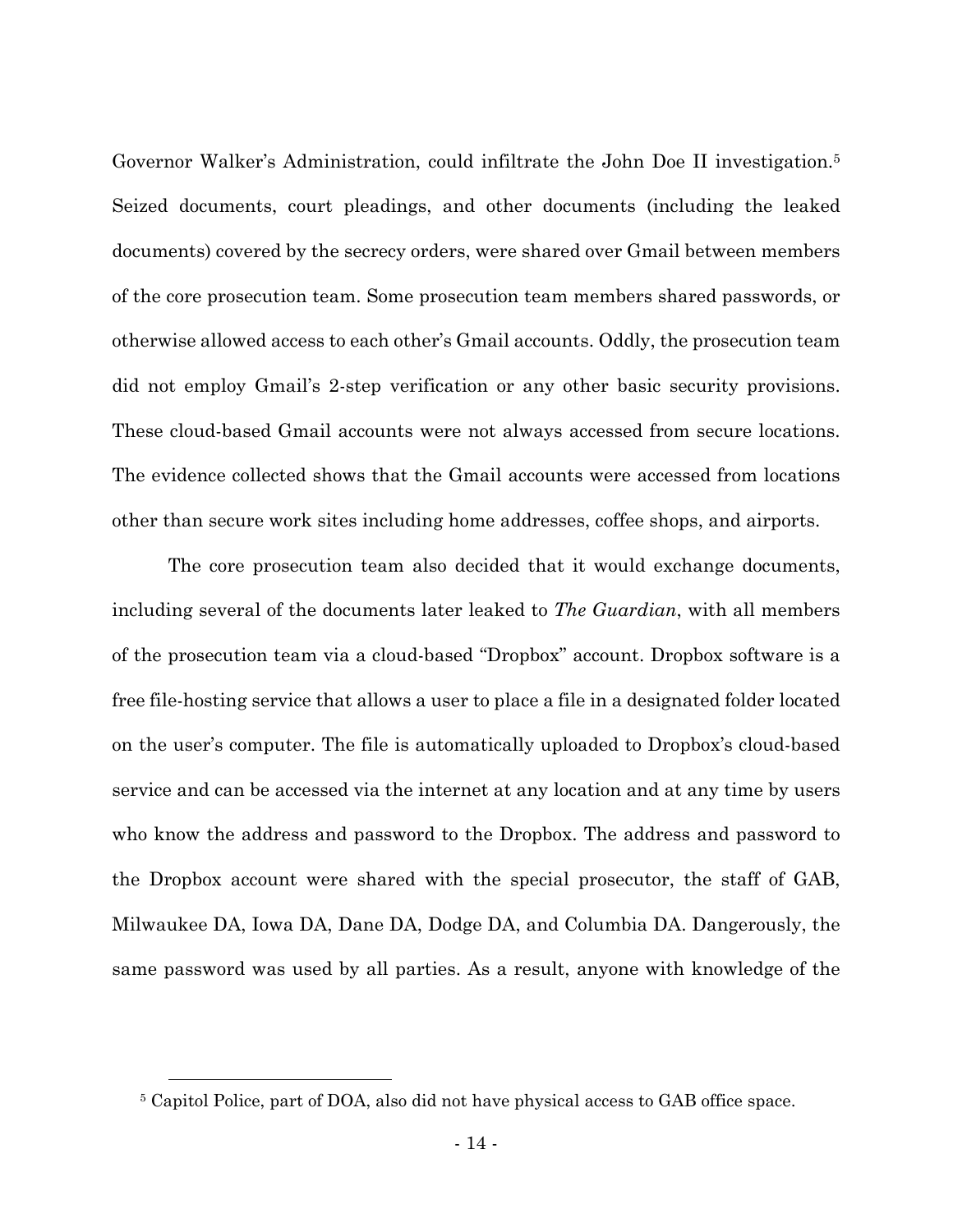Governor Walker's Administration, could infiltrate the John Doe II investigation.[5] Seized documents, court pleadings, and other documents (including the leaked documents) covered by the secrecy orders, were shared over Gmail between members of the core prosecution team. Some prosecution team members shared passwords, or otherwise allowed access to each other's Gmail accounts. Oddly, the prosecution team did not employ Gmail's 2-step verification or any other basic security provisions. These cloud-based Gmail accounts were not always accessed from secure locations. The evidence collected shows that the Gmail accounts were accessed from locations other than secure work sites including home addresses, coffee shops, and airports.

The core prosecution team also decided that it would exchange documents, including several of the documents later leaked to *The Guardian*, with all members of the prosecution team via a cloud-based "Dropbox" account. Dropbox software is a free file-hosting service that allows a user to place a file in a designated folder located on the user's computer. The file is automatically uploaded to Dropbox's cloud-based service and can be accessed via the internet at any location and at any time by users who know the address and password to the Dropbox. The address and password to the Dropbox account were shared with the special prosecutor, the staff of GAB, Milwaukee DA, Iowa DA, Dane DA, Dodge DA, and Columbia DA. Dangerously, the same password was used by all parties. As a result, anyone with knowledge of the

[5] Capitol Police, part of DOA, also did not have physical access to GAB office space.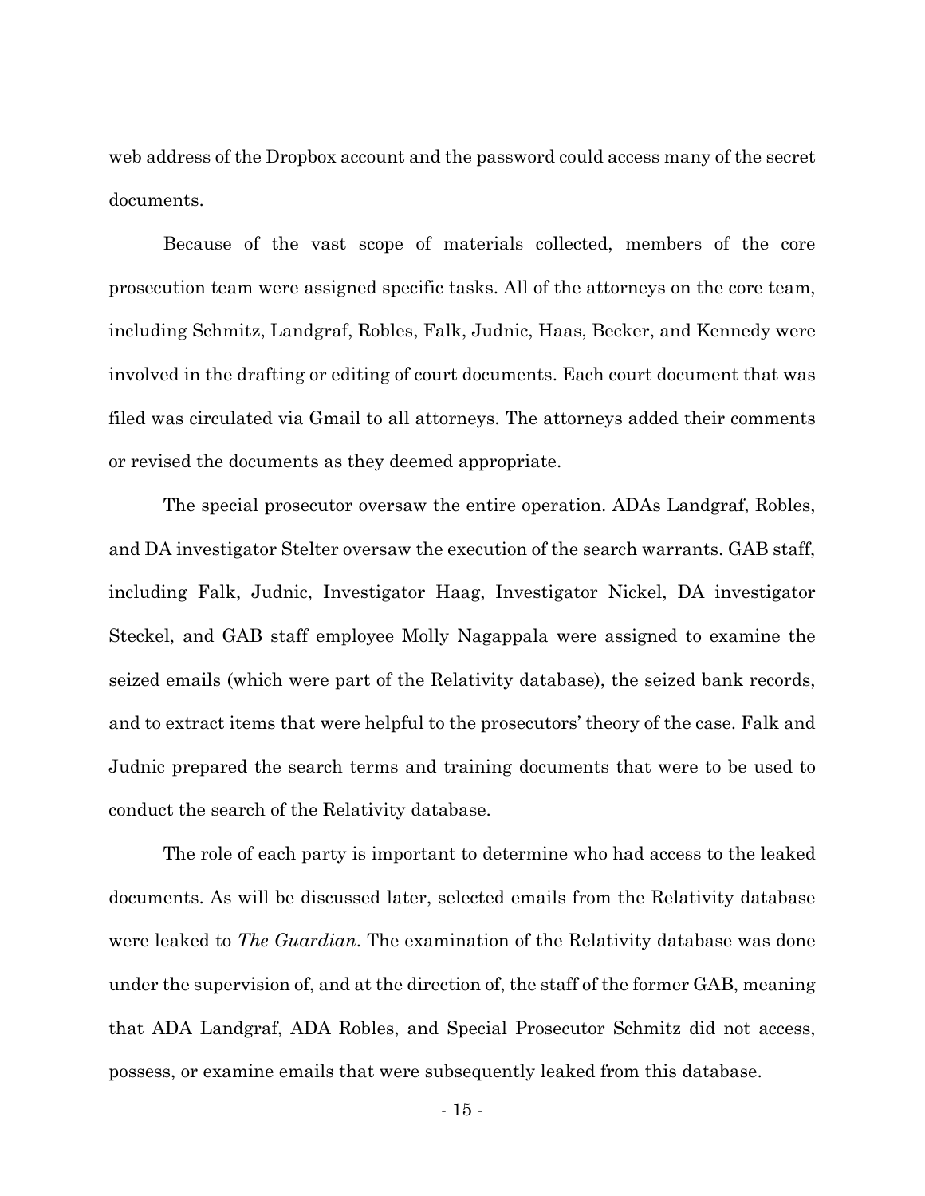web address of the Dropbox account and the password could access many of the secret documents.

Because of the vast scope of materials collected, members of the core prosecution team were assigned specific tasks. All of the attorneys on the core team, including Schmitz, Landgraf, Robles, Falk, Judnic, Haas, Becker, and Kennedy were involved in the drafting or editing of court documents. Each court document that was filed was circulated via Gmail to all attorneys. The attorneys added their comments or revised the documents as they deemed appropriate.

The special prosecutor oversaw the entire operation. ADAs Landgraf, Robles, and DA investigator Stelter oversaw the execution of the search warrants. GAB staff, including Falk, Judnic, Investigator Haag, Investigator Nickel, DA investigator Steckel, and GAB staff employee Molly Nagappala were assigned to examine the seized emails (which were part of the Relativity database), the seized bank records, and to extract items that were helpful to the prosecutors' theory of the case. Falk and Judnic prepared the search terms and training documents that were to be used to conduct the search of the Relativity database.

The role of each party is important to determine who had access to the leaked documents. As will be discussed later, selected emails from the Relativity database were leaked to *The Guardian*. The examination of the Relativity database was done under the supervision of, and at the direction of, the staff of the former GAB, meaning that ADA Landgraf, ADA Robles, and Special Prosecutor Schmitz did not access, possess, or examine emails that were subsequently leaked from this database.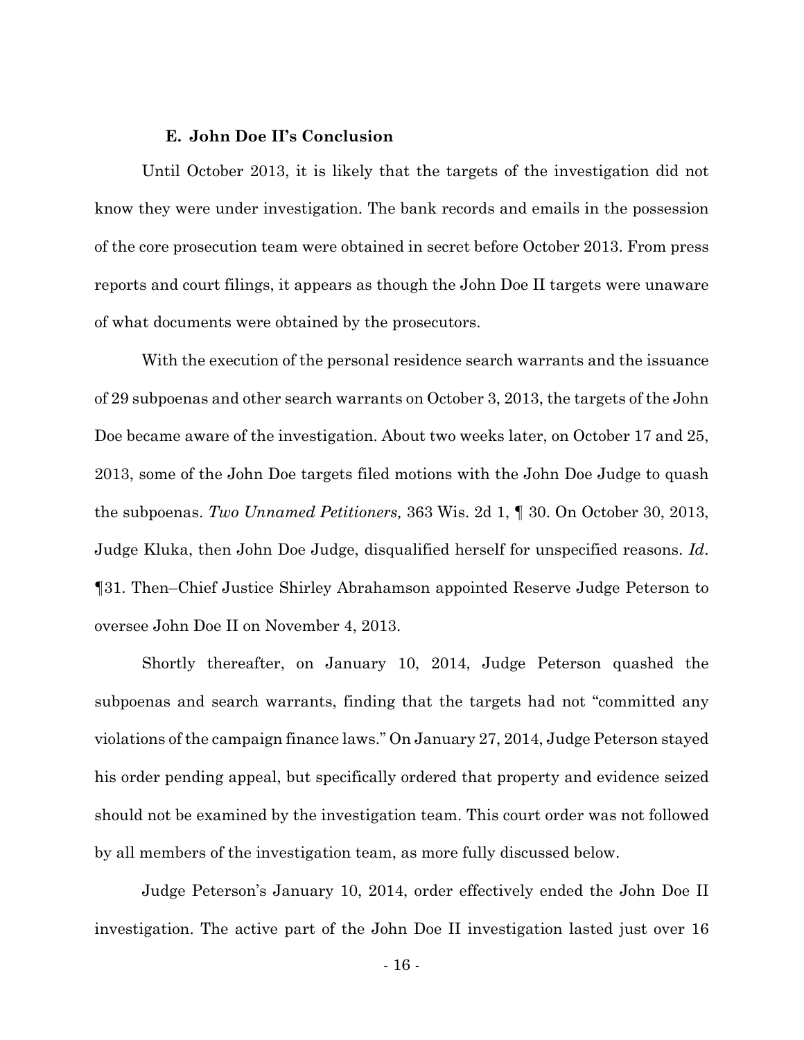### E. John Doe II's Conclusion

Until October 2013, it is likely that the targets of the investigation did not know they were under investigation. The bank records and emails in the possession of the core prosecution team were obtained in secret before October 2013. From press reports and court filings, it appears as though the John Doe II targets were unaware of what documents were obtained by the prosecutors.

With the execution of the personal residence search warrants and the issuance of 29 subpoenas and other search warrants on October 3, 2013, the targets of the John Doe became aware of the investigation. About two weeks later, on October 17 and 25, 2013, some of the John Doe targets filed motions with the John Doe Judge to quash the subpoenas. *Two Unnamed Petitioners,* 363 Wis. 2d 1, ¶ 30. On October 30, 2013, Judge Kluka, then John Doe Judge, disqualified herself for unspecified reasons. *Id*. ¶31. Then–Chief Justice Shirley Abrahamson appointed Reserve Judge Peterson to oversee John Doe II on November 4, 2013.

Shortly thereafter, on January 10, 2014, Judge Peterson quashed the subpoenas and search warrants, finding that the targets had not "committed any violations of the campaign finance laws." On January 27, 2014, Judge Peterson stayed his order pending appeal, but specifically ordered that property and evidence seized should not be examined by the investigation team. This court order was not followed by all members of the investigation team, as more fully discussed below.

Judge Peterson's January 10, 2014, order effectively ended the John Doe II investigation. The active part of the John Doe II investigation lasted just over 16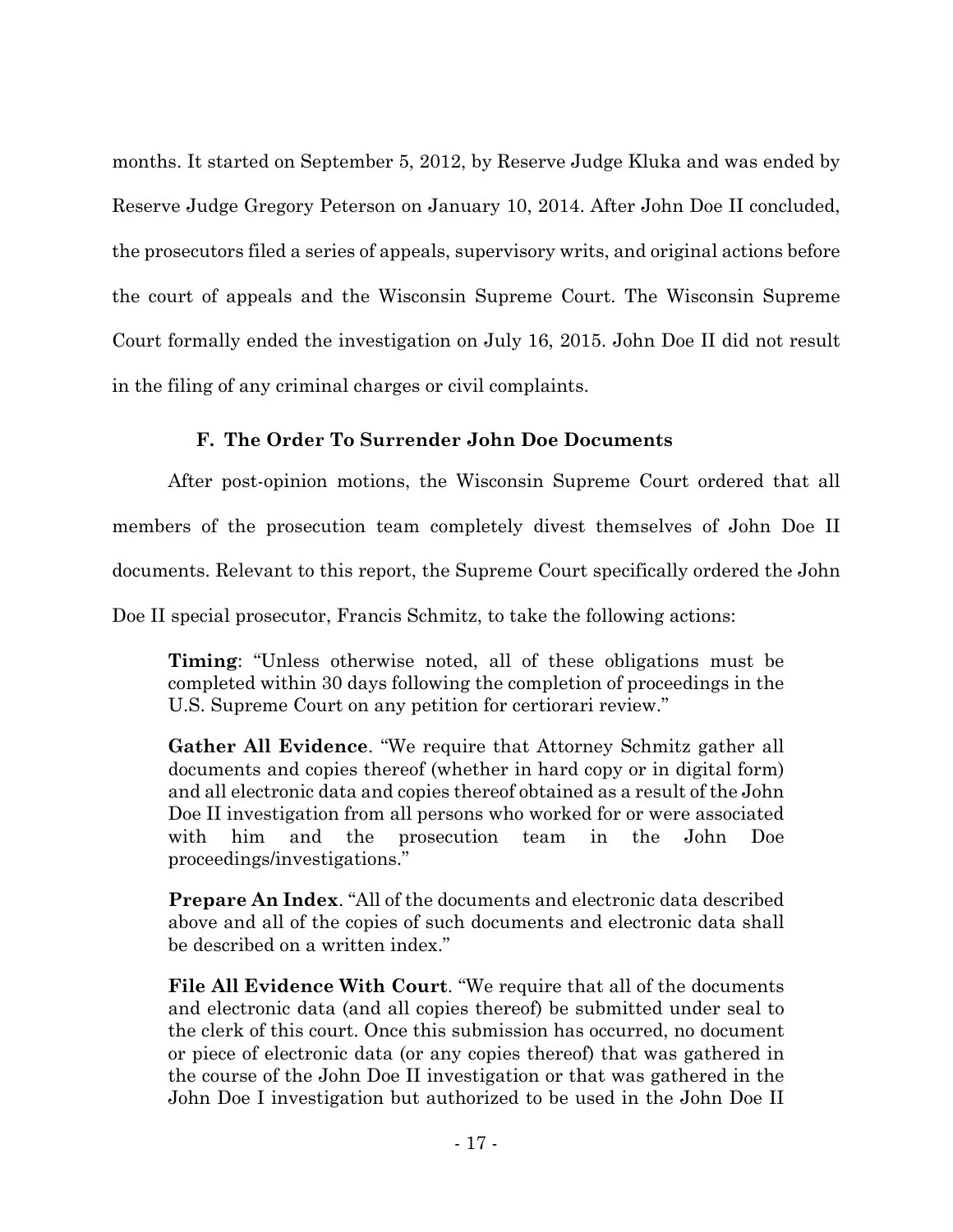months. It started on September 5, 2012, by Reserve Judge Kluka and was ended by Reserve Judge Gregory Peterson on January 10, 2014. After John Doe II concluded, the prosecutors filed a series of appeals, supervisory writs, and original actions before the court of appeals and the Wisconsin Supreme Court. The Wisconsin Supreme Court formally ended the investigation on July 16, 2015. John Doe II did not result in the filing of any criminal charges or civil complaints.

### F. The Order To Surrender John Doe Documents

After post-opinion motions, the Wisconsin Supreme Court ordered that all members of the prosecution team completely divest themselves of John Doe II documents. Relevant to this report, the Supreme Court specifically ordered the John Doe II special prosecutor, Francis Schmitz, to take the following actions:

> **Timing**: "Unless otherwise noted, all of these obligations must be completed within 30 days following the completion of proceedings in the U.S. Supreme Court on any petition for certiorari review."
>
> **Gather All Evidence**. "We require that Attorney Schmitz gather all documents and copies thereof (whether in hard copy or in digital form) and all electronic data and copies thereof obtained as a result of the John Doe II investigation from all persons who worked for or were associated with him and the prosecution team in the John Doe proceedings/investigations."
>
> **Prepare An Index**. "All of the documents and electronic data described above and all of the copies of such documents and electronic data shall be described on a written index."
>
> **File All Evidence With Court**. "We require that all of the documents and electronic data (and all copies thereof) be submitted under seal to the clerk of this court. Once this submission has occurred, no document or piece of electronic data (or any copies thereof) that was gathered in the course of the John Doe II investigation or that was gathered in the John Doe I investigation but authorized to be used in the John Doe II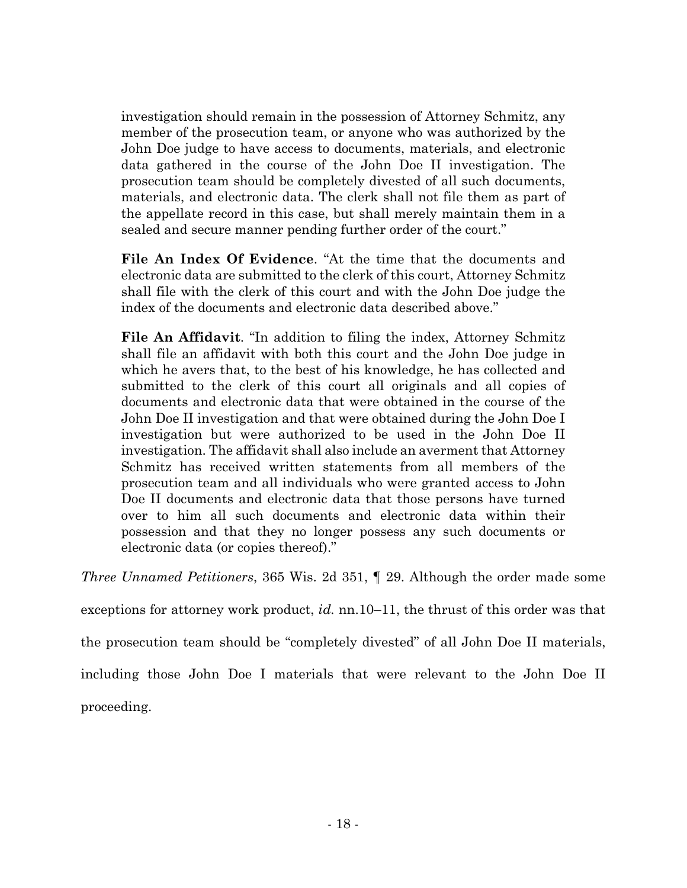investigation should remain in the possession of Attorney Schmitz, any member of the prosecution team, or anyone who was authorized by the John Doe judge to have access to documents, materials, and electronic data gathered in the course of the John Doe II investigation. The prosecution team should be completely divested of all such documents, materials, and electronic data. The clerk shall not file them as part of the appellate record in this case, but shall merely maintain them in a sealed and secure manner pending further order of the court."

> **File An Index Of Evidence**. "At the time that the documents and electronic data are submitted to the clerk of this court, Attorney Schmitz shall file with the clerk of this court and with the John Doe judge the index of the documents and electronic data described above."
>
> **File An Affidavit**. "In addition to filing the index, Attorney Schmitz shall file an affidavit with both this court and the John Doe judge in which he avers that, to the best of his knowledge, he has collected and submitted to the clerk of this court all originals and all copies of documents and electronic data that were obtained in the course of the John Doe II investigation and that were obtained during the John Doe I investigation but were authorized to be used in the John Doe II investigation. The affidavit shall also include an averment that Attorney Schmitz has received written statements from all members of the prosecution team and all individuals who were granted access to John Doe II documents and electronic data that those persons have turned over to him all such documents and electronic data within their possession and that they no longer possess any such documents or electronic data (or copies thereof)."

*Three Unnamed Petitioners*, 365 Wis. 2d 351, ¶ 29. Although the order made some exceptions for attorney work product, *id.* nn.10–11, the thrust of this order was that the prosecution team should be "completely divested" of all John Doe II materials, including those John Doe I materials that were relevant to the John Doe II proceeding.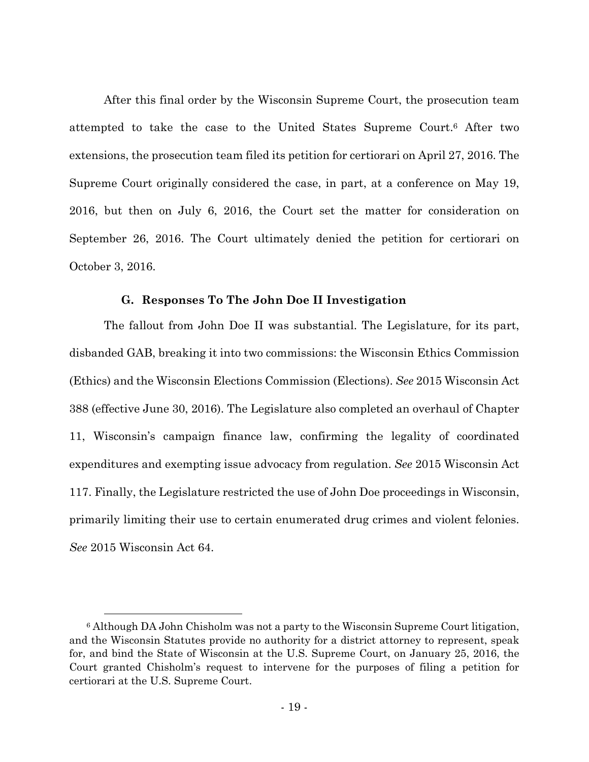After this final order by the Wisconsin Supreme Court, the prosecution team attempted to take the case to the United States Supreme Court.[6] After two extensions, the prosecution team filed its petition for certiorari on April 27, 2016. The Supreme Court originally considered the case, in part, at a conference on May 19, 2016, but then on July 6, 2016, the Court set the matter for consideration on September 26, 2016. The Court ultimately denied the petition for certiorari on October 3, 2016.

### G. Responses To The John Doe II Investigation

The fallout from John Doe II was substantial. The Legislature, for its part, disbanded GAB, breaking it into two commissions: the Wisconsin Ethics Commission (Ethics) and the Wisconsin Elections Commission (Elections). *See* 2015 Wisconsin Act 388 (effective June 30, 2016). The Legislature also completed an overhaul of Chapter 11, Wisconsin's campaign finance law, confirming the legality of coordinated expenditures and exempting issue advocacy from regulation. *See* 2015 Wisconsin Act 117. Finally, the Legislature restricted the use of John Doe proceedings in Wisconsin, primarily limiting their use to certain enumerated drug crimes and violent felonies. *See* 2015 Wisconsin Act 64.

---

[6] Although DA John Chisholm was not a party to the Wisconsin Supreme Court litigation, and the Wisconsin Statutes provide no authority for a district attorney to represent, speak for, and bind the State of Wisconsin at the U.S. Supreme Court, on January 25, 2016, the Court granted Chisholm's request to intervene for the purposes of filing a petition for certiorari at the U.S. Supreme Court.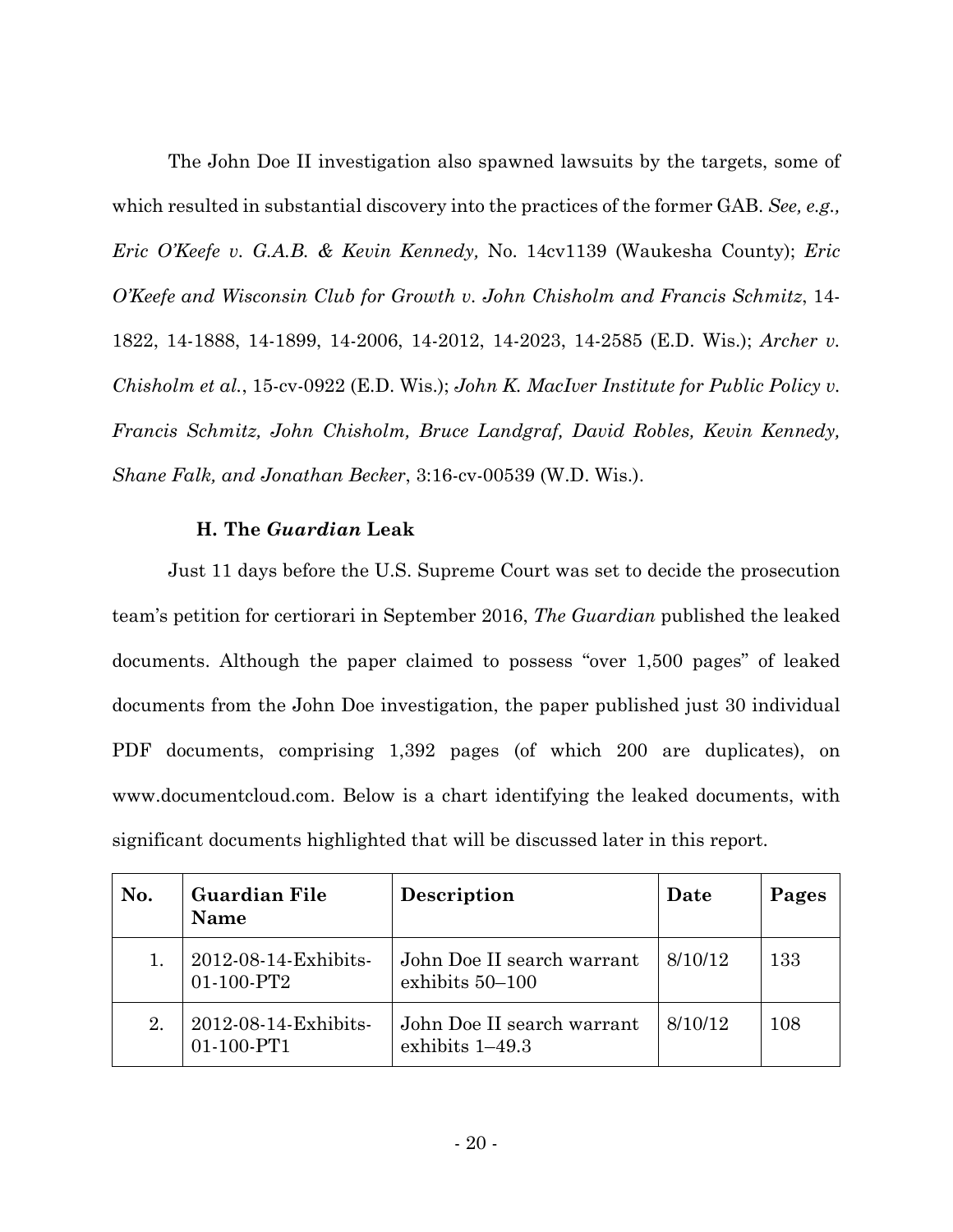The John Doe II investigation also spawned lawsuits by the targets, some of which resulted in substantial discovery into the practices of the former GAB. *See, e.g., Eric O'Keefe v. G.A.B. & Kevin Kennedy,* No. 14cv1139 (Waukesha County); *Eric O'Keefe and Wisconsin Club for Growth v. John Chisholm and Francis Schmitz*, 14-1822, 14-1888, 14-1899, 14-2006, 14-2012, 14-2023, 14-2585 (E.D. Wis.); *Archer v. Chisholm et al.*, 15-cv-0922 (E.D. Wis.); *John K. MacIver Institute for Public Policy v. Francis Schmitz, John Chisholm, Bruce Landgraf, David Robles, Kevin Kennedy, Shane Falk, and Jonathan Becker*, 3:16-cv-00539 (W.D. Wis.).

### H. The *Guardian* Leak

Just 11 days before the U.S. Supreme Court was set to decide the prosecution team's petition for certiorari in September 2016, *The Guardian* published the leaked documents. Although the paper claimed to possess "over 1,500 pages" of leaked documents from the John Doe investigation, the paper published just 30 individual PDF documents, comprising 1,392 pages (of which 200 are duplicates), on www.documentcloud.com. Below is a chart identifying the leaked documents, with significant documents highlighted that will be discussed later in this report.

| No. | Guardian File Name | Description | Date | Pages |
|---|---|---|---|---|
| 1. | 2012-08-14-Exhibits-01-100-PT2 | John Doe II search warrant exhibits 50–100 | 8/10/12 | 133 |
| 2. | 2012-08-14-Exhibits-01-100-PT1 | John Doe II search warrant exhibits 1–49.3 | 8/10/12 | 108 |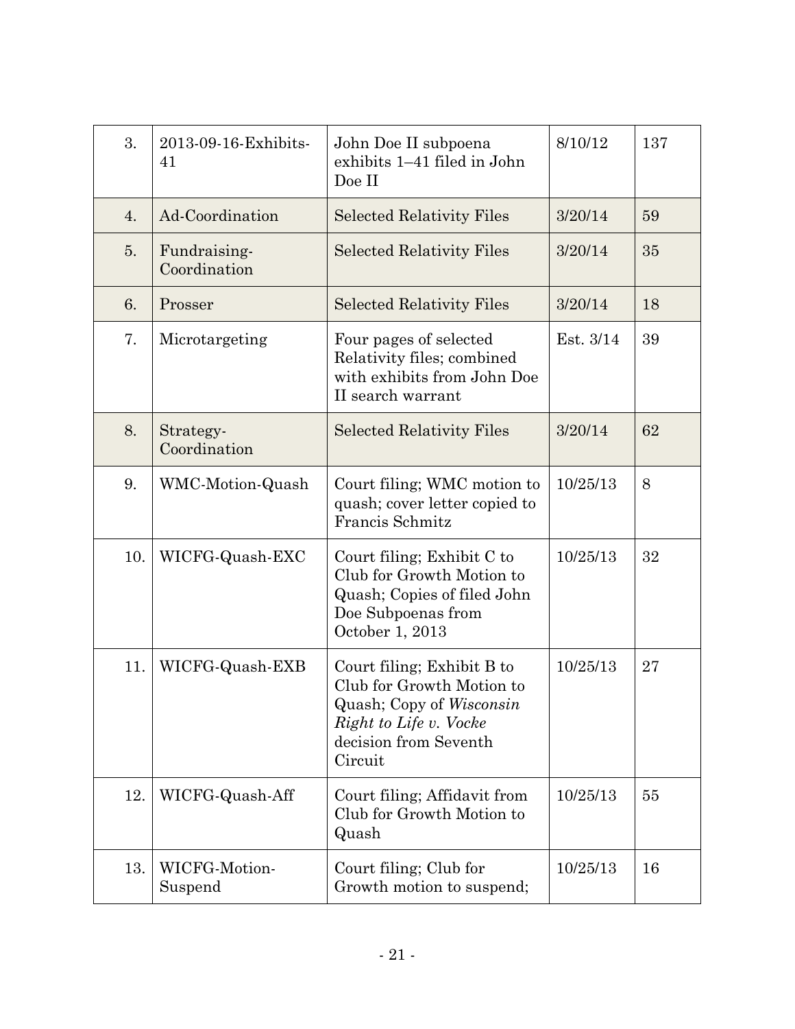| 3. | 2013-09-16-Exhibits-41 | John Doe II subpoena exhibits 1–41 filed in John Doe II | 8/10/12 | 137 |
|---|---|---|---|---|
| 4. | Ad-Coordination | Selected Relativity Files | 3/20/14 | 59 |
| 5. | Fundraising-Coordination | Selected Relativity Files | 3/20/14 | 35 |
| 6. | Prosser | Selected Relativity Files | 3/20/14 | 18 |
| 7. | Microtargeting | Four pages of selected Relativity files; combined with exhibits from John Doe II search warrant | Est. 3/14 | 39 |
| 8. | Strategy-Coordination | Selected Relativity Files | 3/20/14 | 62 |
| 9. | WMC-Motion-Quash | Court filing; WMC motion to quash; cover letter copied to Francis Schmitz | 10/25/13 | 8 |
| 10. | WICFG-Quash-EXC | Court filing; Exhibit C to Club for Growth Motion to Quash; Copies of filed John Doe Subpoenas from October 1, 2013 | 10/25/13 | 32 |
| 11. | WICFG-Quash-EXB | Court filing; Exhibit B to Club for Growth Motion to Quash; Copy of *Wisconsin Right to Life v. Vocke* decision from Seventh Circuit | 10/25/13 | 27 |
| 12. | WICFG-Quash-Aff | Court filing; Affidavit from Club for Growth Motion to Quash | 10/25/13 | 55 |
| 13. | WICFG-Motion-Suspend | Court filing; Club for Growth motion to suspend; | 10/25/13 | 16 |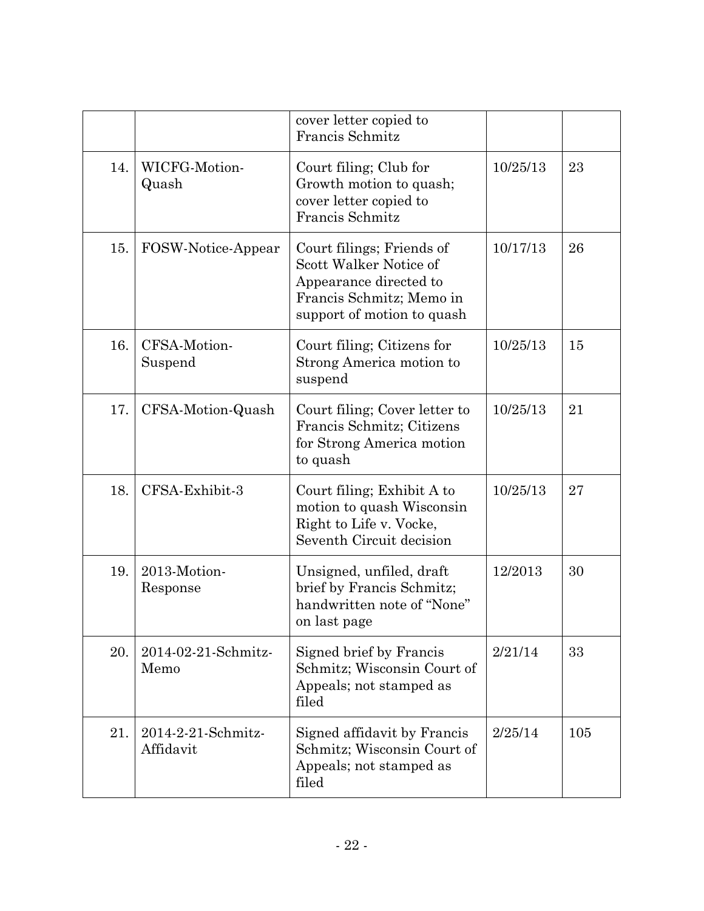| | | | | |
|---|---|---|---|---|
| | | cover letter copied to Francis Schmitz | | |
| 14. | WICFG-Motion-Quash | Court filing; Club for Growth motion to quash; cover letter copied to Francis Schmitz | 10/25/13 | 23 |
| 15. | FOSW-Notice-Appear | Court filings; Friends of Scott Walker Notice of Appearance directed to Francis Schmitz; Memo in support of motion to quash | 10/17/13 | 26 |
| 16. | CFSA-Motion-Suspend | Court filing; Citizens for Strong America motion to suspend | 10/25/13 | 15 |
| 17. | CFSA-Motion-Quash | Court filing; Cover letter to Francis Schmitz; Citizens for Strong America motion to quash | 10/25/13 | 21 |
| 18. | CFSA-Exhibit-3 | Court filing; Exhibit A to motion to quash Wisconsin Right to Life v. Vocke, Seventh Circuit decision | 10/25/13 | 27 |
| 19. | 2013-Motion-Response | Unsigned, unfiled, draft brief by Francis Schmitz; handwritten note of "None" on last page | 12/2013 | 30 |
| 20. | 2014-02-21-Schmitz-Memo | Signed brief by Francis Schmitz; Wisconsin Court of Appeals; not stamped as filed | 2/21/14 | 33 |
| 21. | 2014-2-21-Schmitz-Affidavit | Signed affidavit by Francis Schmitz; Wisconsin Court of Appeals; not stamped as filed | 2/25/14 | 105 |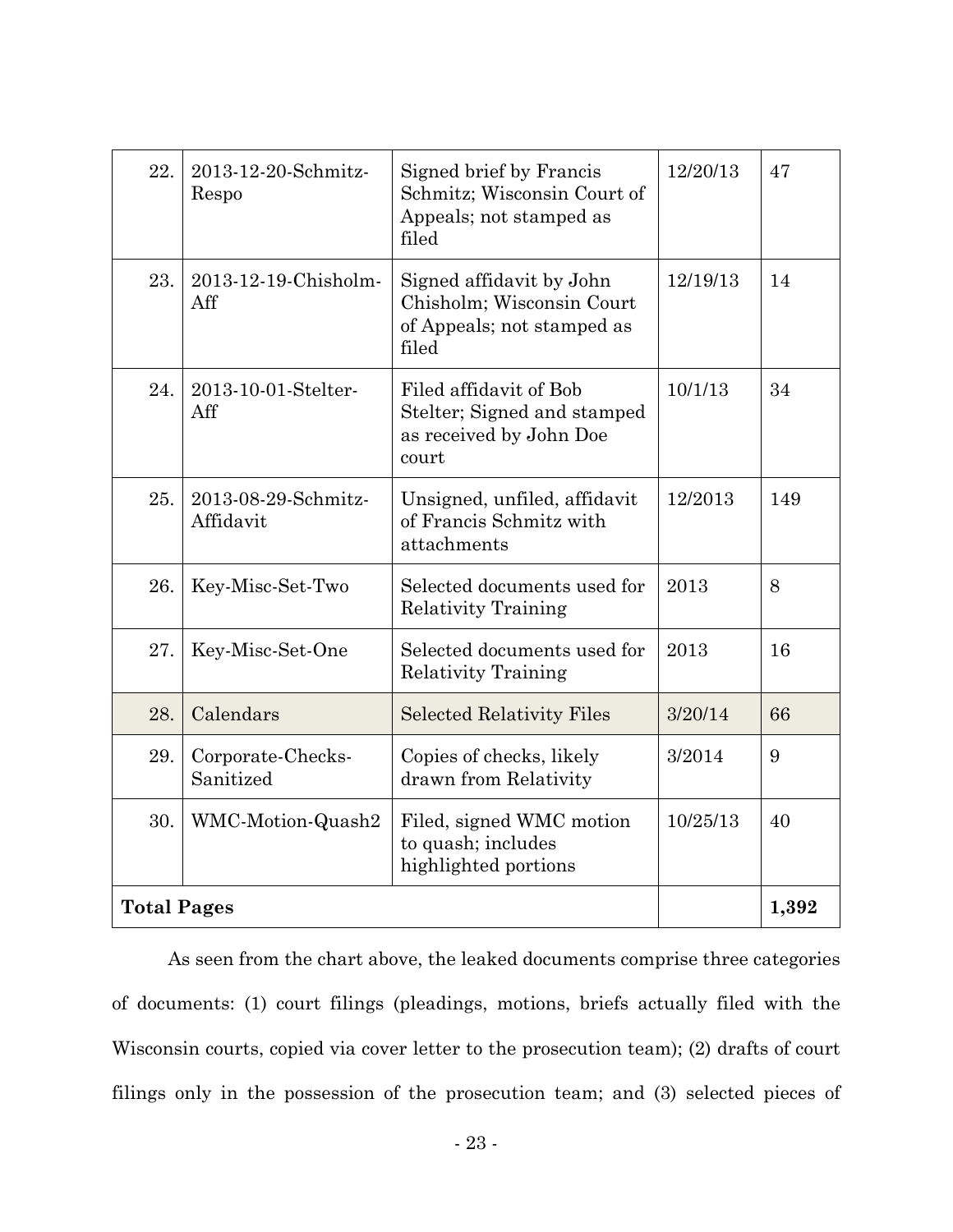| | | | | |
|---|---|---|---|---|
| 22. | 2013-12-20-Schmitz-Respo | Signed brief by Francis Schmitz; Wisconsin Court of Appeals; not stamped as filed | 12/20/13 | 47 |
| 23. | 2013-12-19-Chisholm-Aff | Signed affidavit by John Chisholm; Wisconsin Court of Appeals; not stamped as filed | 12/19/13 | 14 |
| 24. | 2013-10-01-Stelter-Aff | Filed affidavit of Bob Stelter; Signed and stamped as received by John Doe court | 10/1/13 | 34 |
| 25. | 2013-08-29-Schmitz-Affidavit | Unsigned, unfiled, affidavit of Francis Schmitz with attachments | 12/2013 | 149 |
| 26. | Key-Misc-Set-Two | Selected documents used for Relativity Training | 2013 | 8 |
| 27. | Key-Misc-Set-One | Selected documents used for Relativity Training | 2013 | 16 |
| 28. | Calendars | Selected Relativity Files | 3/20/14 | 66 |
| 29. | Corporate-Checks-Sanitized | Copies of checks, likely drawn from Relativity | 3/2014 | 9 |
| 30. | WMC-Motion-Quash2 | Filed, signed WMC motion to quash; includes highlighted portions | 10/25/13 | 40 |
| **Total Pages** | | | | **1,392** |

As seen from the chart above, the leaked documents comprise three categories of documents: (1) court filings (pleadings, motions, briefs actually filed with the Wisconsin courts, copied via cover letter to the prosecution team); (2) drafts of court filings only in the possession of the prosecution team; and (3) selected pieces of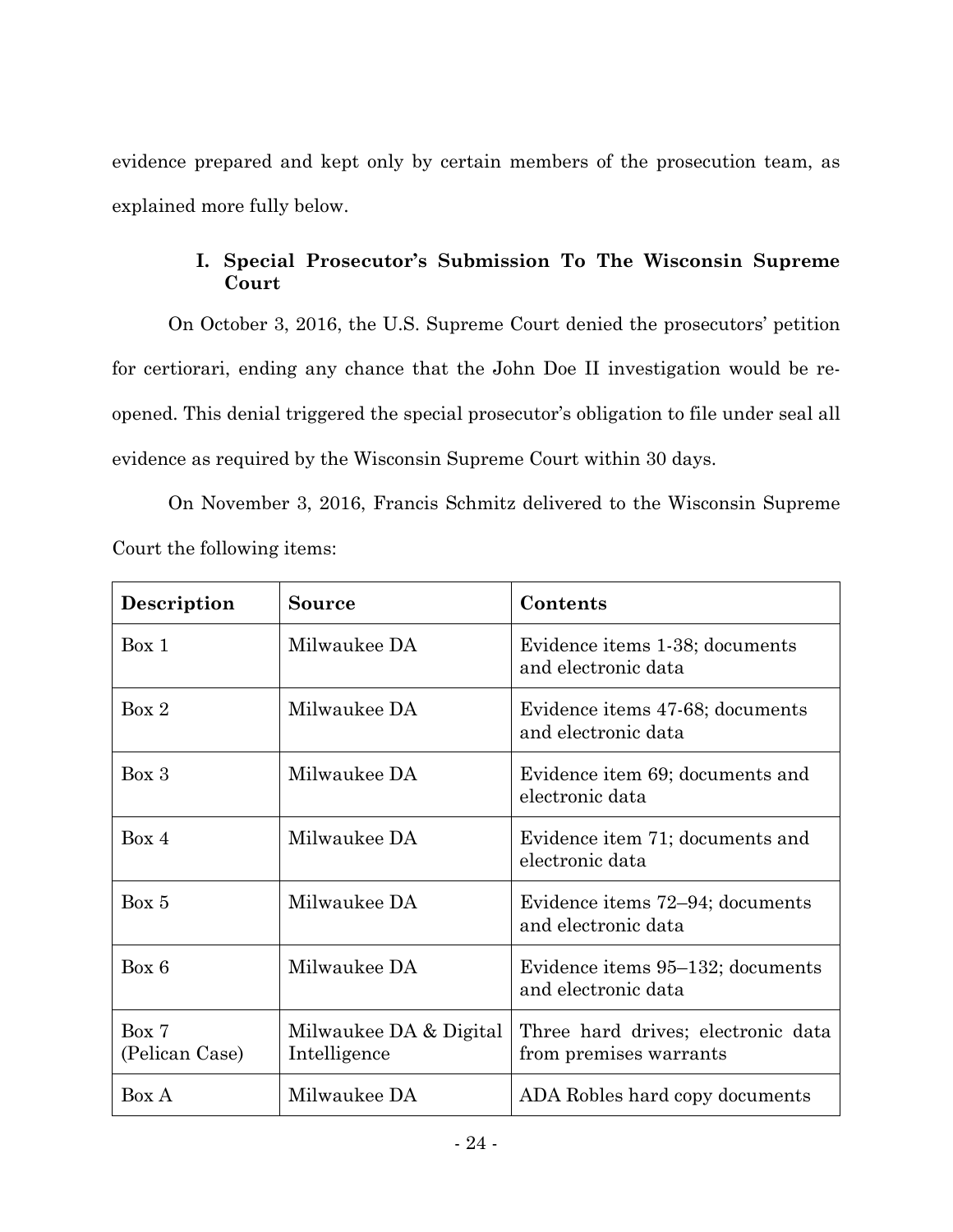evidence prepared and kept only by certain members of the prosecution team, as explained more fully below.

### I. Special Prosecutor's Submission To The Wisconsin Supreme Court

On October 3, 2016, the U.S. Supreme Court denied the prosecutors' petition for certiorari, ending any chance that the John Doe II investigation would be re-opened. This denial triggered the special prosecutor's obligation to file under seal all evidence as required by the Wisconsin Supreme Court within 30 days.

On November 3, 2016, Francis Schmitz delivered to the Wisconsin Supreme Court the following items:

| Description | Source | Contents |
|---|---|---|
| Box 1 | Milwaukee DA | Evidence items 1-38; documents and electronic data |
| Box 2 | Milwaukee DA | Evidence items 47-68; documents and electronic data |
| Box 3 | Milwaukee DA | Evidence item 69; documents and electronic data |
| Box 4 | Milwaukee DA | Evidence item 71; documents and electronic data |
| Box 5 | Milwaukee DA | Evidence items 72–94; documents and electronic data |
| Box 6 | Milwaukee DA | Evidence items 95–132; documents and electronic data |
| Box 7 (Pelican Case) | Milwaukee DA & Digital Intelligence | Three hard drives; electronic data from premises warrants |
| Box A | Milwaukee DA | ADA Robles hard copy documents |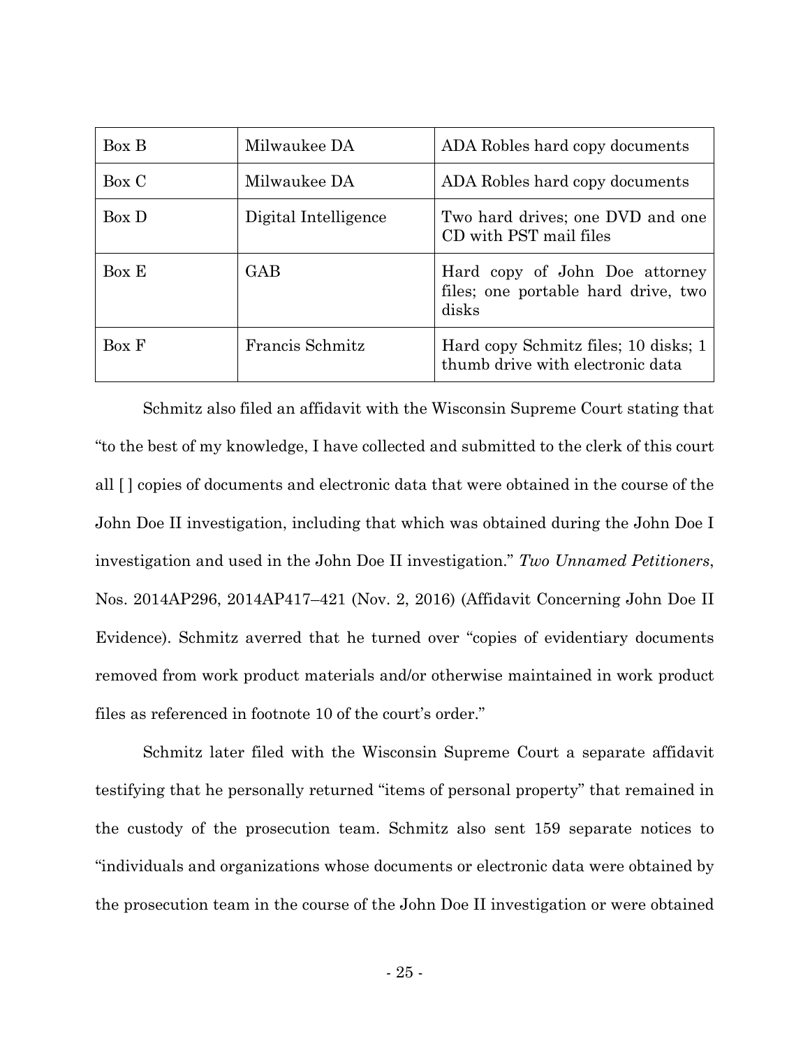| Box B | Milwaukee DA | ADA Robles hard copy documents |
|---|---|---|
| Box C | Milwaukee DA | ADA Robles hard copy documents |
| Box D | Digital Intelligence | Two hard drives; one DVD and one CD with PST mail files |
| Box E | GAB | Hard copy of John Doe attorney files; one portable hard drive, two disks |
| Box F | Francis Schmitz | Hard copy Schmitz files; 10 disks; 1 thumb drive with electronic data |

Schmitz also filed an affidavit with the Wisconsin Supreme Court stating that "to the best of my knowledge, I have collected and submitted to the clerk of this court all [ ] copies of documents and electronic data that were obtained in the course of the John Doe II investigation, including that which was obtained during the John Doe I investigation and used in the John Doe II investigation." *Two Unnamed Petitioners*, Nos. 2014AP296, 2014AP417–421 (Nov. 2, 2016) (Affidavit Concerning John Doe II Evidence). Schmitz averred that he turned over "copies of evidentiary documents removed from work product materials and/or otherwise maintained in work product files as referenced in footnote 10 of the court's order."

Schmitz later filed with the Wisconsin Supreme Court a separate affidavit testifying that he personally returned "items of personal property" that remained in the custody of the prosecution team. Schmitz also sent 159 separate notices to "individuals and organizations whose documents or electronic data were obtained by the prosecution team in the course of the John Doe II investigation or were obtained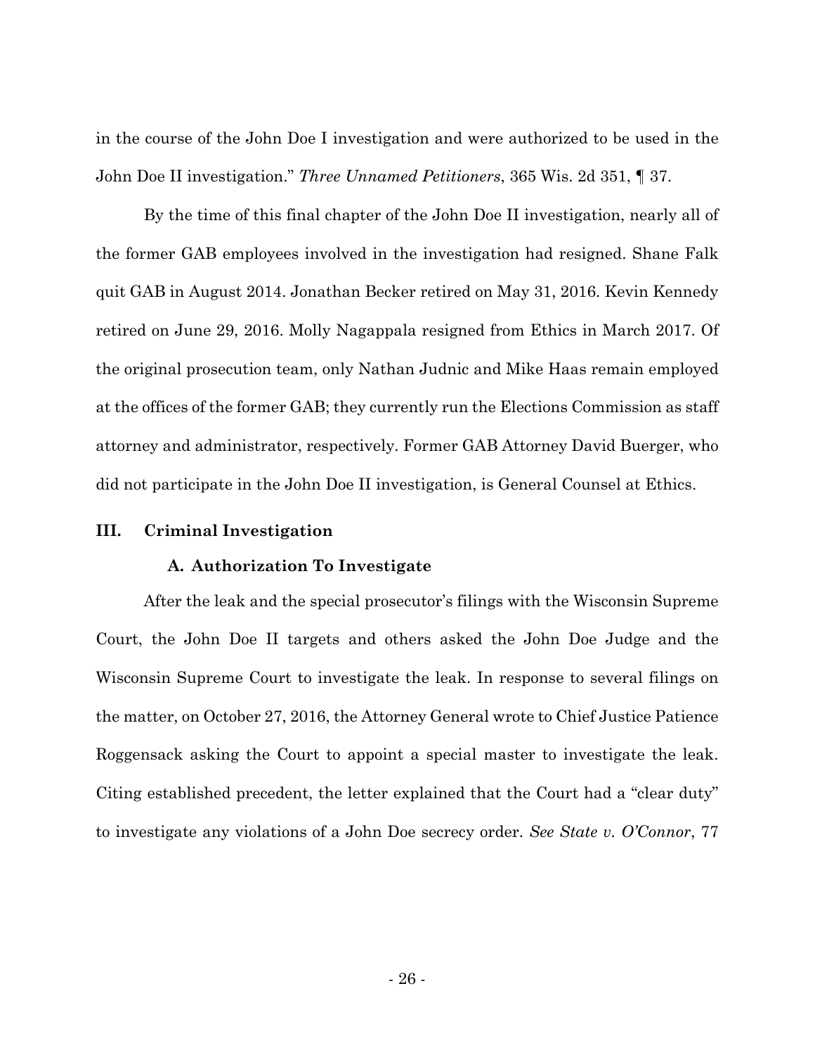in the course of the John Doe I investigation and were authorized to be used in the John Doe II investigation." *Three Unnamed Petitioners*, 365 Wis. 2d 351, ¶ 37.

By the time of this final chapter of the John Doe II investigation, nearly all of the former GAB employees involved in the investigation had resigned. Shane Falk quit GAB in August 2014. Jonathan Becker retired on May 31, 2016. Kevin Kennedy retired on June 29, 2016. Molly Nagappala resigned from Ethics in March 2017. Of the original prosecution team, only Nathan Judnic and Mike Haas remain employed at the offices of the former GAB; they currently run the Elections Commission as staff attorney and administrator, respectively. Former GAB Attorney David Buerger, who did not participate in the John Doe II investigation, is General Counsel at Ethics.

## III. Criminal Investigation

### A. Authorization To Investigate

After the leak and the special prosecutor's filings with the Wisconsin Supreme Court, the John Doe II targets and others asked the John Doe Judge and the Wisconsin Supreme Court to investigate the leak. In response to several filings on the matter, on October 27, 2016, the Attorney General wrote to Chief Justice Patience Roggensack asking the Court to appoint a special master to investigate the leak. Citing established precedent, the letter explained that the Court had a "clear duty" to investigate any violations of a John Doe secrecy order. *See State v. O'Connor*, 77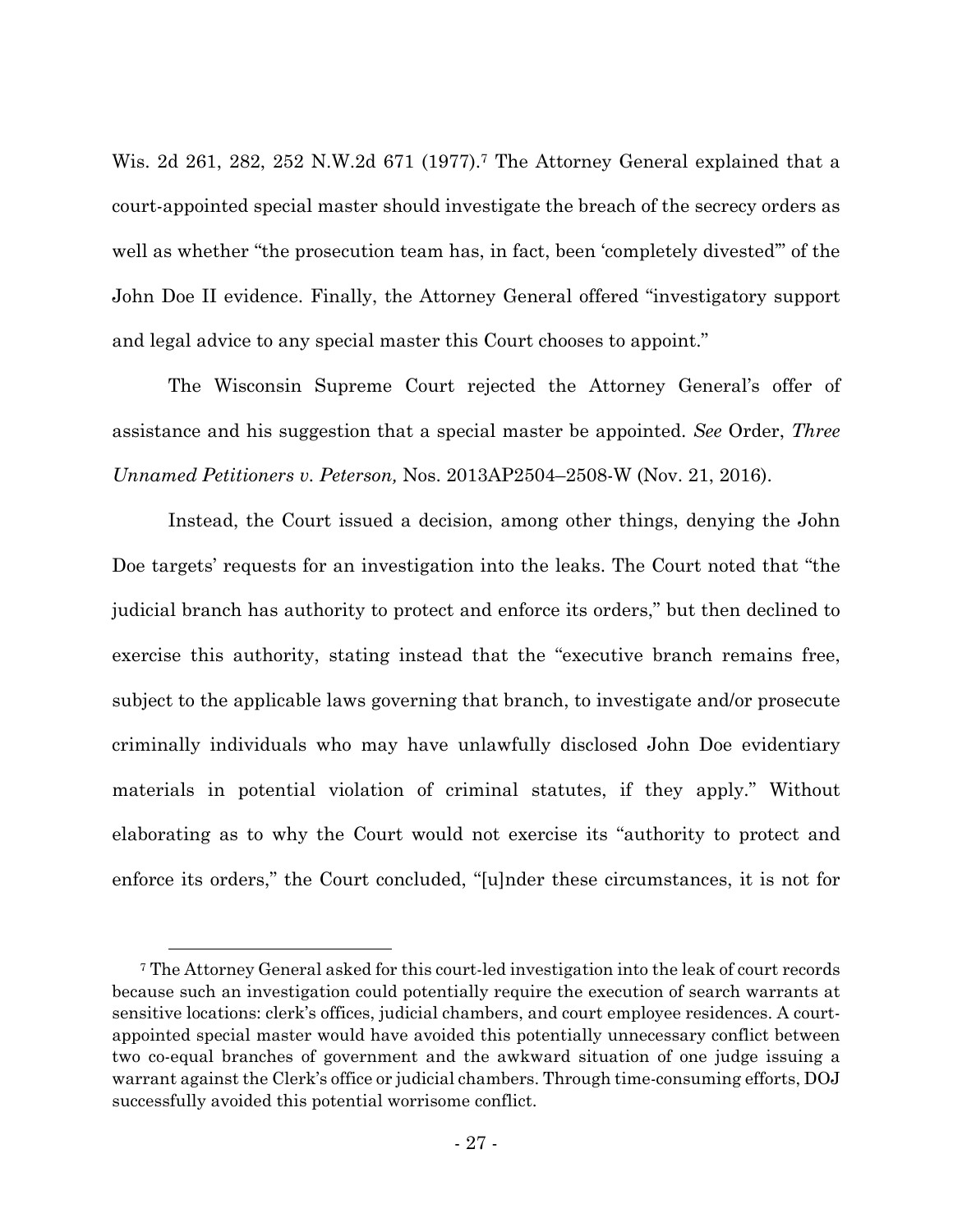Wis. 2d 261, 282, 252 N.W.2d 671 (1977).[7] The Attorney General explained that a court-appointed special master should investigate the breach of the secrecy orders as well as whether "the prosecution team has, in fact, been 'completely divested'" of the John Doe II evidence. Finally, the Attorney General offered "investigatory support and legal advice to any special master this Court chooses to appoint."

The Wisconsin Supreme Court rejected the Attorney General's offer of assistance and his suggestion that a special master be appointed. *See* Order, *Three Unnamed Petitioners v. Peterson,* Nos. 2013AP2504–2508-W (Nov. 21, 2016).

Instead, the Court issued a decision, among other things, denying the John Doe targets' requests for an investigation into the leaks. The Court noted that "the judicial branch has authority to protect and enforce its orders," but then declined to exercise this authority, stating instead that the "executive branch remains free, subject to the applicable laws governing that branch, to investigate and/or prosecute criminally individuals who may have unlawfully disclosed John Doe evidentiary materials in potential violation of criminal statutes, if they apply." Without elaborating as to why the Court would not exercise its "authority to protect and enforce its orders," the Court concluded, "[u]nder these circumstances, it is not for

---

[7] The Attorney General asked for this court-led investigation into the leak of court records because such an investigation could potentially require the execution of search warrants at sensitive locations: clerk's offices, judicial chambers, and court employee residences. A court-appointed special master would have avoided this potentially unnecessary conflict between two co-equal branches of government and the awkward situation of one judge issuing a warrant against the Clerk's office or judicial chambers. Through time-consuming efforts, DOJ successfully avoided this potential worrisome conflict.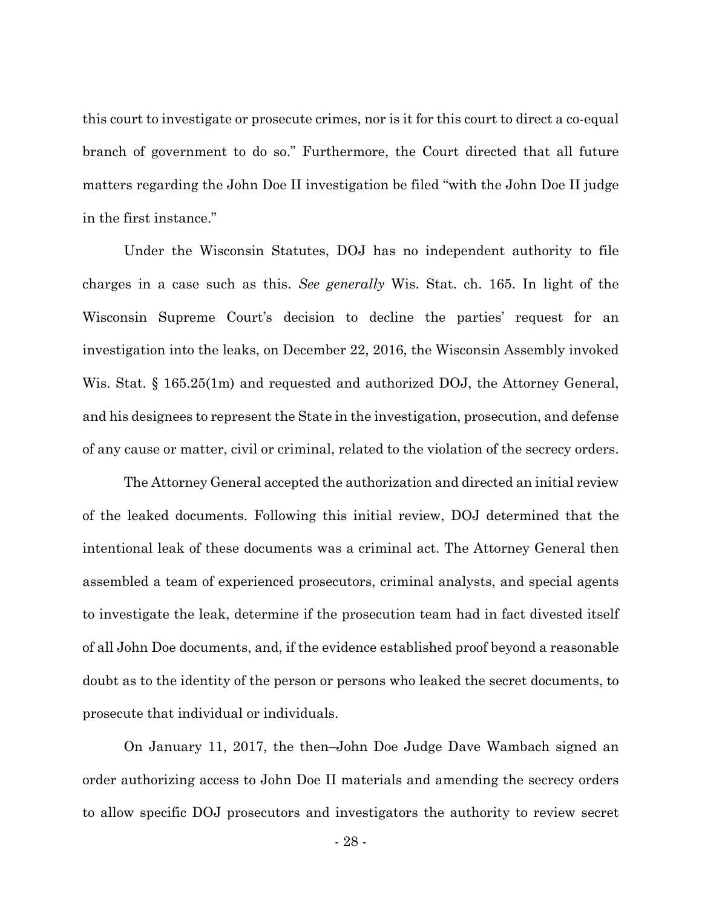this court to investigate or prosecute crimes, nor is it for this court to direct a co-equal branch of government to do so." Furthermore, the Court directed that all future matters regarding the John Doe II investigation be filed "with the John Doe II judge in the first instance."

Under the Wisconsin Statutes, DOJ has no independent authority to file charges in a case such as this. *See generally* Wis. Stat. ch. 165. In light of the Wisconsin Supreme Court's decision to decline the parties' request for an investigation into the leaks, on December 22, 2016, the Wisconsin Assembly invoked Wis. Stat. § 165.25(1m) and requested and authorized DOJ, the Attorney General, and his designees to represent the State in the investigation, prosecution, and defense of any cause or matter, civil or criminal, related to the violation of the secrecy orders.

The Attorney General accepted the authorization and directed an initial review of the leaked documents. Following this initial review, DOJ determined that the intentional leak of these documents was a criminal act. The Attorney General then assembled a team of experienced prosecutors, criminal analysts, and special agents to investigate the leak, determine if the prosecution team had in fact divested itself of all John Doe documents, and, if the evidence established proof beyond a reasonable doubt as to the identity of the person or persons who leaked the secret documents, to prosecute that individual or individuals.

On January 11, 2017, the then–John Doe Judge Dave Wambach signed an order authorizing access to John Doe II materials and amending the secrecy orders to allow specific DOJ prosecutors and investigators the authority to review secret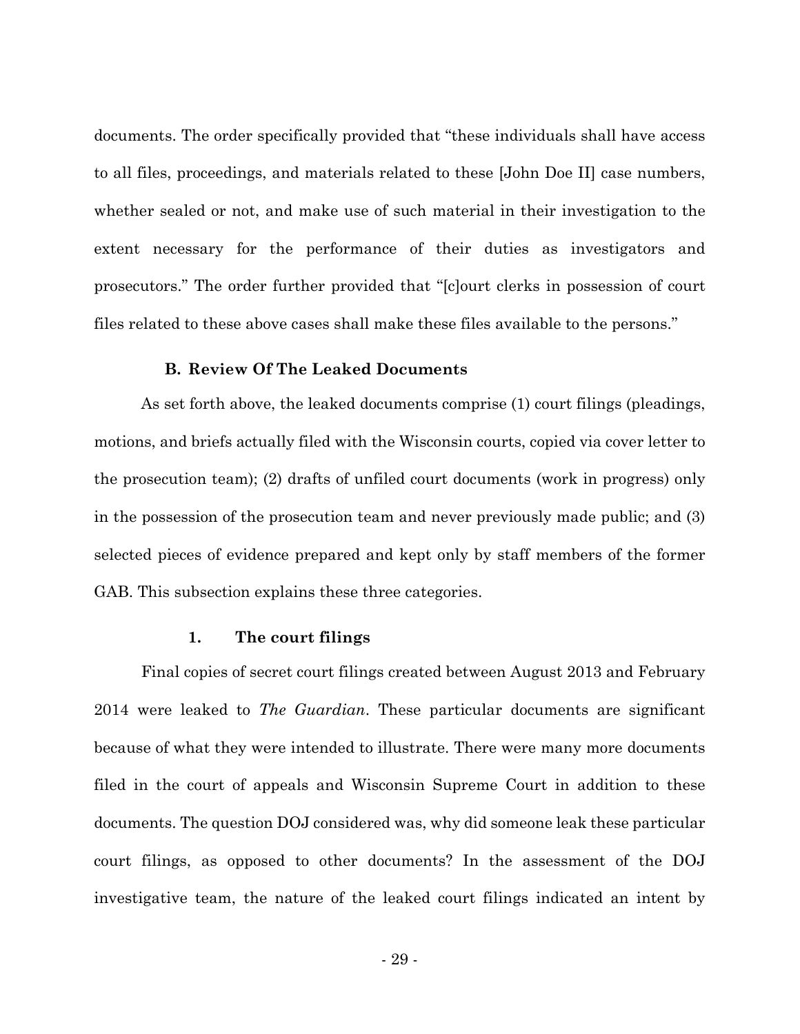documents. The order specifically provided that "these individuals shall have access to all files, proceedings, and materials related to these [John Doe II] case numbers, whether sealed or not, and make use of such material in their investigation to the extent necessary for the performance of their duties as investigators and prosecutors." The order further provided that "[c]ourt clerks in possession of court files related to these above cases shall make these files available to the persons."

### B. Review Of The Leaked Documents

As set forth above, the leaked documents comprise (1) court filings (pleadings, motions, and briefs actually filed with the Wisconsin courts, copied via cover letter to the prosecution team); (2) drafts of unfiled court documents (work in progress) only in the possession of the prosecution team and never previously made public; and (3) selected pieces of evidence prepared and kept only by staff members of the former GAB. This subsection explains these three categories.

#### 1. The court filings

Final copies of secret court filings created between August 2013 and February 2014 were leaked to *The Guardian*. These particular documents are significant because of what they were intended to illustrate. There were many more documents filed in the court of appeals and Wisconsin Supreme Court in addition to these documents. The question DOJ considered was, why did someone leak these particular court filings, as opposed to other documents? In the assessment of the DOJ investigative team, the nature of the leaked court filings indicated an intent by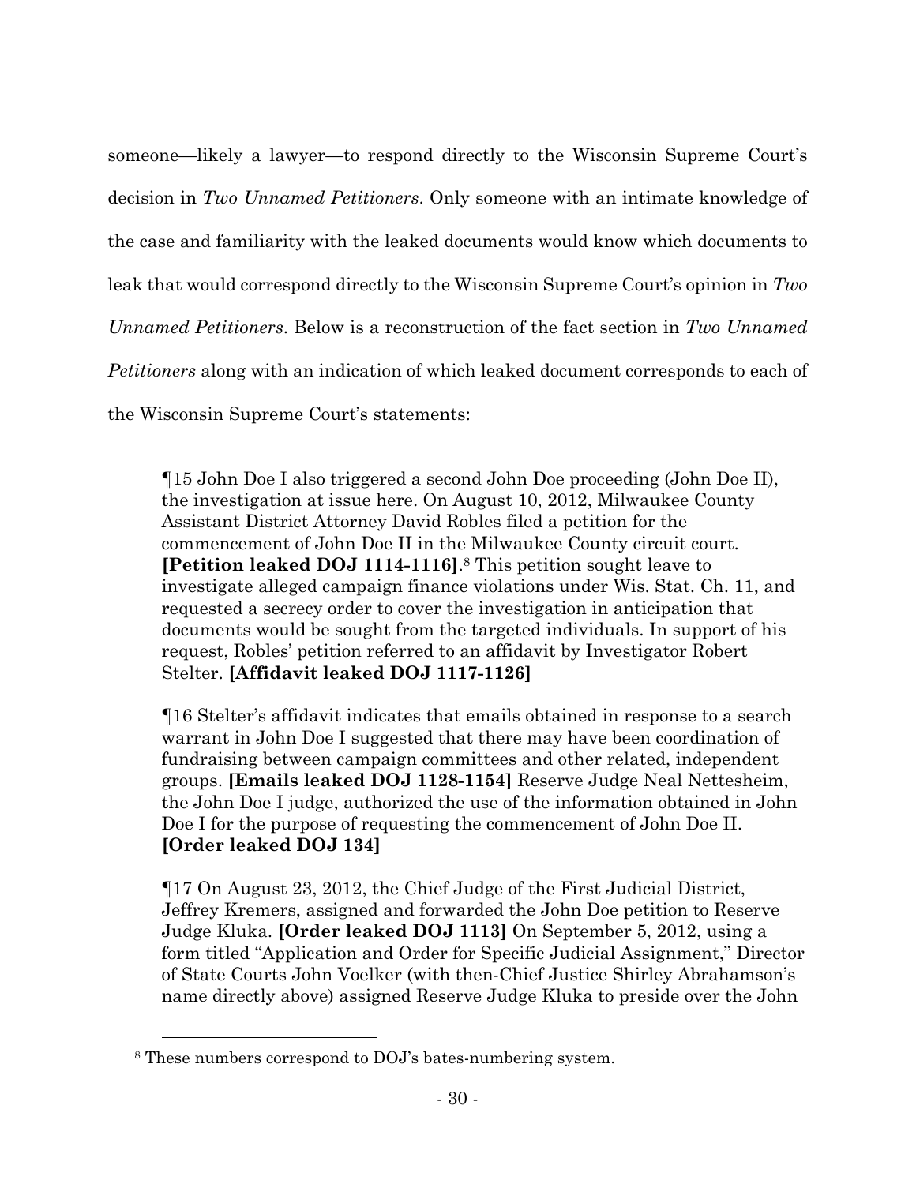someone—likely a lawyer—to respond directly to the Wisconsin Supreme Court's decision in *Two Unnamed Petitioners*. Only someone with an intimate knowledge of the case and familiarity with the leaked documents would know which documents to leak that would correspond directly to the Wisconsin Supreme Court's opinion in *Two Unnamed Petitioners*. Below is a reconstruction of the fact section in *Two Unnamed Petitioners* along with an indication of which leaked document corresponds to each of the Wisconsin Supreme Court's statements:

> ¶15 John Doe I also triggered a second John Doe proceeding (John Doe II), the investigation at issue here. On August 10, 2012, Milwaukee County Assistant District Attorney David Robles filed a petition for the commencement of John Doe II in the Milwaukee County circuit court. **[Petition leaked DOJ 1114-1116]**.[8] This petition sought leave to investigate alleged campaign finance violations under Wis. Stat. Ch. 11, and requested a secrecy order to cover the investigation in anticipation that documents would be sought from the targeted individuals. In support of his request, Robles' petition referred to an affidavit by Investigator Robert Stelter. **[Affidavit leaked DOJ 1117-1126]**
>
> ¶16 Stelter's affidavit indicates that emails obtained in response to a search warrant in John Doe I suggested that there may have been coordination of fundraising between campaign committees and other related, independent groups. **[Emails leaked DOJ 1128-1154]** Reserve Judge Neal Nettesheim, the John Doe I judge, authorized the use of the information obtained in John Doe I for the purpose of requesting the commencement of John Doe II. **[Order leaked DOJ 134]**
>
> ¶17 On August 23, 2012, the Chief Judge of the First Judicial District, Jeffrey Kremers, assigned and forwarded the John Doe petition to Reserve Judge Kluka. **[Order leaked DOJ 1113]** On September 5, 2012, using a form titled "Application and Order for Specific Judicial Assignment," Director of State Courts John Voelker (with then-Chief Justice Shirley Abrahamson's name directly above) assigned Reserve Judge Kluka to preside over the John

[8] These numbers correspond to DOJ's bates-numbering system.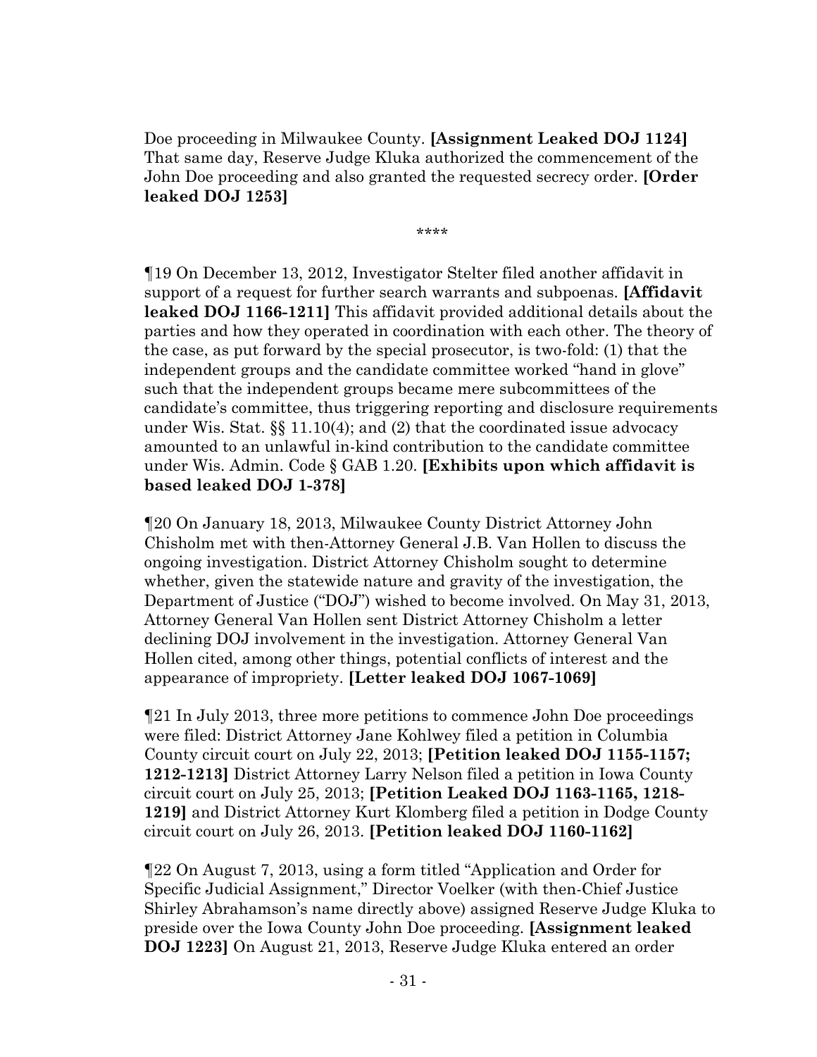Doe proceeding in Milwaukee County. **[Assignment Leaked DOJ 1124]** That same day, Reserve Judge Kluka authorized the commencement of the John Doe proceeding and also granted the requested secrecy order. **[Order leaked DOJ 1253]**

****

¶19 On December 13, 2012, Investigator Stelter filed another affidavit in support of a request for further search warrants and subpoenas. **[Affidavit leaked DOJ 1166-1211]** This affidavit provided additional details about the parties and how they operated in coordination with each other. The theory of the case, as put forward by the special prosecutor, is two-fold: (1) that the independent groups and the candidate committee worked "hand in glove" such that the independent groups became mere subcommittees of the candidate's committee, thus triggering reporting and disclosure requirements under Wis. Stat. §§ 11.10(4); and (2) that the coordinated issue advocacy amounted to an unlawful in-kind contribution to the candidate committee under Wis. Admin. Code § GAB 1.20. **[Exhibits upon which affidavit is based leaked DOJ 1-378]**

¶20 On January 18, 2013, Milwaukee County District Attorney John Chisholm met with then-Attorney General J.B. Van Hollen to discuss the ongoing investigation. District Attorney Chisholm sought to determine whether, given the statewide nature and gravity of the investigation, the Department of Justice ("DOJ") wished to become involved. On May 31, 2013, Attorney General Van Hollen sent District Attorney Chisholm a letter declining DOJ involvement in the investigation. Attorney General Van Hollen cited, among other things, potential conflicts of interest and the appearance of impropriety. **[Letter leaked DOJ 1067-1069]**

¶21 In July 2013, three more petitions to commence John Doe proceedings were filed: District Attorney Jane Kohlwey filed a petition in Columbia County circuit court on July 22, 2013; **[Petition leaked DOJ 1155-1157; 1212-1213]** District Attorney Larry Nelson filed a petition in Iowa County circuit court on July 25, 2013; **[Petition Leaked DOJ 1163-1165, 1218-1219]** and District Attorney Kurt Klomberg filed a petition in Dodge County circuit court on July 26, 2013. **[Petition leaked DOJ 1160-1162]**

¶22 On August 7, 2013, using a form titled "Application and Order for Specific Judicial Assignment," Director Voelker (with then-Chief Justice Shirley Abrahamson's name directly above) assigned Reserve Judge Kluka to preside over the Iowa County John Doe proceeding. **[Assignment leaked DOJ 1223]** On August 21, 2013, Reserve Judge Kluka entered an order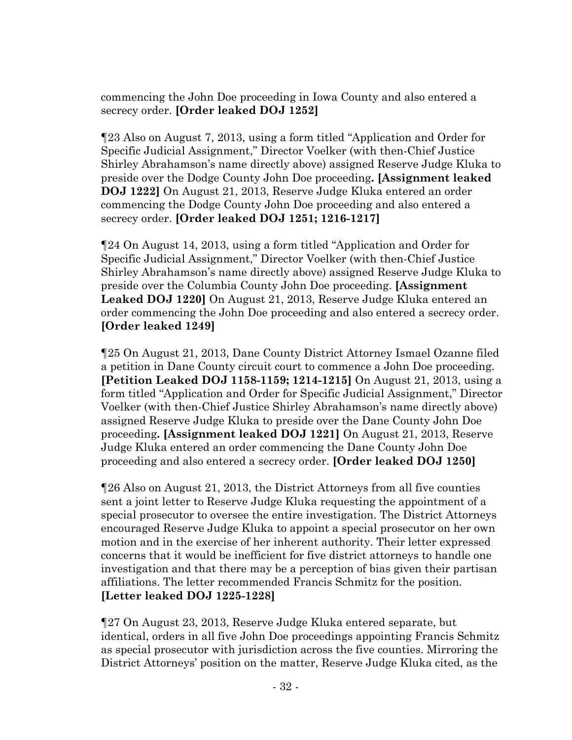commencing the John Doe proceeding in Iowa County and also entered a secrecy order. **[Order leaked DOJ 1252]**

¶23 Also on August 7, 2013, using a form titled "Application and Order for Specific Judicial Assignment," Director Voelker (with then-Chief Justice Shirley Abrahamson's name directly above) assigned Reserve Judge Kluka to preside over the Dodge County John Doe proceeding**. [Assignment leaked DOJ 1222]** On August 21, 2013, Reserve Judge Kluka entered an order commencing the Dodge County John Doe proceeding and also entered a secrecy order. **[Order leaked DOJ 1251; 1216-1217]**

¶24 On August 14, 2013, using a form titled "Application and Order for Specific Judicial Assignment," Director Voelker (with then-Chief Justice Shirley Abrahamson's name directly above) assigned Reserve Judge Kluka to preside over the Columbia County John Doe proceeding. **[Assignment Leaked DOJ 1220]** On August 21, 2013, Reserve Judge Kluka entered an order commencing the John Doe proceeding and also entered a secrecy order. **[Order leaked 1249]**

¶25 On August 21, 2013, Dane County District Attorney Ismael Ozanne filed a petition in Dane County circuit court to commence a John Doe proceeding. **[Petition Leaked DOJ 1158-1159; 1214-1215]** On August 21, 2013, using a form titled "Application and Order for Specific Judicial Assignment," Director Voelker (with then-Chief Justice Shirley Abrahamson's name directly above) assigned Reserve Judge Kluka to preside over the Dane County John Doe proceeding**. [Assignment leaked DOJ 1221]** On August 21, 2013, Reserve Judge Kluka entered an order commencing the Dane County John Doe proceeding and also entered a secrecy order. **[Order leaked DOJ 1250]**

¶26 Also on August 21, 2013, the District Attorneys from all five counties sent a joint letter to Reserve Judge Kluka requesting the appointment of a special prosecutor to oversee the entire investigation. The District Attorneys encouraged Reserve Judge Kluka to appoint a special prosecutor on her own motion and in the exercise of her inherent authority. Their letter expressed concerns that it would be inefficient for five district attorneys to handle one investigation and that there may be a perception of bias given their partisan affiliations. The letter recommended Francis Schmitz for the position. **[Letter leaked DOJ 1225-1228]**

¶27 On August 23, 2013, Reserve Judge Kluka entered separate, but identical, orders in all five John Doe proceedings appointing Francis Schmitz as special prosecutor with jurisdiction across the five counties. Mirroring the District Attorneys' position on the matter, Reserve Judge Kluka cited, as the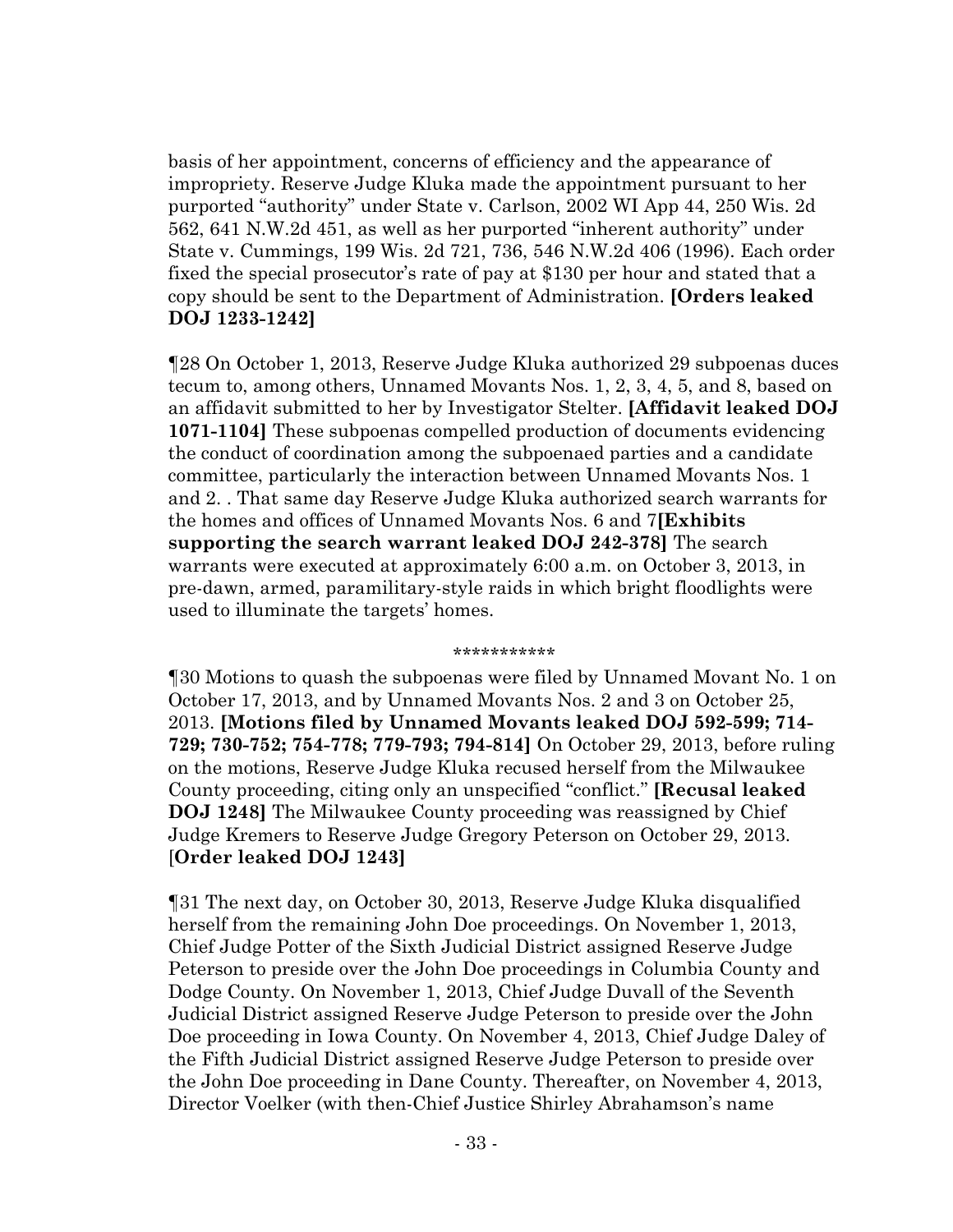basis of her appointment, concerns of efficiency and the appearance of impropriety. Reserve Judge Kluka made the appointment pursuant to her purported "authority" under State v. Carlson, 2002 WI App 44, 250 Wis. 2d 562, 641 N.W.2d 451, as well as her purported "inherent authority" under State v. Cummings, 199 Wis. 2d 721, 736, 546 N.W.2d 406 (1996). Each order fixed the special prosecutor's rate of pay at $130 per hour and stated that a copy should be sent to the Department of Administration. **[Orders leaked DOJ 1233-1242]**

¶28 On October 1, 2013, Reserve Judge Kluka authorized 29 subpoenas duces tecum to, among others, Unnamed Movants Nos. 1, 2, 3, 4, 5, and 8, based on an affidavit submitted to her by Investigator Stelter. **[Affidavit leaked DOJ 1071-1104]** These subpoenas compelled production of documents evidencing the conduct of coordination among the subpoenaed parties and a candidate committee, particularly the interaction between Unnamed Movants Nos. 1 and 2. . That same day Reserve Judge Kluka authorized search warrants for the homes and offices of Unnamed Movants Nos. 6 and 7**[Exhibits supporting the search warrant leaked DOJ 242-378]** The search warrants were executed at approximately 6:00 a.m. on October 3, 2013, in pre-dawn, armed, paramilitary-style raids in which bright floodlights were used to illuminate the targets' homes.

***********

¶30 Motions to quash the subpoenas were filed by Unnamed Movant No. 1 on October 17, 2013, and by Unnamed Movants Nos. 2 and 3 on October 25, 2013. **[Motions filed by Unnamed Movants leaked DOJ 592-599; 714-729; 730-752; 754-778; 779-793; 794-814]** On October 29, 2013, before ruling on the motions, Reserve Judge Kluka recused herself from the Milwaukee County proceeding, citing only an unspecified "conflict." **[Recusal leaked DOJ 1248]** The Milwaukee County proceeding was reassigned by Chief Judge Kremers to Reserve Judge Gregory Peterson on October 29, 2013. [**Order leaked DOJ 1243]**

¶31 The next day, on October 30, 2013, Reserve Judge Kluka disqualified herself from the remaining John Doe proceedings. On November 1, 2013, Chief Judge Potter of the Sixth Judicial District assigned Reserve Judge Peterson to preside over the John Doe proceedings in Columbia County and Dodge County. On November 1, 2013, Chief Judge Duvall of the Seventh Judicial District assigned Reserve Judge Peterson to preside over the John Doe proceeding in Iowa County. On November 4, 2013, Chief Judge Daley of the Fifth Judicial District assigned Reserve Judge Peterson to preside over the John Doe proceeding in Dane County. Thereafter, on November 4, 2013, Director Voelker (with then-Chief Justice Shirley Abrahamson's name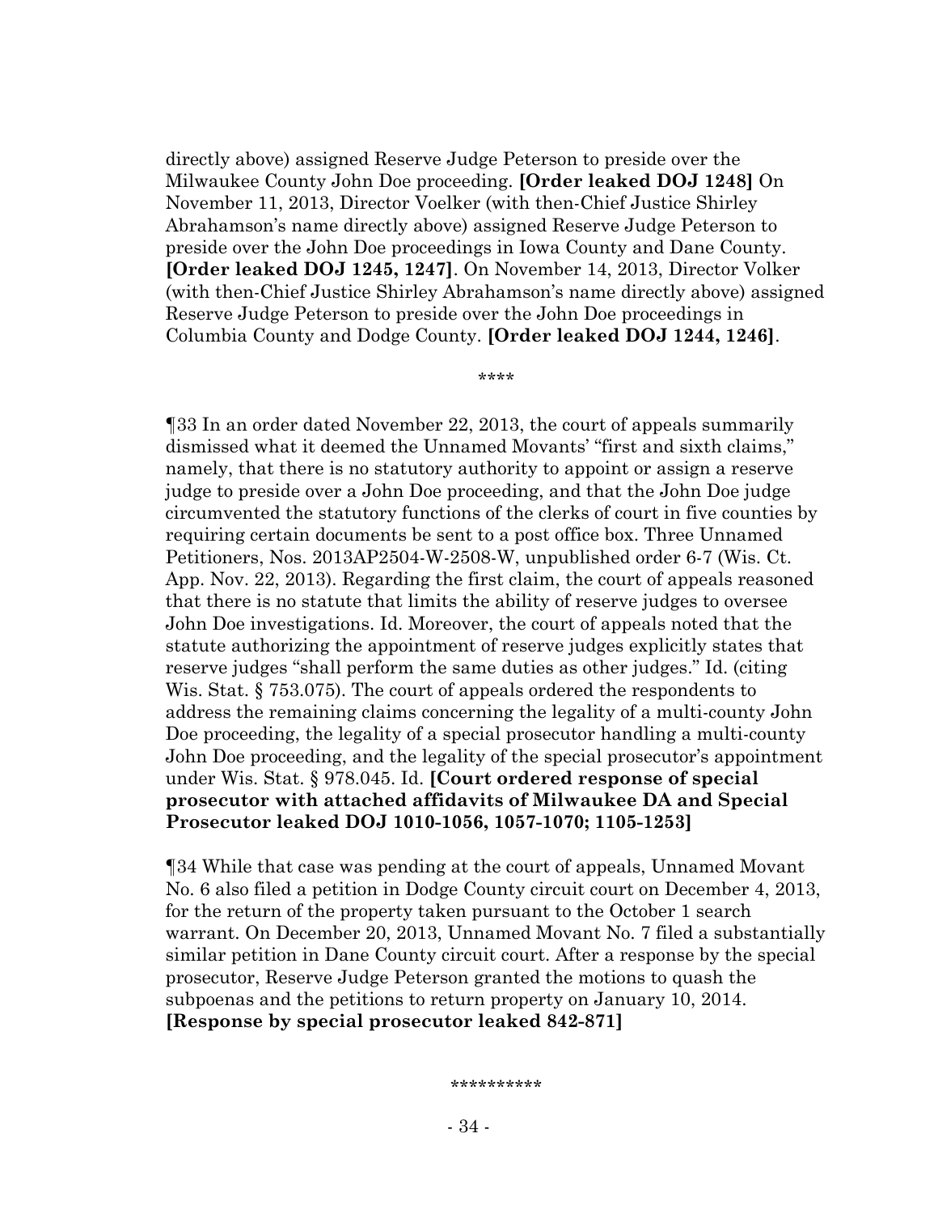directly above) assigned Reserve Judge Peterson to preside over the Milwaukee County John Doe proceeding. **[Order leaked DOJ 1248]** On November 11, 2013, Director Voelker (with then-Chief Justice Shirley Abrahamson's name directly above) assigned Reserve Judge Peterson to preside over the John Doe proceedings in Iowa County and Dane County. **[Order leaked DOJ 1245, 1247]**. On November 14, 2013, Director Volker (with then-Chief Justice Shirley Abrahamson's name directly above) assigned Reserve Judge Peterson to preside over the John Doe proceedings in Columbia County and Dodge County. **[Order leaked DOJ 1244, 1246]**.

\*\*\*\*

¶33 In an order dated November 22, 2013, the court of appeals summarily dismissed what it deemed the Unnamed Movants' "first and sixth claims," namely, that there is no statutory authority to appoint or assign a reserve judge to preside over a John Doe proceeding, and that the John Doe judge circumvented the statutory functions of the clerks of court in five counties by requiring certain documents be sent to a post office box. Three Unnamed Petitioners, Nos. 2013AP2504-W-2508-W, unpublished order 6-7 (Wis. Ct. App. Nov. 22, 2013). Regarding the first claim, the court of appeals reasoned that there is no statute that limits the ability of reserve judges to oversee John Doe investigations. Id. Moreover, the court of appeals noted that the statute authorizing the appointment of reserve judges explicitly states that reserve judges "shall perform the same duties as other judges." Id. (citing Wis. Stat. § 753.075). The court of appeals ordered the respondents to address the remaining claims concerning the legality of a multi-county John Doe proceeding, the legality of a special prosecutor handling a multi-county John Doe proceeding, and the legality of the special prosecutor's appointment under Wis. Stat. § 978.045. Id. **[Court ordered response of special prosecutor with attached affidavits of Milwaukee DA and Special Prosecutor leaked DOJ 1010-1056, 1057-1070; 1105-1253]**

¶34 While that case was pending at the court of appeals, Unnamed Movant No. 6 also filed a petition in Dodge County circuit court on December 4, 2013, for the return of the property taken pursuant to the October 1 search warrant. On December 20, 2013, Unnamed Movant No. 7 filed a substantially similar petition in Dane County circuit court. After a response by the special prosecutor, Reserve Judge Peterson granted the motions to quash the subpoenas and the petitions to return property on January 10, 2014. **[Response by special prosecutor leaked 842-871]**

\*\*\*\*\*\*\*\*\*\*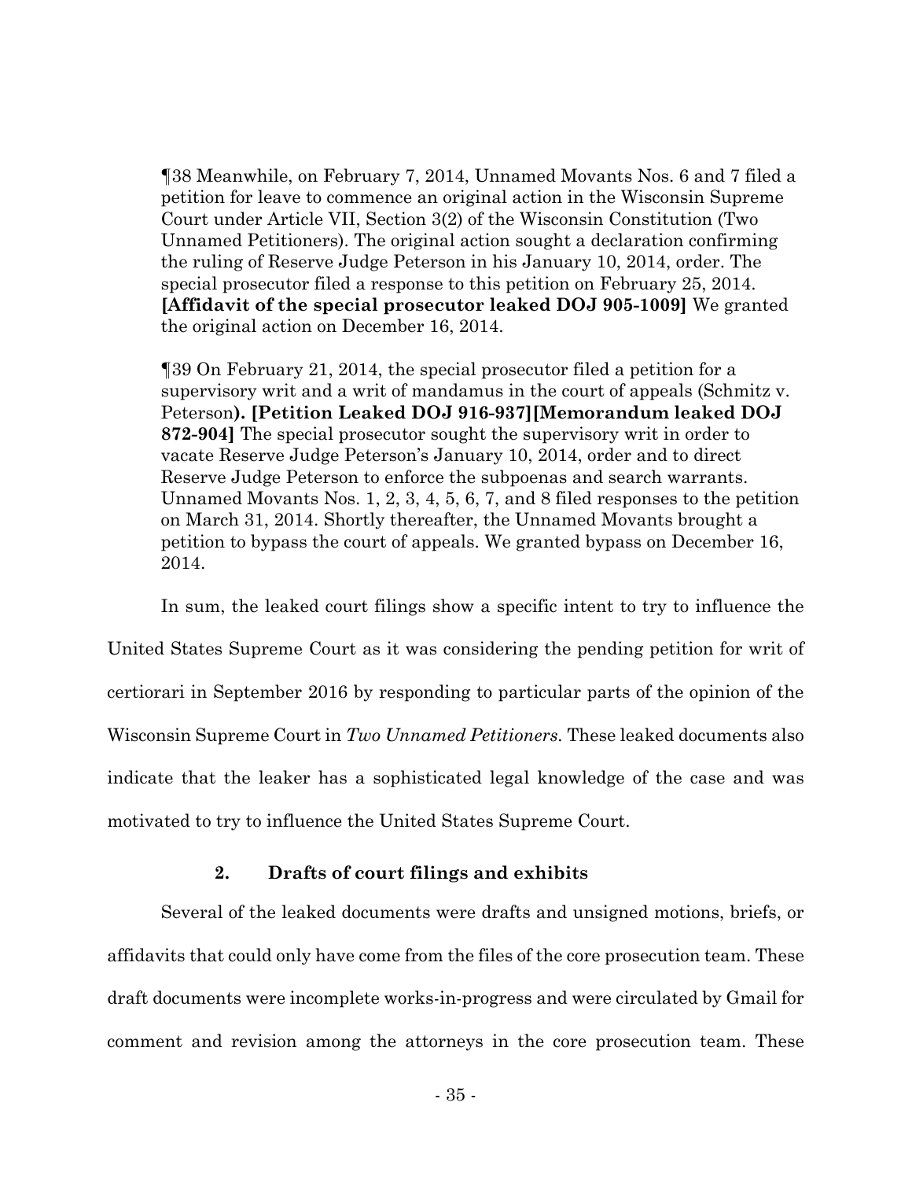¶38 Meanwhile, on February 7, 2014, Unnamed Movants Nos. 6 and 7 filed a petition for leave to commence an original action in the Wisconsin Supreme Court under Article VII, Section 3(2) of the Wisconsin Constitution (Two Unnamed Petitioners). The original action sought a declaration confirming the ruling of Reserve Judge Peterson in his January 10, 2014, order. The special prosecutor filed a response to this petition on February 25, 2014. **[Affidavit of the special prosecutor leaked DOJ 905-1009]** We granted the original action on December 16, 2014.

¶39 On February 21, 2014, the special prosecutor filed a petition for a supervisory writ and a writ of mandamus in the court of appeals (Schmitz v. Peterson**). [Petition Leaked DOJ 916-937][Memorandum leaked DOJ 872-904]** The special prosecutor sought the supervisory writ in order to vacate Reserve Judge Peterson's January 10, 2014, order and to direct Reserve Judge Peterson to enforce the subpoenas and search warrants. Unnamed Movants Nos. 1, 2, 3, 4, 5, 6, 7, and 8 filed responses to the petition on March 31, 2014. Shortly thereafter, the Unnamed Movants brought a petition to bypass the court of appeals. We granted bypass on December 16, 2014.

In sum, the leaked court filings show a specific intent to try to influence the United States Supreme Court as it was considering the pending petition for writ of certiorari in September 2016 by responding to particular parts of the opinion of the Wisconsin Supreme Court in *Two Unnamed Petitioners*. These leaked documents also indicate that the leaker has a sophisticated legal knowledge of the case and was motivated to try to influence the United States Supreme Court.

### 2. Drafts of court filings and exhibits

Several of the leaked documents were drafts and unsigned motions, briefs, or affidavits that could only have come from the files of the core prosecution team. These draft documents were incomplete works-in-progress and were circulated by Gmail for comment and revision among the attorneys in the core prosecution team. These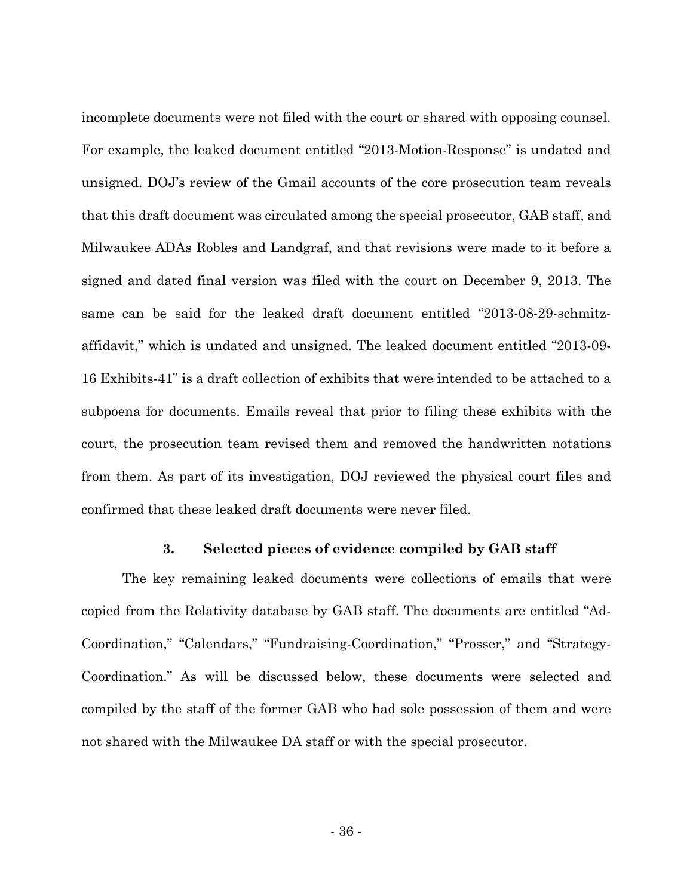incomplete documents were not filed with the court or shared with opposing counsel. For example, the leaked document entitled "2013-Motion-Response" is undated and unsigned. DOJ's review of the Gmail accounts of the core prosecution team reveals that this draft document was circulated among the special prosecutor, GAB staff, and Milwaukee ADAs Robles and Landgraf, and that revisions were made to it before a signed and dated final version was filed with the court on December 9, 2013. The same can be said for the leaked draft document entitled "2013-08-29-schmitz-affidavit," which is undated and unsigned. The leaked document entitled "2013-09-16 Exhibits-41" is a draft collection of exhibits that were intended to be attached to a subpoena for documents. Emails reveal that prior to filing these exhibits with the court, the prosecution team revised them and removed the handwritten notations from them. As part of its investigation, DOJ reviewed the physical court files and confirmed that these leaked draft documents were never filed.

### 3. Selected pieces of evidence compiled by GAB staff

The key remaining leaked documents were collections of emails that were copied from the Relativity database by GAB staff. The documents are entitled "Ad-Coordination," "Calendars," "Fundraising-Coordination," "Prosser," and "Strategy-Coordination." As will be discussed below, these documents were selected and compiled by the staff of the former GAB who had sole possession of them and were not shared with the Milwaukee DA staff or with the special prosecutor.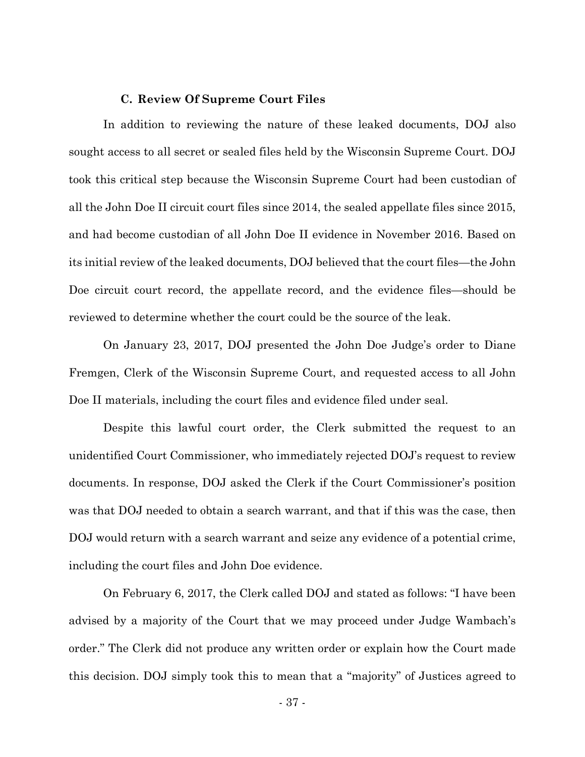### C. Review Of Supreme Court Files

In addition to reviewing the nature of these leaked documents, DOJ also sought access to all secret or sealed files held by the Wisconsin Supreme Court. DOJ took this critical step because the Wisconsin Supreme Court had been custodian of all the John Doe II circuit court files since 2014, the sealed appellate files since 2015, and had become custodian of all John Doe II evidence in November 2016. Based on its initial review of the leaked documents, DOJ believed that the court files—the John Doe circuit court record, the appellate record, and the evidence files—should be reviewed to determine whether the court could be the source of the leak.

On January 23, 2017, DOJ presented the John Doe Judge's order to Diane Fremgen, Clerk of the Wisconsin Supreme Court, and requested access to all John Doe II materials, including the court files and evidence filed under seal.

Despite this lawful court order, the Clerk submitted the request to an unidentified Court Commissioner, who immediately rejected DOJ's request to review documents. In response, DOJ asked the Clerk if the Court Commissioner's position was that DOJ needed to obtain a search warrant, and that if this was the case, then DOJ would return with a search warrant and seize any evidence of a potential crime, including the court files and John Doe evidence.

On February 6, 2017, the Clerk called DOJ and stated as follows: "I have been advised by a majority of the Court that we may proceed under Judge Wambach's order." The Clerk did not produce any written order or explain how the Court made this decision. DOJ simply took this to mean that a "majority" of Justices agreed to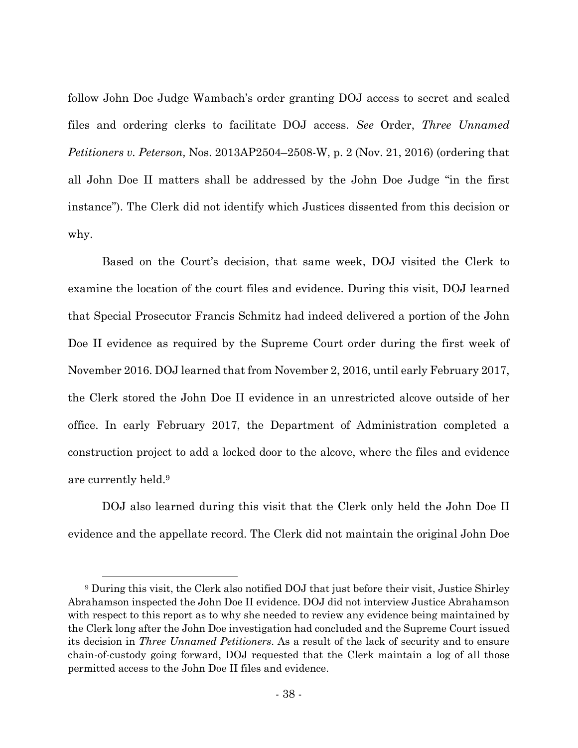follow John Doe Judge Wambach's order granting DOJ access to secret and sealed files and ordering clerks to facilitate DOJ access. *See* Order, *Three Unnamed Petitioners v. Peterson,* Nos. 2013AP2504–2508-W, p. 2 (Nov. 21, 2016) (ordering that all John Doe II matters shall be addressed by the John Doe Judge "in the first instance"). The Clerk did not identify which Justices dissented from this decision or why.

Based on the Court's decision, that same week, DOJ visited the Clerk to examine the location of the court files and evidence. During this visit, DOJ learned that Special Prosecutor Francis Schmitz had indeed delivered a portion of the John Doe II evidence as required by the Supreme Court order during the first week of November 2016. DOJ learned that from November 2, 2016, until early February 2017, the Clerk stored the John Doe II evidence in an unrestricted alcove outside of her office. In early February 2017, the Department of Administration completed a construction project to add a locked door to the alcove, where the files and evidence are currently held.[9]

DOJ also learned during this visit that the Clerk only held the John Doe II evidence and the appellate record. The Clerk did not maintain the original John Doe

---

[9] During this visit, the Clerk also notified DOJ that just before their visit, Justice Shirley Abrahamson inspected the John Doe II evidence. DOJ did not interview Justice Abrahamson with respect to this report as to why she needed to review any evidence being maintained by the Clerk long after the John Doe investigation had concluded and the Supreme Court issued its decision in *Three Unnamed Petitioners*. As a result of the lack of security and to ensure chain-of-custody going forward, DOJ requested that the Clerk maintain a log of all those permitted access to the John Doe II files and evidence.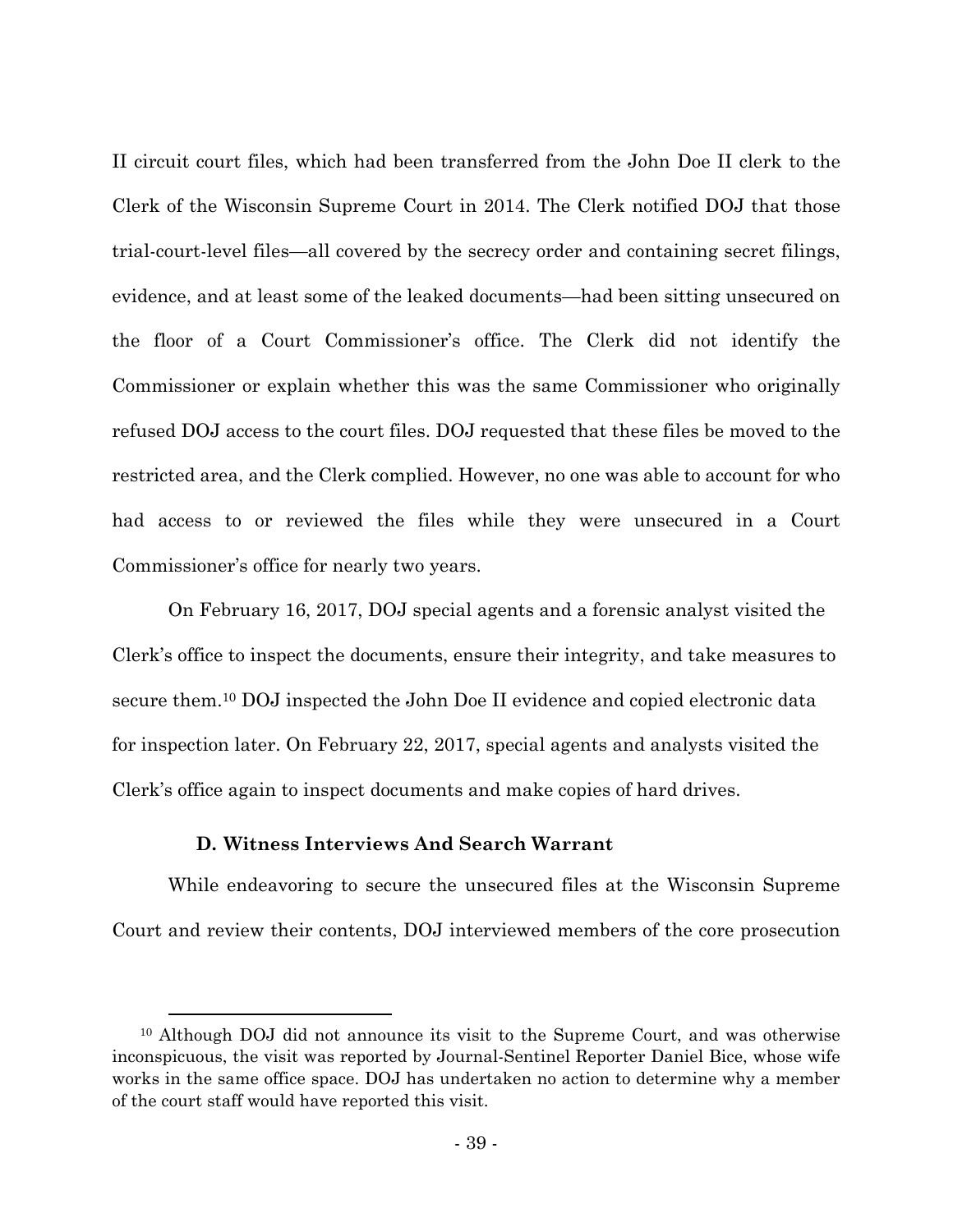II circuit court files, which had been transferred from the John Doe II clerk to the Clerk of the Wisconsin Supreme Court in 2014. The Clerk notified DOJ that those trial-court-level files—all covered by the secrecy order and containing secret filings, evidence, and at least some of the leaked documents—had been sitting unsecured on the floor of a Court Commissioner's office. The Clerk did not identify the Commissioner or explain whether this was the same Commissioner who originally refused DOJ access to the court files. DOJ requested that these files be moved to the restricted area, and the Clerk complied. However, no one was able to account for who had access to or reviewed the files while they were unsecured in a Court Commissioner's office for nearly two years.

On February 16, 2017, DOJ special agents and a forensic analyst visited the Clerk's office to inspect the documents, ensure their integrity, and take measures to secure them.[10] DOJ inspected the John Doe II evidence and copied electronic data for inspection later. On February 22, 2017, special agents and analysts visited the Clerk's office again to inspect documents and make copies of hard drives.

### D. Witness Interviews And Search Warrant

While endeavoring to secure the unsecured files at the Wisconsin Supreme Court and review their contents, DOJ interviewed members of the core prosecution

[10] Although DOJ did not announce its visit to the Supreme Court, and was otherwise inconspicuous, the visit was reported by Journal-Sentinel Reporter Daniel Bice, whose wife works in the same office space. DOJ has undertaken no action to determine why a member of the court staff would have reported this visit.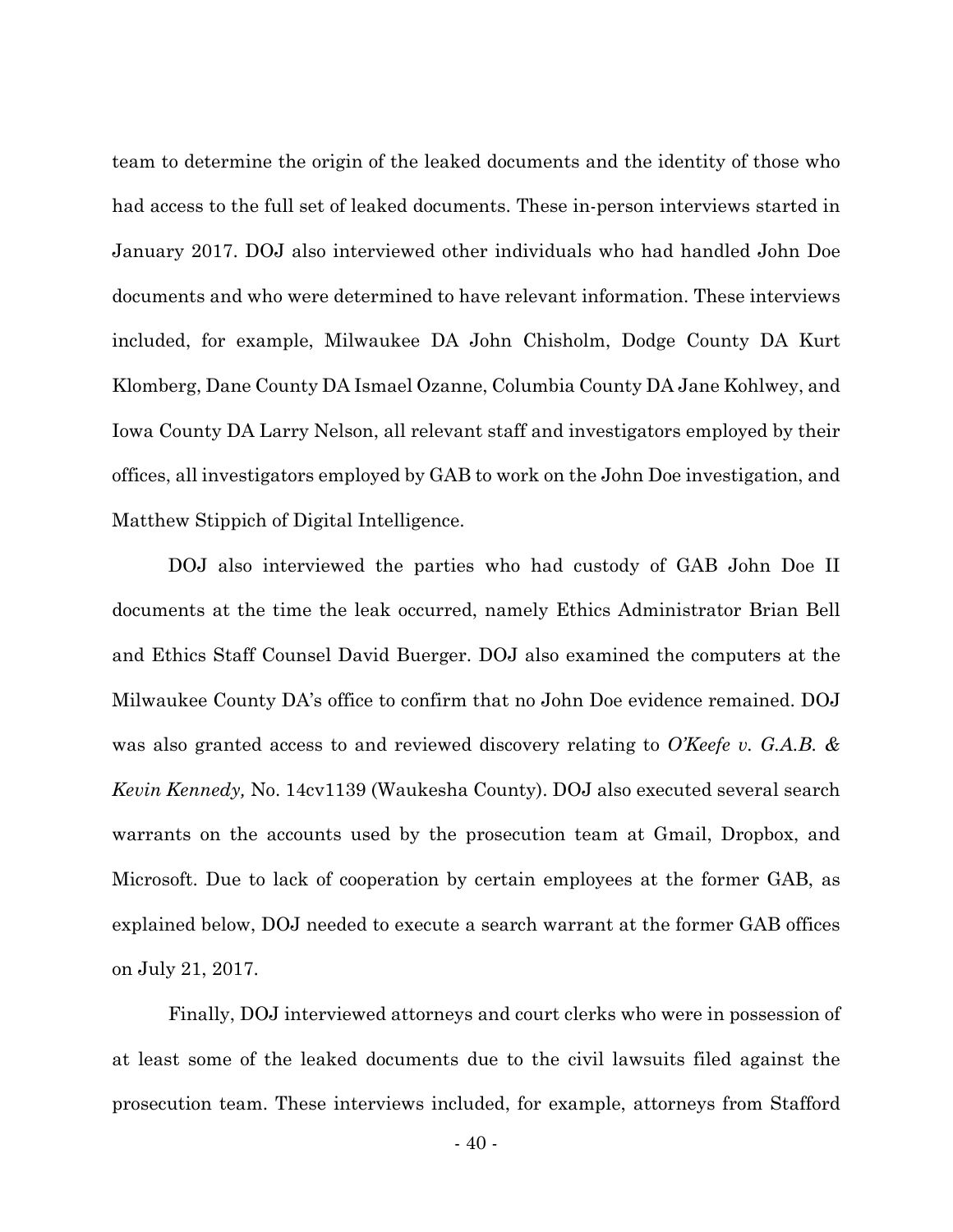team to determine the origin of the leaked documents and the identity of those who had access to the full set of leaked documents. These in-person interviews started in January 2017. DOJ also interviewed other individuals who had handled John Doe documents and who were determined to have relevant information. These interviews included, for example, Milwaukee DA John Chisholm, Dodge County DA Kurt Klomberg, Dane County DA Ismael Ozanne, Columbia County DA Jane Kohlwey, and Iowa County DA Larry Nelson, all relevant staff and investigators employed by their offices, all investigators employed by GAB to work on the John Doe investigation, and Matthew Stippich of Digital Intelligence.

DOJ also interviewed the parties who had custody of GAB John Doe II documents at the time the leak occurred, namely Ethics Administrator Brian Bell and Ethics Staff Counsel David Buerger. DOJ also examined the computers at the Milwaukee County DA's office to confirm that no John Doe evidence remained. DOJ was also granted access to and reviewed discovery relating to *O'Keefe v. G.A.B. & Kevin Kennedy,* No. 14cv1139 (Waukesha County). DOJ also executed several search warrants on the accounts used by the prosecution team at Gmail, Dropbox, and Microsoft. Due to lack of cooperation by certain employees at the former GAB, as explained below, DOJ needed to execute a search warrant at the former GAB offices on July 21, 2017.

Finally, DOJ interviewed attorneys and court clerks who were in possession of at least some of the leaked documents due to the civil lawsuits filed against the prosecution team. These interviews included, for example, attorneys from Stafford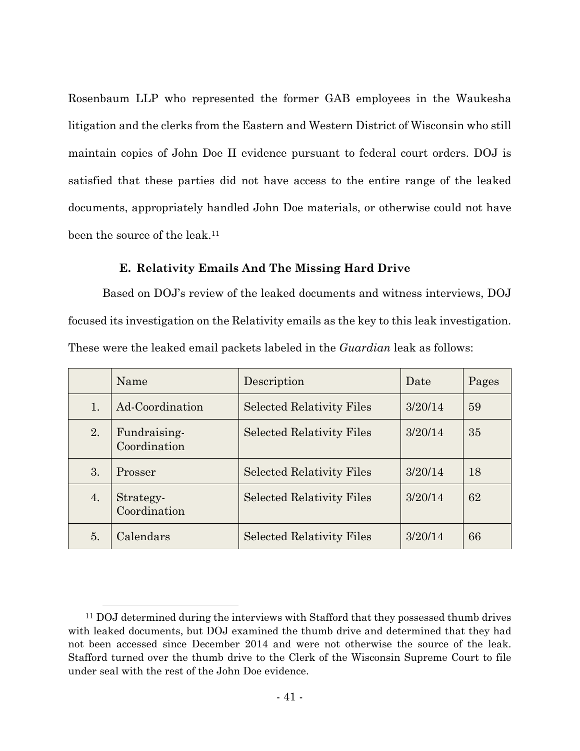Rosenbaum LLP who represented the former GAB employees in the Waukesha litigation and the clerks from the Eastern and Western District of Wisconsin who still maintain copies of John Doe II evidence pursuant to federal court orders. DOJ is satisfied that these parties did not have access to the entire range of the leaked documents, appropriately handled John Doe materials, or otherwise could not have been the source of the leak.[11]

### E. Relativity Emails And The Missing Hard Drive

Based on DOJ's review of the leaked documents and witness interviews, DOJ focused its investigation on the Relativity emails as the key to this leak investigation. These were the leaked email packets labeled in the *Guardian* leak as follows:

| | Name | Description | Date | Pages |
|---|---|---|---|---|
| 1. | Ad-Coordination | Selected Relativity Files | 3/20/14 | 59 |
| 2. | Fundraising-Coordination | Selected Relativity Files | 3/20/14 | 35 |
| 3. | Prosser | Selected Relativity Files | 3/20/14 | 18 |
| 4. | Strategy-Coordination | Selected Relativity Files | 3/20/14 | 62 |
| 5. | Calendars | Selected Relativity Files | 3/20/14 | 66 |

[11] DOJ determined during the interviews with Stafford that they possessed thumb drives with leaked documents, but DOJ examined the thumb drive and determined that they had not been accessed since December 2014 and were not otherwise the source of the leak. Stafford turned over the thumb drive to the Clerk of the Wisconsin Supreme Court to file under seal with the rest of the John Doe evidence.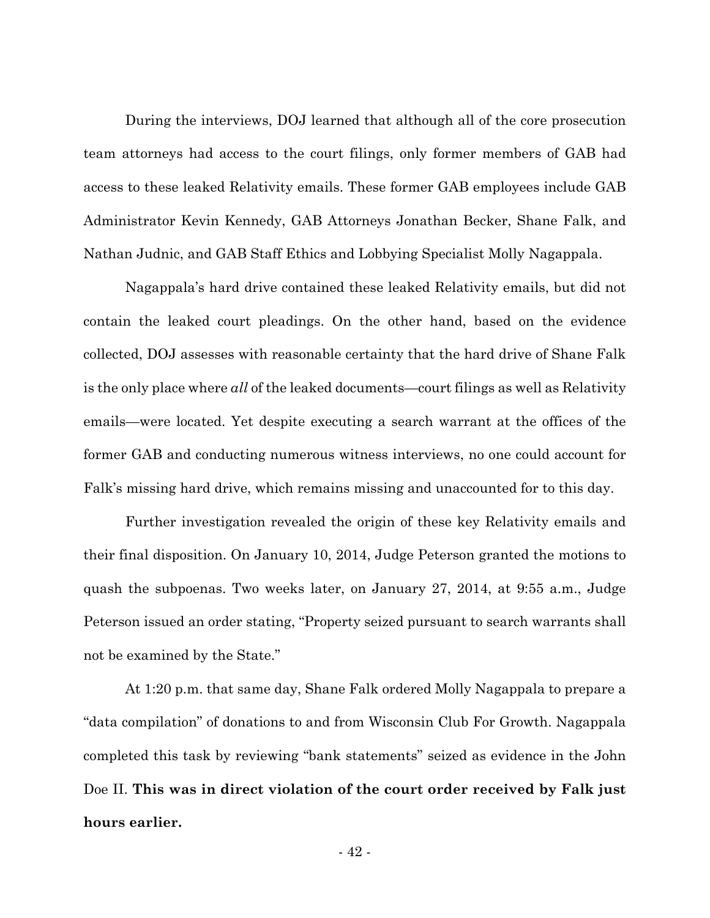During the interviews, DOJ learned that although all of the core prosecution team attorneys had access to the court filings, only former members of GAB had access to these leaked Relativity emails. These former GAB employees include GAB Administrator Kevin Kennedy, GAB Attorneys Jonathan Becker, Shane Falk, and Nathan Judnic, and GAB Staff Ethics and Lobbying Specialist Molly Nagappala.

Nagappala's hard drive contained these leaked Relativity emails, but did not contain the leaked court pleadings. On the other hand, based on the evidence collected, DOJ assesses with reasonable certainty that the hard drive of Shane Falk is the only place where *all* of the leaked documents—court filings as well as Relativity emails—were located. Yet despite executing a search warrant at the offices of the former GAB and conducting numerous witness interviews, no one could account for Falk's missing hard drive, which remains missing and unaccounted for to this day.

Further investigation revealed the origin of these key Relativity emails and their final disposition. On January 10, 2014, Judge Peterson granted the motions to quash the subpoenas. Two weeks later, on January 27, 2014, at 9:55 a.m., Judge Peterson issued an order stating, "Property seized pursuant to search warrants shall not be examined by the State."

At 1:20 p.m. that same day, Shane Falk ordered Molly Nagappala to prepare a "data compilation" of donations to and from Wisconsin Club For Growth. Nagappala completed this task by reviewing "bank statements" seized as evidence in the John Doe II. **This was in direct violation of the court order received by Falk just hours earlier.**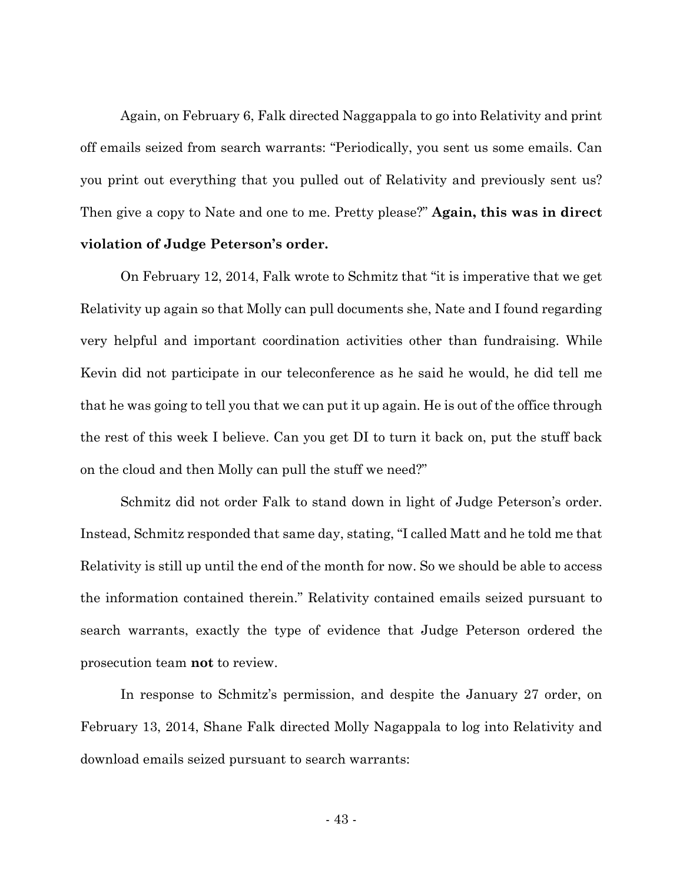Again, on February 6, Falk directed Naggappala to go into Relativity and print off emails seized from search warrants: "Periodically, you sent us some emails. Can you print out everything that you pulled out of Relativity and previously sent us? Then give a copy to Nate and one to me. Pretty please?" **Again, this was in direct violation of Judge Peterson's order.**

On February 12, 2014, Falk wrote to Schmitz that "it is imperative that we get Relativity up again so that Molly can pull documents she, Nate and I found regarding very helpful and important coordination activities other than fundraising. While Kevin did not participate in our teleconference as he said he would, he did tell me that he was going to tell you that we can put it up again. He is out of the office through the rest of this week I believe. Can you get DI to turn it back on, put the stuff back on the cloud and then Molly can pull the stuff we need?"

Schmitz did not order Falk to stand down in light of Judge Peterson's order. Instead, Schmitz responded that same day, stating, "I called Matt and he told me that Relativity is still up until the end of the month for now. So we should be able to access the information contained therein." Relativity contained emails seized pursuant to search warrants, exactly the type of evidence that Judge Peterson ordered the prosecution team **not** to review.

In response to Schmitz's permission, and despite the January 27 order, on February 13, 2014, Shane Falk directed Molly Nagappala to log into Relativity and download emails seized pursuant to search warrants: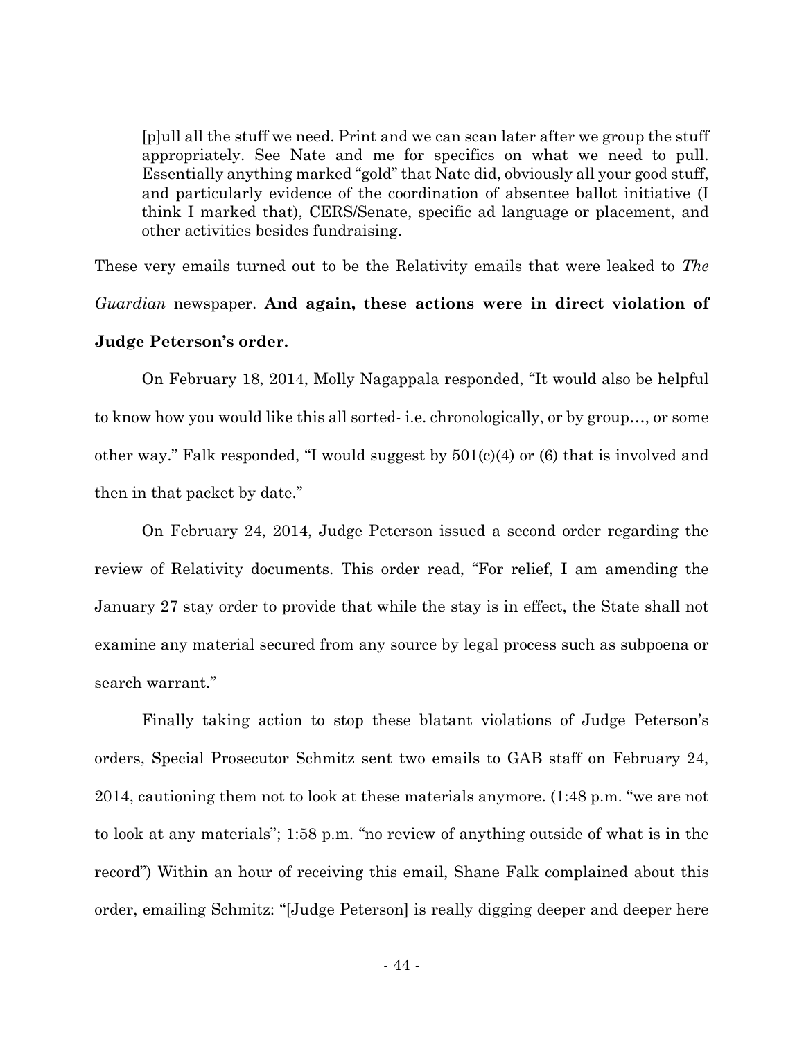> [p]ull all the stuff we need. Print and we can scan later after we group the stuff appropriately. See Nate and me for specifics on what we need to pull. Essentially anything marked "gold" that Nate did, obviously all your good stuff, and particularly evidence of the coordination of absentee ballot initiative (I think I marked that), CERS/Senate, specific ad language or placement, and other activities besides fundraising.

These very emails turned out to be the Relativity emails that were leaked to *The Guardian* newspaper. **And again, these actions were in direct violation of Judge Peterson's order.**

On February 18, 2014, Molly Nagappala responded, "It would also be helpful to know how you would like this all sorted- i.e. chronologically, or by group…, or some other way." Falk responded, "I would suggest by 501(c)(4) or (6) that is involved and then in that packet by date."

On February 24, 2014, Judge Peterson issued a second order regarding the review of Relativity documents. This order read, "For relief, I am amending the January 27 stay order to provide that while the stay is in effect, the State shall not examine any material secured from any source by legal process such as subpoena or search warrant."

Finally taking action to stop these blatant violations of Judge Peterson's orders, Special Prosecutor Schmitz sent two emails to GAB staff on February 24, 2014, cautioning them not to look at these materials anymore. (1:48 p.m. "we are not to look at any materials"; 1:58 p.m. "no review of anything outside of what is in the record") Within an hour of receiving this email, Shane Falk complained about this order, emailing Schmitz: "[Judge Peterson] is really digging deeper and deeper here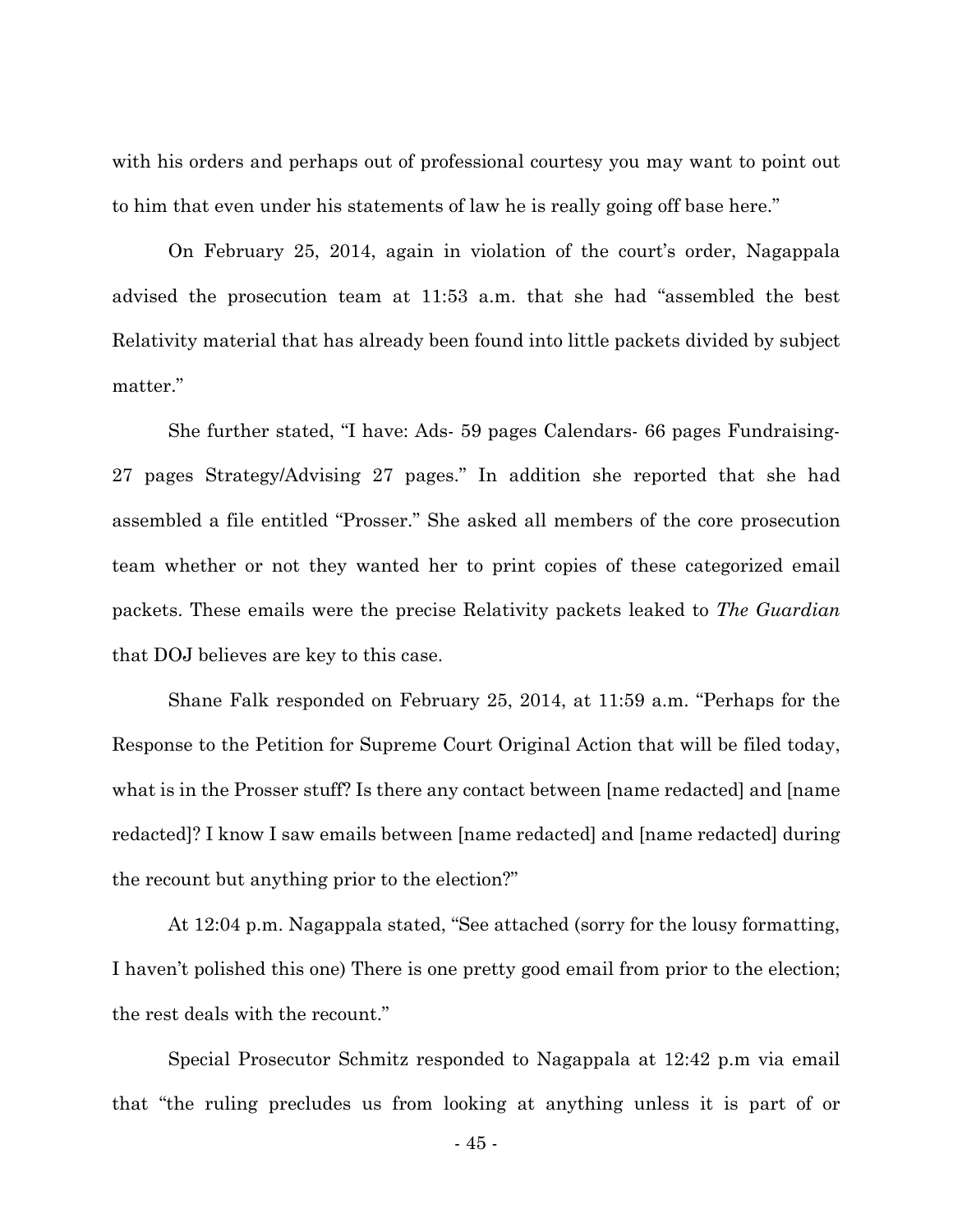with his orders and perhaps out of professional courtesy you may want to point out to him that even under his statements of law he is really going off base here."

On February 25, 2014, again in violation of the court's order, Nagappala advised the prosecution team at 11:53 a.m. that she had "assembled the best Relativity material that has already been found into little packets divided by subject matter."

She further stated, "I have: Ads- 59 pages Calendars- 66 pages Fundraising- 27 pages Strategy/Advising 27 pages." In addition she reported that she had assembled a file entitled "Prosser." She asked all members of the core prosecution team whether or not they wanted her to print copies of these categorized email packets. These emails were the precise Relativity packets leaked to *The Guardian* that DOJ believes are key to this case.

Shane Falk responded on February 25, 2014, at 11:59 a.m. "Perhaps for the Response to the Petition for Supreme Court Original Action that will be filed today, what is in the Prosser stuff? Is there any contact between [name redacted] and [name redacted]? I know I saw emails between [name redacted] and [name redacted] during the recount but anything prior to the election?"

At 12:04 p.m. Nagappala stated, "See attached (sorry for the lousy formatting, I haven't polished this one) There is one pretty good email from prior to the election; the rest deals with the recount."

Special Prosecutor Schmitz responded to Nagappala at 12:42 p.m via email that "the ruling precludes us from looking at anything unless it is part of or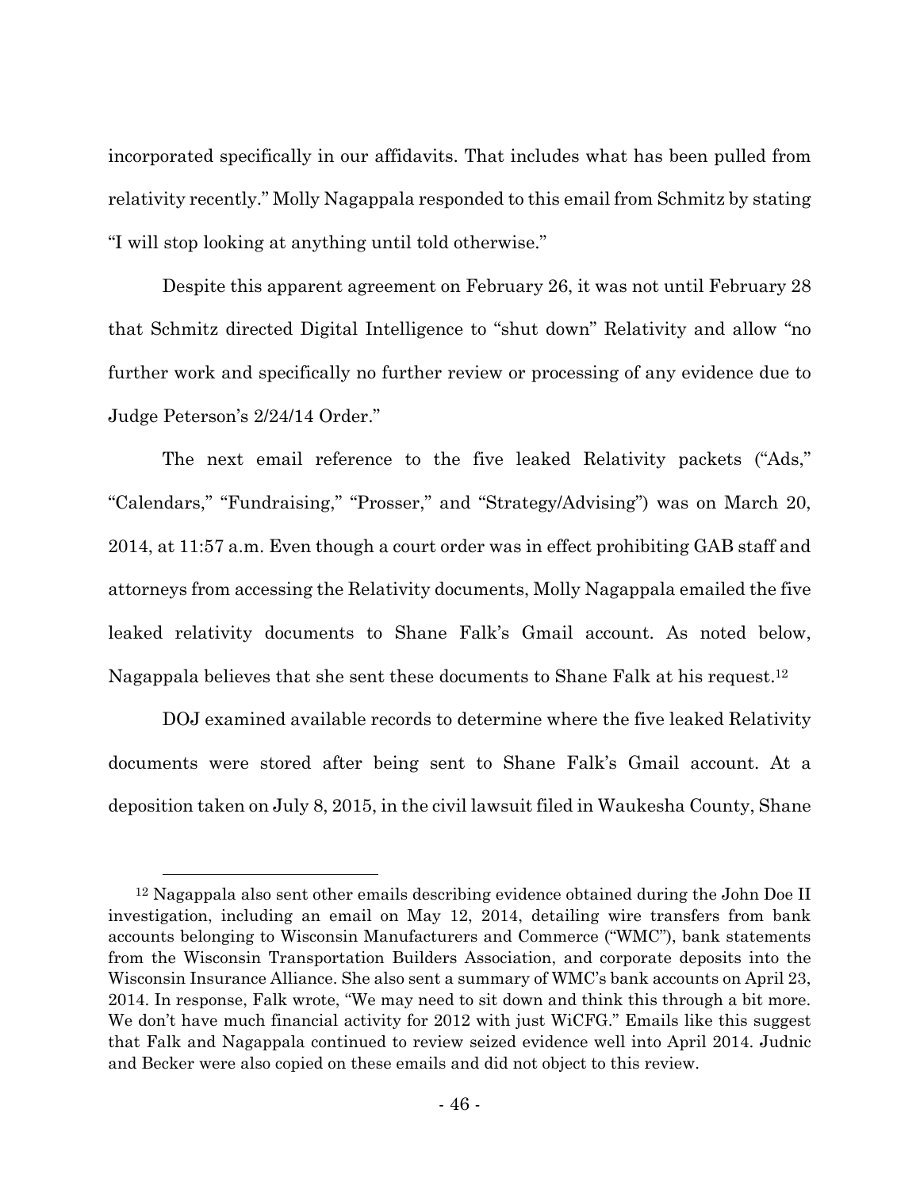incorporated specifically in our affidavits. That includes what has been pulled from relativity recently." Molly Nagappala responded to this email from Schmitz by stating "I will stop looking at anything until told otherwise."

Despite this apparent agreement on February 26, it was not until February 28 that Schmitz directed Digital Intelligence to "shut down" Relativity and allow "no further work and specifically no further review or processing of any evidence due to Judge Peterson's 2/24/14 Order."

The next email reference to the five leaked Relativity packets ("Ads," "Calendars," "Fundraising," "Prosser," and "Strategy/Advising") was on March 20, 2014, at 11:57 a.m. Even though a court order was in effect prohibiting GAB staff and attorneys from accessing the Relativity documents, Molly Nagappala emailed the five leaked relativity documents to Shane Falk's Gmail account. As noted below, Nagappala believes that she sent these documents to Shane Falk at his request.[12]

DOJ examined available records to determine where the five leaked Relativity documents were stored after being sent to Shane Falk's Gmail account. At a deposition taken on July 8, 2015, in the civil lawsuit filed in Waukesha County, Shane

---

[12] Nagappala also sent other emails describing evidence obtained during the John Doe II investigation, including an email on May 12, 2014, detailing wire transfers from bank accounts belonging to Wisconsin Manufacturers and Commerce ("WMC"), bank statements from the Wisconsin Transportation Builders Association, and corporate deposits into the Wisconsin Insurance Alliance. She also sent a summary of WMC's bank accounts on April 23, 2014. In response, Falk wrote, "We may need to sit down and think this through a bit more. We don't have much financial activity for 2012 with just WiCFG." Emails like this suggest that Falk and Nagappala continued to review seized evidence well into April 2014. Judnic and Becker were also copied on these emails and did not object to this review.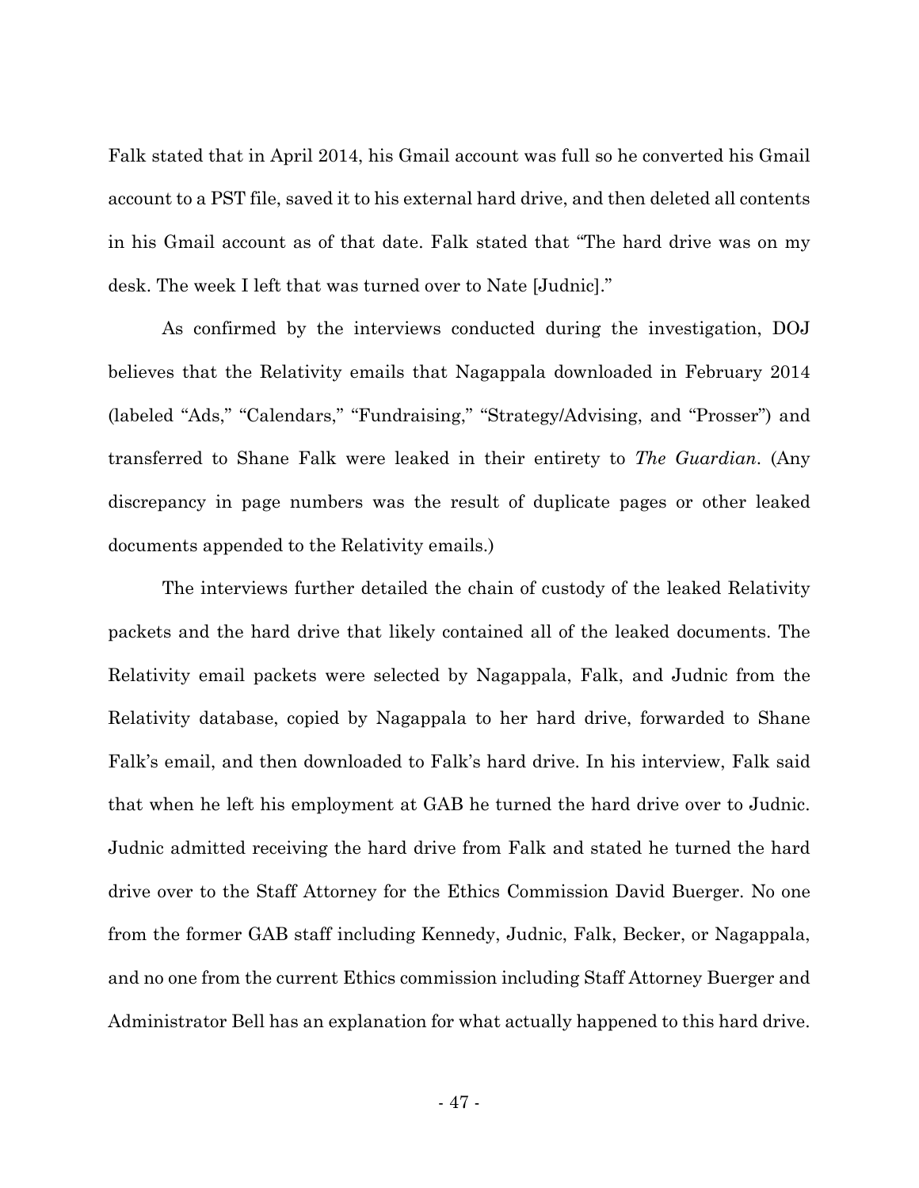Falk stated that in April 2014, his Gmail account was full so he converted his Gmail account to a PST file, saved it to his external hard drive, and then deleted all contents in his Gmail account as of that date. Falk stated that "The hard drive was on my desk. The week I left that was turned over to Nate [Judnic]."

As confirmed by the interviews conducted during the investigation, DOJ believes that the Relativity emails that Nagappala downloaded in February 2014 (labeled "Ads," "Calendars," "Fundraising," "Strategy/Advising, and "Prosser") and transferred to Shane Falk were leaked in their entirety to *The Guardian*. (Any discrepancy in page numbers was the result of duplicate pages or other leaked documents appended to the Relativity emails.)

The interviews further detailed the chain of custody of the leaked Relativity packets and the hard drive that likely contained all of the leaked documents. The Relativity email packets were selected by Nagappala, Falk, and Judnic from the Relativity database, copied by Nagappala to her hard drive, forwarded to Shane Falk's email, and then downloaded to Falk's hard drive. In his interview, Falk said that when he left his employment at GAB he turned the hard drive over to Judnic. Judnic admitted receiving the hard drive from Falk and stated he turned the hard drive over to the Staff Attorney for the Ethics Commission David Buerger. No one from the former GAB staff including Kennedy, Judnic, Falk, Becker, or Nagappala, and no one from the current Ethics commission including Staff Attorney Buerger and Administrator Bell has an explanation for what actually happened to this hard drive.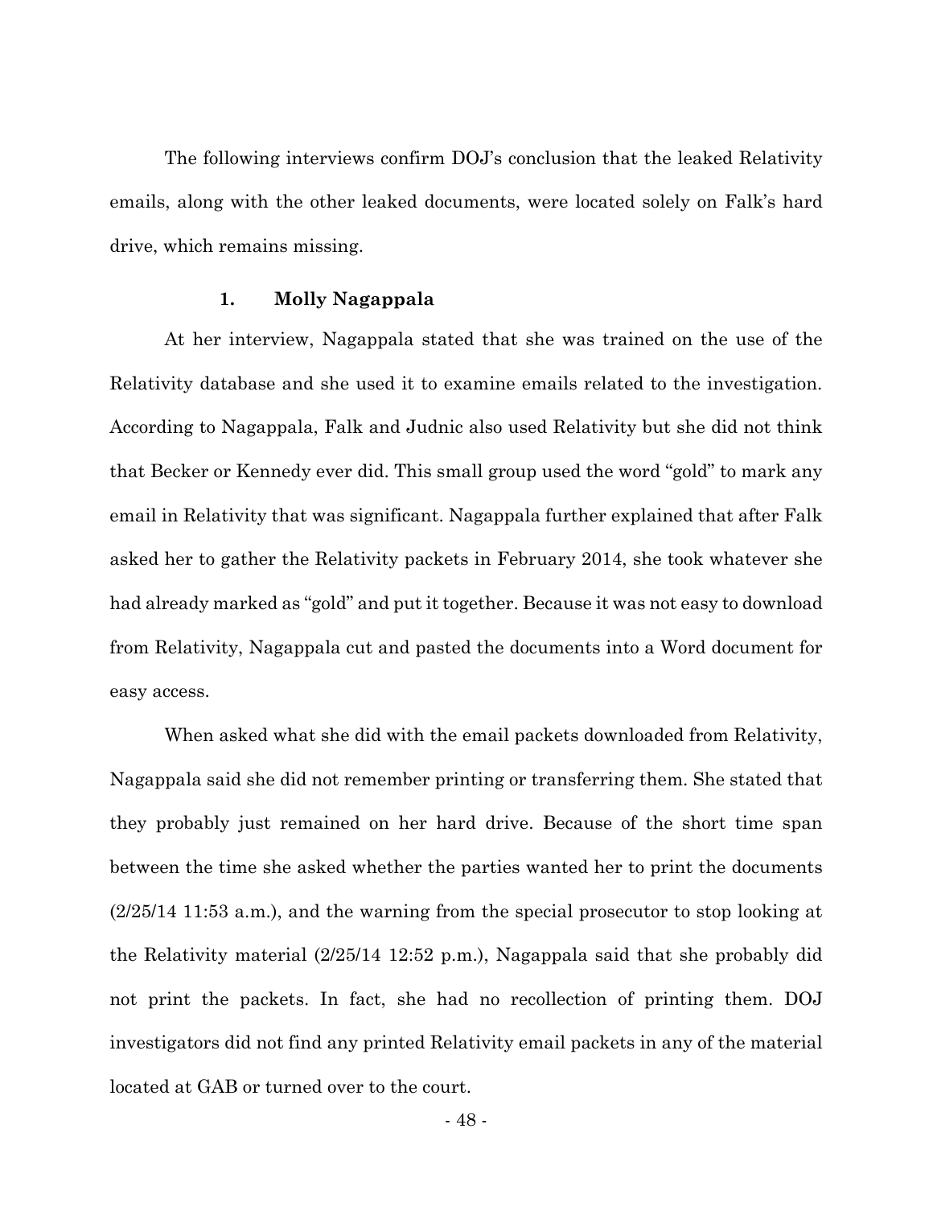The following interviews confirm DOJ's conclusion that the leaked Relativity emails, along with the other leaked documents, were located solely on Falk's hard drive, which remains missing.

### 1. Molly Nagappala

At her interview, Nagappala stated that she was trained on the use of the Relativity database and she used it to examine emails related to the investigation. According to Nagappala, Falk and Judnic also used Relativity but she did not think that Becker or Kennedy ever did. This small group used the word "gold" to mark any email in Relativity that was significant. Nagappala further explained that after Falk asked her to gather the Relativity packets in February 2014, she took whatever she had already marked as "gold" and put it together. Because it was not easy to download from Relativity, Nagappala cut and pasted the documents into a Word document for easy access.

When asked what she did with the email packets downloaded from Relativity, Nagappala said she did not remember printing or transferring them. She stated that they probably just remained on her hard drive. Because of the short time span between the time she asked whether the parties wanted her to print the documents (2/25/14 11:53 a.m.), and the warning from the special prosecutor to stop looking at the Relativity material (2/25/14 12:52 p.m.), Nagappala said that she probably did not print the packets. In fact, she had no recollection of printing them. DOJ investigators did not find any printed Relativity email packets in any of the material located at GAB or turned over to the court.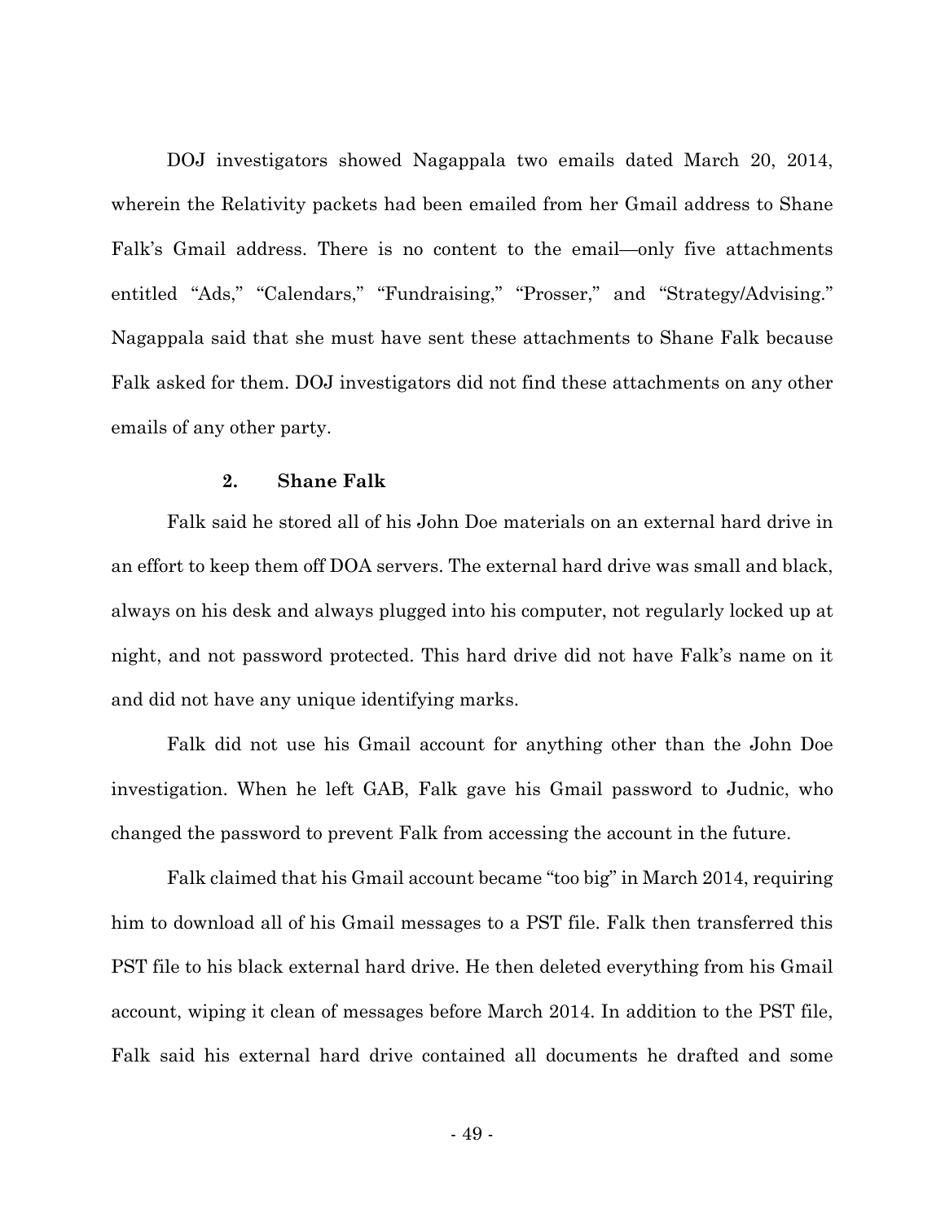DOJ investigators showed Nagappala two emails dated March 20, 2014, wherein the Relativity packets had been emailed from her Gmail address to Shane Falk's Gmail address. There is no content to the email—only five attachments entitled "Ads," "Calendars," "Fundraising," "Prosser," and "Strategy/Advising." Nagappala said that she must have sent these attachments to Shane Falk because Falk asked for them. DOJ investigators did not find these attachments on any other emails of any other party.

**2. Shane Falk**

Falk said he stored all of his John Doe materials on an external hard drive in an effort to keep them off DOA servers. The external hard drive was small and black, always on his desk and always plugged into his computer, not regularly locked up at night, and not password protected. This hard drive did not have Falk's name on it and did not have any unique identifying marks.

Falk did not use his Gmail account for anything other than the John Doe investigation. When he left GAB, Falk gave his Gmail password to Judnic, who changed the password to prevent Falk from accessing the account in the future.

Falk claimed that his Gmail account became "too big" in March 2014, requiring him to download all of his Gmail messages to a PST file. Falk then transferred this PST file to his black external hard drive. He then deleted everything from his Gmail account, wiping it clean of messages before March 2014. In addition to the PST file, Falk said his external hard drive contained all documents he drafted and some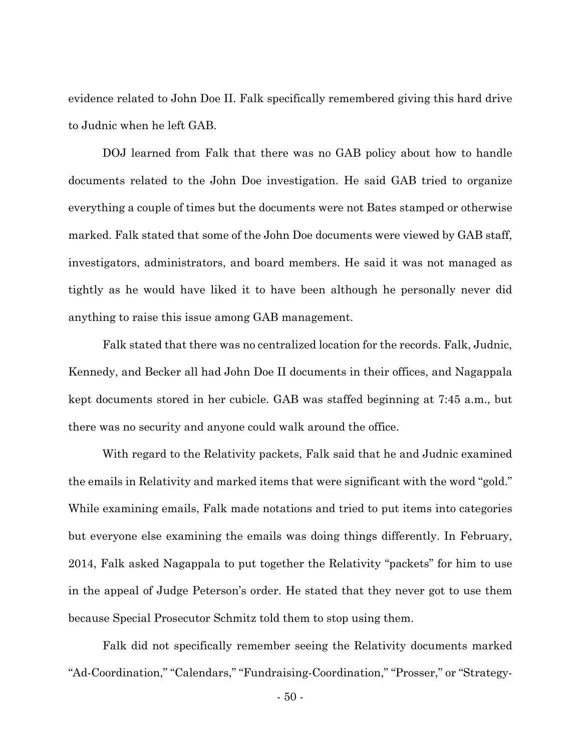evidence related to John Doe II. Falk specifically remembered giving this hard drive to Judnic when he left GAB.

DOJ learned from Falk that there was no GAB policy about how to handle documents related to the John Doe investigation. He said GAB tried to organize everything a couple of times but the documents were not Bates stamped or otherwise marked. Falk stated that some of the John Doe documents were viewed by GAB staff, investigators, administrators, and board members. He said it was not managed as tightly as he would have liked it to have been although he personally never did anything to raise this issue among GAB management.

Falk stated that there was no centralized location for the records. Falk, Judnic, Kennedy, and Becker all had John Doe II documents in their offices, and Nagappala kept documents stored in her cubicle. GAB was staffed beginning at 7:45 a.m., but there was no security and anyone could walk around the office.

With regard to the Relativity packets, Falk said that he and Judnic examined the emails in Relativity and marked items that were significant with the word "gold." While examining emails, Falk made notations and tried to put items into categories but everyone else examining the emails was doing things differently. In February, 2014, Falk asked Nagappala to put together the Relativity "packets" for him to use in the appeal of Judge Peterson's order. He stated that they never got to use them because Special Prosecutor Schmitz told them to stop using them.

Falk did not specifically remember seeing the Relativity documents marked "Ad-Coordination," "Calendars," "Fundraising-Coordination," "Prosser," or "Strategy-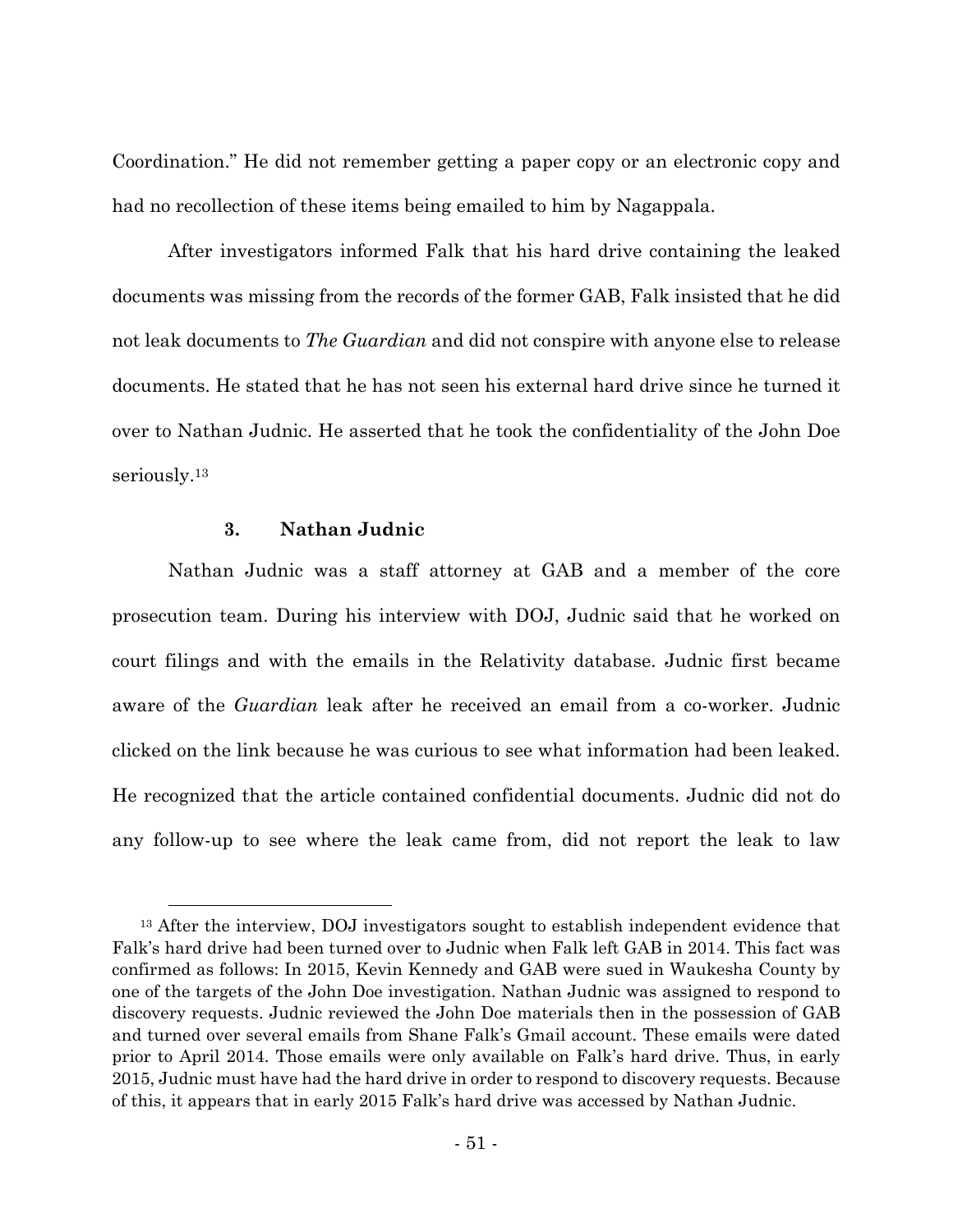Coordination." He did not remember getting a paper copy or an electronic copy and had no recollection of these items being emailed to him by Nagappala.

After investigators informed Falk that his hard drive containing the leaked documents was missing from the records of the former GAB, Falk insisted that he did not leak documents to *The Guardian* and did not conspire with anyone else to release documents. He stated that he has not seen his external hard drive since he turned it over to Nathan Judnic. He asserted that he took the confidentiality of the John Doe seriously.[13]

### 3. Nathan Judnic

Nathan Judnic was a staff attorney at GAB and a member of the core prosecution team. During his interview with DOJ, Judnic said that he worked on court filings and with the emails in the Relativity database. Judnic first became aware of the *Guardian* leak after he received an email from a co-worker. Judnic clicked on the link because he was curious to see what information had been leaked. He recognized that the article contained confidential documents. Judnic did not do any follow-up to see where the leak came from, did not report the leak to law

---

[13] After the interview, DOJ investigators sought to establish independent evidence that Falk's hard drive had been turned over to Judnic when Falk left GAB in 2014. This fact was confirmed as follows: In 2015, Kevin Kennedy and GAB were sued in Waukesha County by one of the targets of the John Doe investigation. Nathan Judnic was assigned to respond to discovery requests. Judnic reviewed the John Doe materials then in the possession of GAB and turned over several emails from Shane Falk's Gmail account. These emails were dated prior to April 2014. Those emails were only available on Falk's hard drive. Thus, in early 2015, Judnic must have had the hard drive in order to respond to discovery requests. Because of this, it appears that in early 2015 Falk's hard drive was accessed by Nathan Judnic.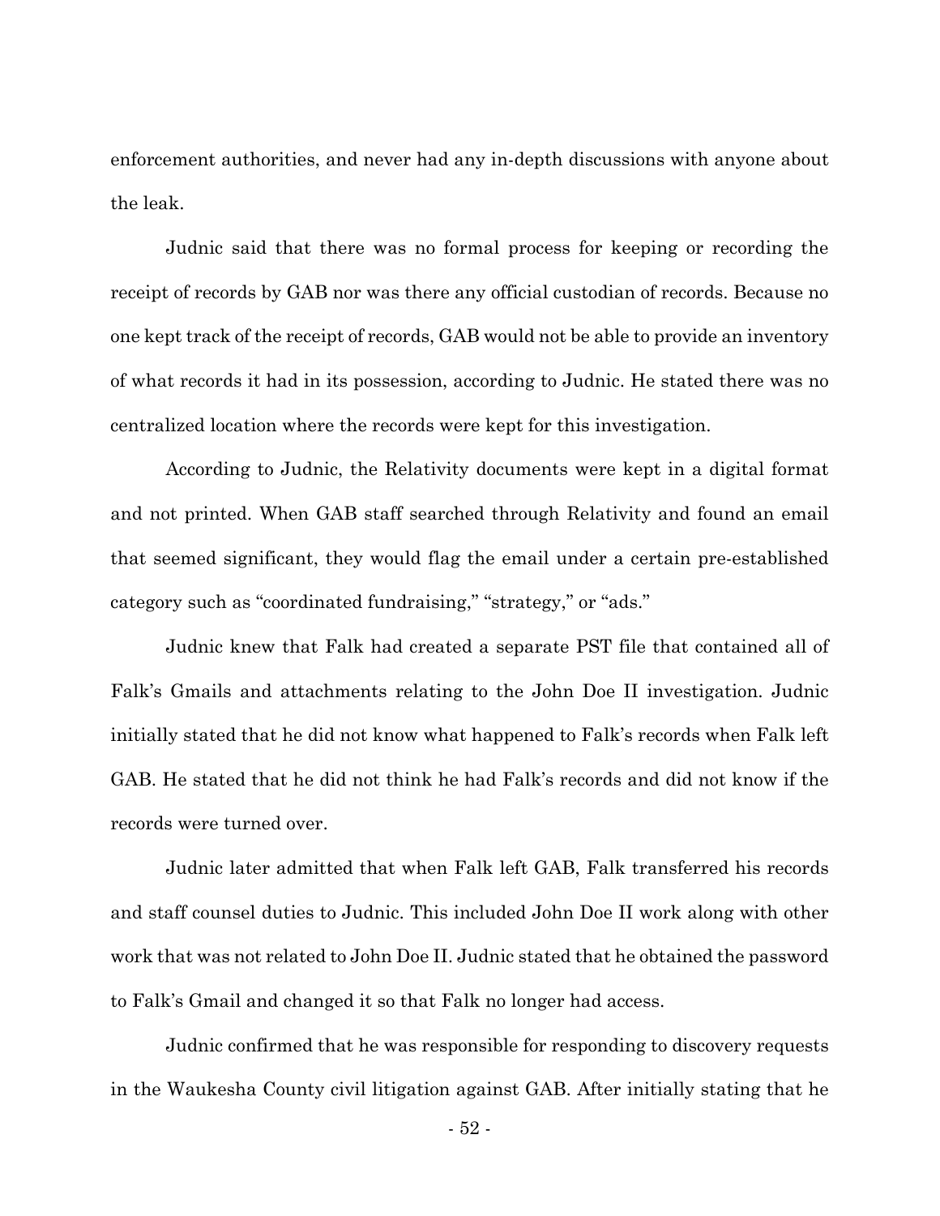enforcement authorities, and never had any in-depth discussions with anyone about the leak.

Judnic said that there was no formal process for keeping or recording the receipt of records by GAB nor was there any official custodian of records. Because no one kept track of the receipt of records, GAB would not be able to provide an inventory of what records it had in its possession, according to Judnic. He stated there was no centralized location where the records were kept for this investigation.

According to Judnic, the Relativity documents were kept in a digital format and not printed. When GAB staff searched through Relativity and found an email that seemed significant, they would flag the email under a certain pre-established category such as "coordinated fundraising," "strategy," or "ads."

Judnic knew that Falk had created a separate PST file that contained all of Falk's Gmails and attachments relating to the John Doe II investigation. Judnic initially stated that he did not know what happened to Falk's records when Falk left GAB. He stated that he did not think he had Falk's records and did not know if the records were turned over.

Judnic later admitted that when Falk left GAB, Falk transferred his records and staff counsel duties to Judnic. This included John Doe II work along with other work that was not related to John Doe II. Judnic stated that he obtained the password to Falk's Gmail and changed it so that Falk no longer had access.

Judnic confirmed that he was responsible for responding to discovery requests in the Waukesha County civil litigation against GAB. After initially stating that he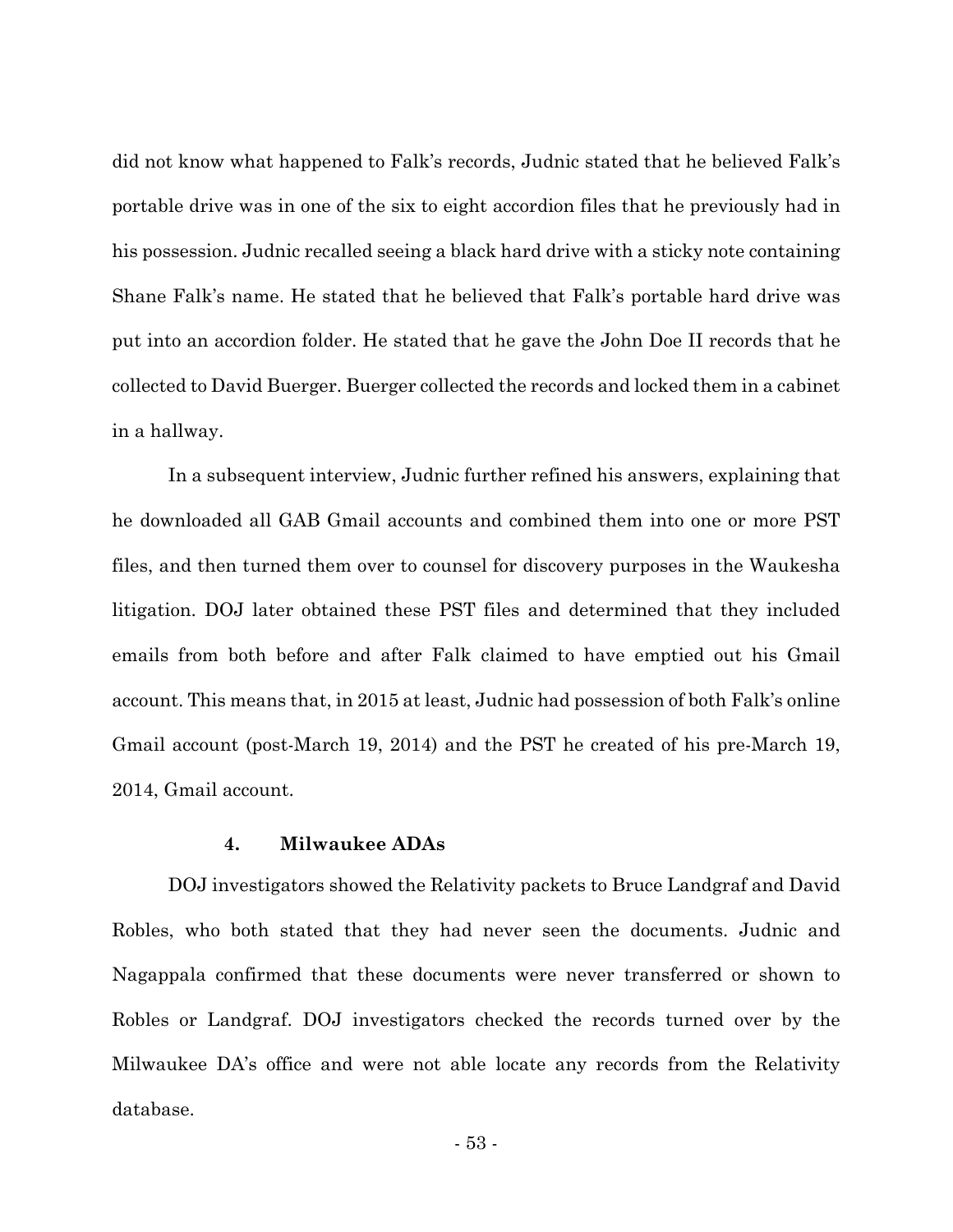did not know what happened to Falk's records, Judnic stated that he believed Falk's portable drive was in one of the six to eight accordion files that he previously had in his possession. Judnic recalled seeing a black hard drive with a sticky note containing Shane Falk's name. He stated that he believed that Falk's portable hard drive was put into an accordion folder. He stated that he gave the John Doe II records that he collected to David Buerger. Buerger collected the records and locked them in a cabinet in a hallway.

In a subsequent interview, Judnic further refined his answers, explaining that he downloaded all GAB Gmail accounts and combined them into one or more PST files, and then turned them over to counsel for discovery purposes in the Waukesha litigation. DOJ later obtained these PST files and determined that they included emails from both before and after Falk claimed to have emptied out his Gmail account. This means that, in 2015 at least, Judnic had possession of both Falk's online Gmail account (post-March 19, 2014) and the PST he created of his pre-March 19, 2014, Gmail account.

#### 4. Milwaukee ADAs

DOJ investigators showed the Relativity packets to Bruce Landgraf and David Robles, who both stated that they had never seen the documents. Judnic and Nagappala confirmed that these documents were never transferred or shown to Robles or Landgraf. DOJ investigators checked the records turned over by the Milwaukee DA's office and were not able locate any records from the Relativity database.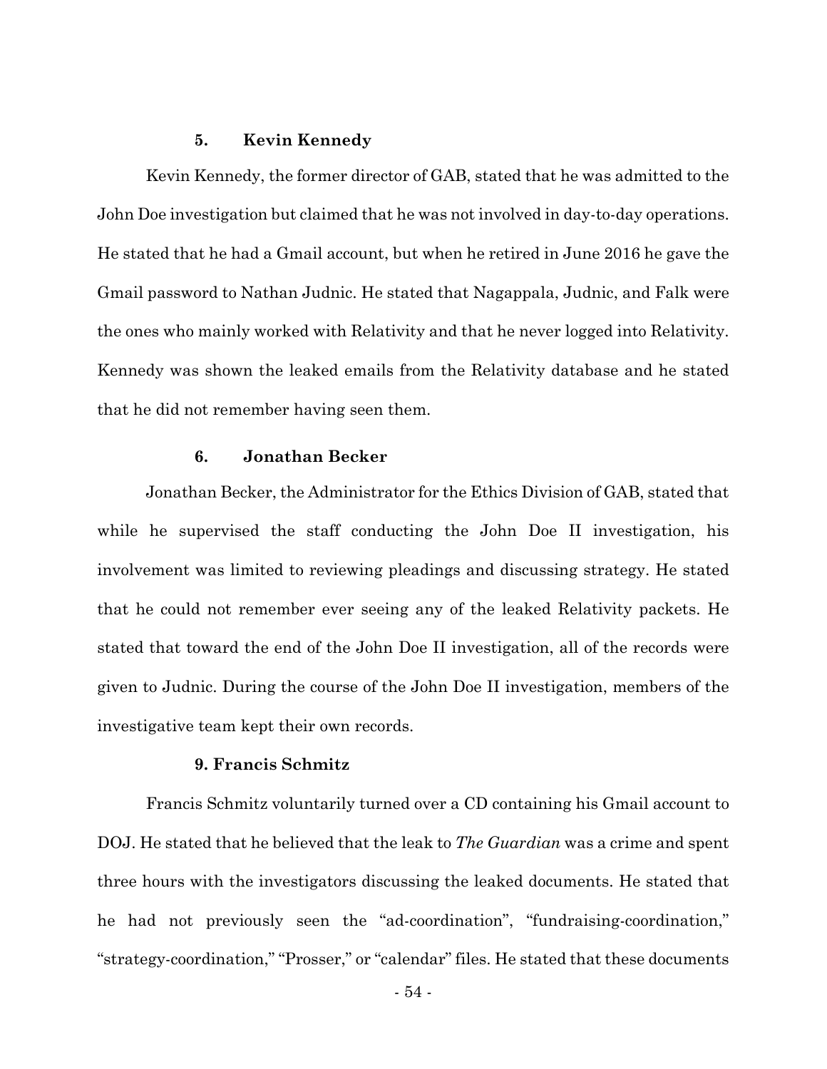#### 5. Kevin Kennedy

Kevin Kennedy, the former director of GAB, stated that he was admitted to the John Doe investigation but claimed that he was not involved in day-to-day operations. He stated that he had a Gmail account, but when he retired in June 2016 he gave the Gmail password to Nathan Judnic. He stated that Nagappala, Judnic, and Falk were the ones who mainly worked with Relativity and that he never logged into Relativity. Kennedy was shown the leaked emails from the Relativity database and he stated that he did not remember having seen them.

#### 6. Jonathan Becker

Jonathan Becker, the Administrator for the Ethics Division of GAB, stated that while he supervised the staff conducting the John Doe II investigation, his involvement was limited to reviewing pleadings and discussing strategy. He stated that he could not remember ever seeing any of the leaked Relativity packets. He stated that toward the end of the John Doe II investigation, all of the records were given to Judnic. During the course of the John Doe II investigation, members of the investigative team kept their own records.

#### 9. Francis Schmitz

Francis Schmitz voluntarily turned over a CD containing his Gmail account to DOJ. He stated that he believed that the leak to *The Guardian* was a crime and spent three hours with the investigators discussing the leaked documents. He stated that he had not previously seen the "ad-coordination", "fundraising-coordination," "strategy-coordination," "Prosser," or "calendar" files. He stated that these documents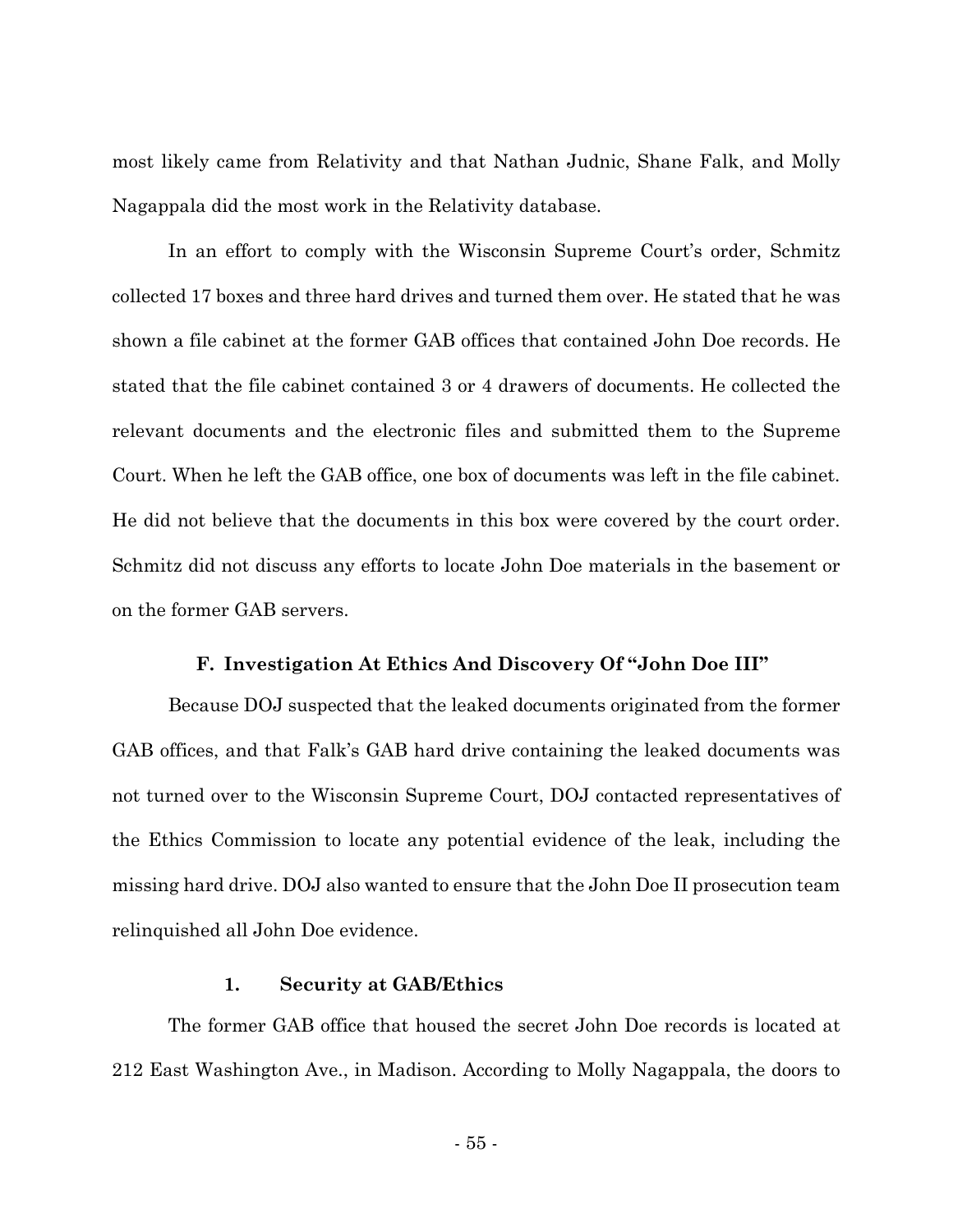most likely came from Relativity and that Nathan Judnic, Shane Falk, and Molly Nagappala did the most work in the Relativity database.

In an effort to comply with the Wisconsin Supreme Court's order, Schmitz collected 17 boxes and three hard drives and turned them over. He stated that he was shown a file cabinet at the former GAB offices that contained John Doe records. He stated that the file cabinet contained 3 or 4 drawers of documents. He collected the relevant documents and the electronic files and submitted them to the Supreme Court. When he left the GAB office, one box of documents was left in the file cabinet. He did not believe that the documents in this box were covered by the court order. Schmitz did not discuss any efforts to locate John Doe materials in the basement or on the former GAB servers.

### F. Investigation At Ethics And Discovery Of "John Doe III"

Because DOJ suspected that the leaked documents originated from the former GAB offices, and that Falk's GAB hard drive containing the leaked documents was not turned over to the Wisconsin Supreme Court, DOJ contacted representatives of the Ethics Commission to locate any potential evidence of the leak, including the missing hard drive. DOJ also wanted to ensure that the John Doe II prosecution team relinquished all John Doe evidence.

#### 1. Security at GAB/Ethics

The former GAB office that housed the secret John Doe records is located at 212 East Washington Ave., in Madison. According to Molly Nagappala, the doors to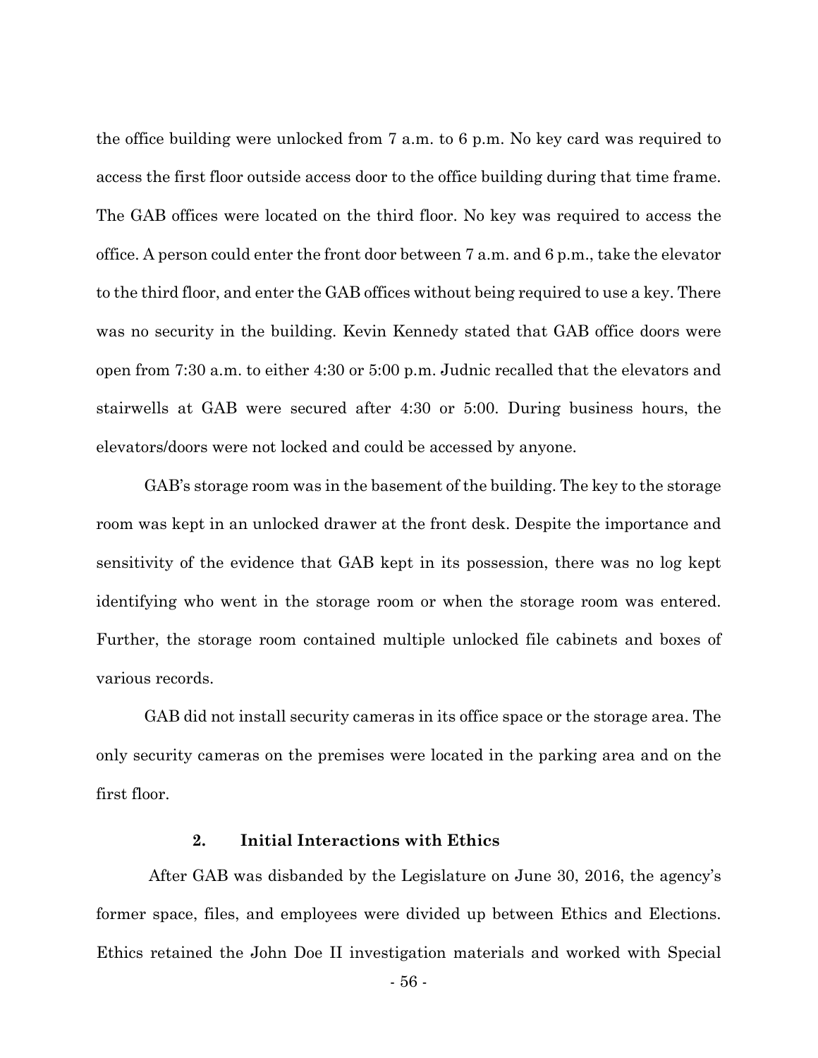the office building were unlocked from 7 a.m. to 6 p.m. No key card was required to access the first floor outside access door to the office building during that time frame. The GAB offices were located on the third floor. No key was required to access the office. A person could enter the front door between 7 a.m. and 6 p.m., take the elevator to the third floor, and enter the GAB offices without being required to use a key. There was no security in the building. Kevin Kennedy stated that GAB office doors were open from 7:30 a.m. to either 4:30 or 5:00 p.m. Judnic recalled that the elevators and stairwells at GAB were secured after 4:30 or 5:00. During business hours, the elevators/doors were not locked and could be accessed by anyone.

GAB's storage room was in the basement of the building. The key to the storage room was kept in an unlocked drawer at the front desk. Despite the importance and sensitivity of the evidence that GAB kept in its possession, there was no log kept identifying who went in the storage room or when the storage room was entered. Further, the storage room contained multiple unlocked file cabinets and boxes of various records.

GAB did not install security cameras in its office space or the storage area. The only security cameras on the premises were located in the parking area and on the first floor.

#### 2. Initial Interactions with Ethics

After GAB was disbanded by the Legislature on June 30, 2016, the agency's former space, files, and employees were divided up between Ethics and Elections. Ethics retained the John Doe II investigation materials and worked with Special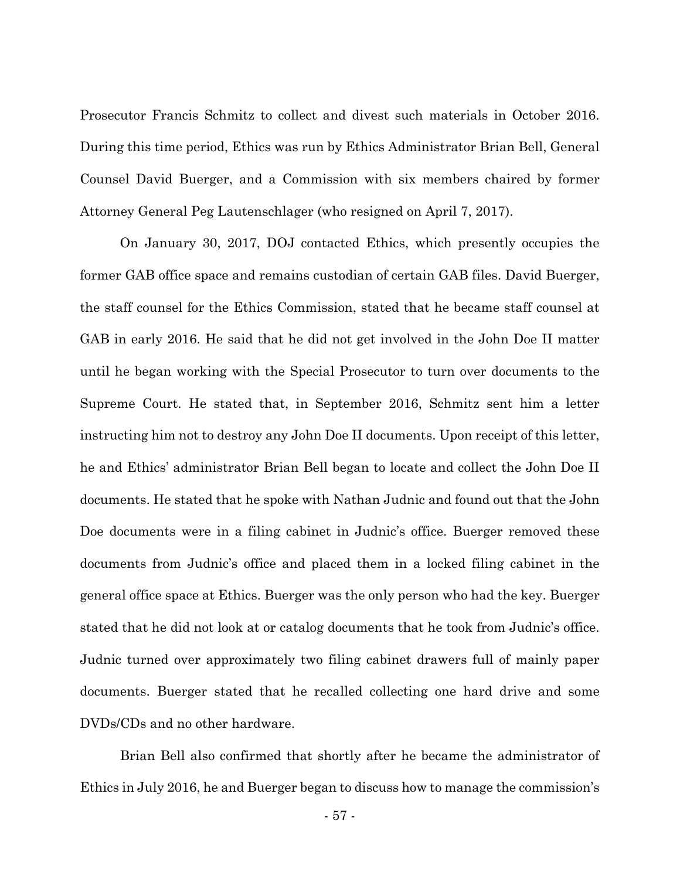Prosecutor Francis Schmitz to collect and divest such materials in October 2016. During this time period, Ethics was run by Ethics Administrator Brian Bell, General Counsel David Buerger, and a Commission with six members chaired by former Attorney General Peg Lautenschlager (who resigned on April 7, 2017).

On January 30, 2017, DOJ contacted Ethics, which presently occupies the former GAB office space and remains custodian of certain GAB files. David Buerger, the staff counsel for the Ethics Commission, stated that he became staff counsel at GAB in early 2016. He said that he did not get involved in the John Doe II matter until he began working with the Special Prosecutor to turn over documents to the Supreme Court. He stated that, in September 2016, Schmitz sent him a letter instructing him not to destroy any John Doe II documents. Upon receipt of this letter, he and Ethics' administrator Brian Bell began to locate and collect the John Doe II documents. He stated that he spoke with Nathan Judnic and found out that the John Doe documents were in a filing cabinet in Judnic's office. Buerger removed these documents from Judnic's office and placed them in a locked filing cabinet in the general office space at Ethics. Buerger was the only person who had the key. Buerger stated that he did not look at or catalog documents that he took from Judnic's office. Judnic turned over approximately two filing cabinet drawers full of mainly paper documents. Buerger stated that he recalled collecting one hard drive and some DVDs/CDs and no other hardware.

Brian Bell also confirmed that shortly after he became the administrator of Ethics in July 2016, he and Buerger began to discuss how to manage the commission's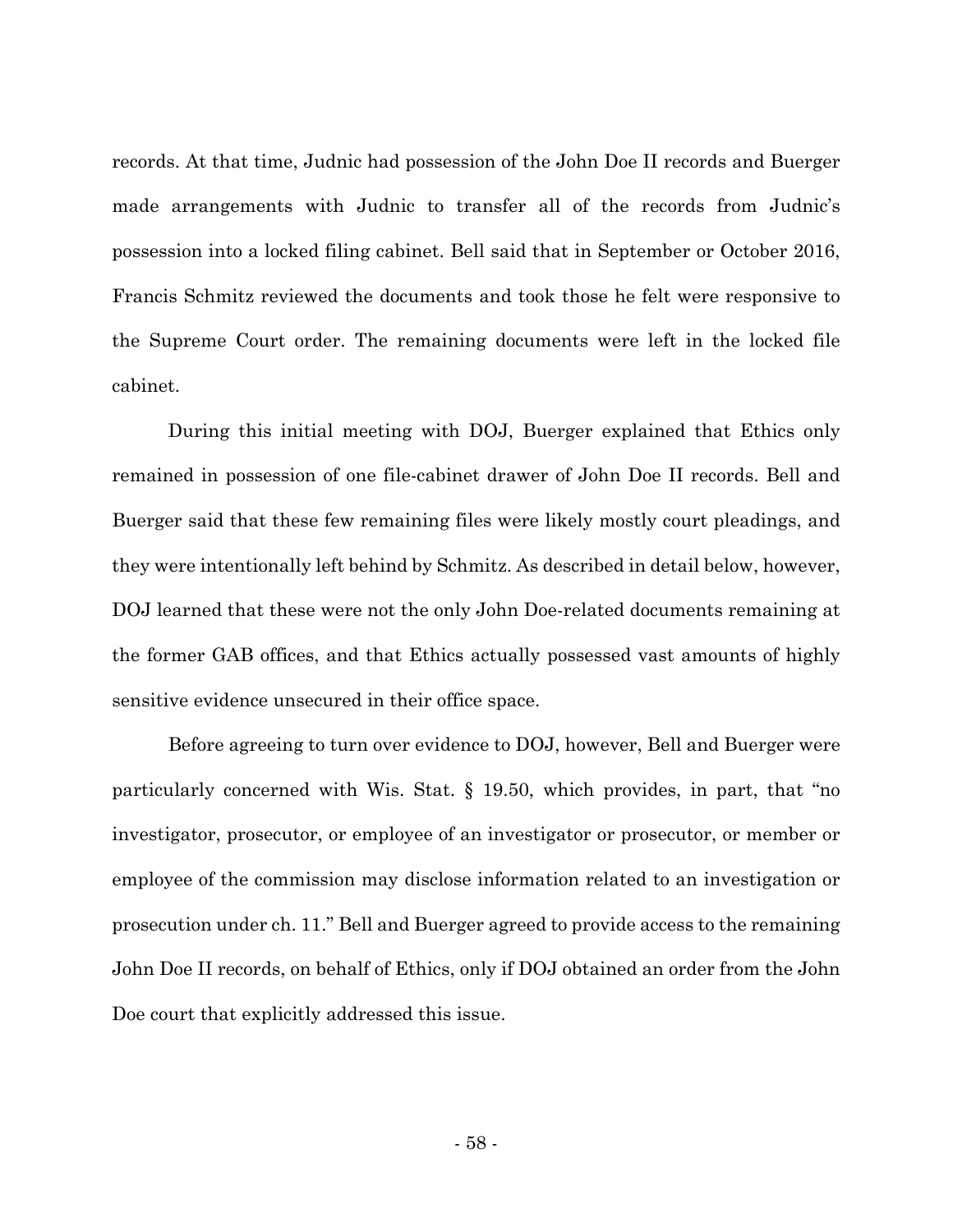records. At that time, Judnic had possession of the John Doe II records and Buerger made arrangements with Judnic to transfer all of the records from Judnic's possession into a locked filing cabinet. Bell said that in September or October 2016, Francis Schmitz reviewed the documents and took those he felt were responsive to the Supreme Court order. The remaining documents were left in the locked file cabinet.

During this initial meeting with DOJ, Buerger explained that Ethics only remained in possession of one file-cabinet drawer of John Doe II records. Bell and Buerger said that these few remaining files were likely mostly court pleadings, and they were intentionally left behind by Schmitz. As described in detail below, however, DOJ learned that these were not the only John Doe-related documents remaining at the former GAB offices, and that Ethics actually possessed vast amounts of highly sensitive evidence unsecured in their office space.

Before agreeing to turn over evidence to DOJ, however, Bell and Buerger were particularly concerned with Wis. Stat. § 19.50, which provides, in part, that "no investigator, prosecutor, or employee of an investigator or prosecutor, or member or employee of the commission may disclose information related to an investigation or prosecution under ch. 11." Bell and Buerger agreed to provide access to the remaining John Doe II records, on behalf of Ethics, only if DOJ obtained an order from the John Doe court that explicitly addressed this issue.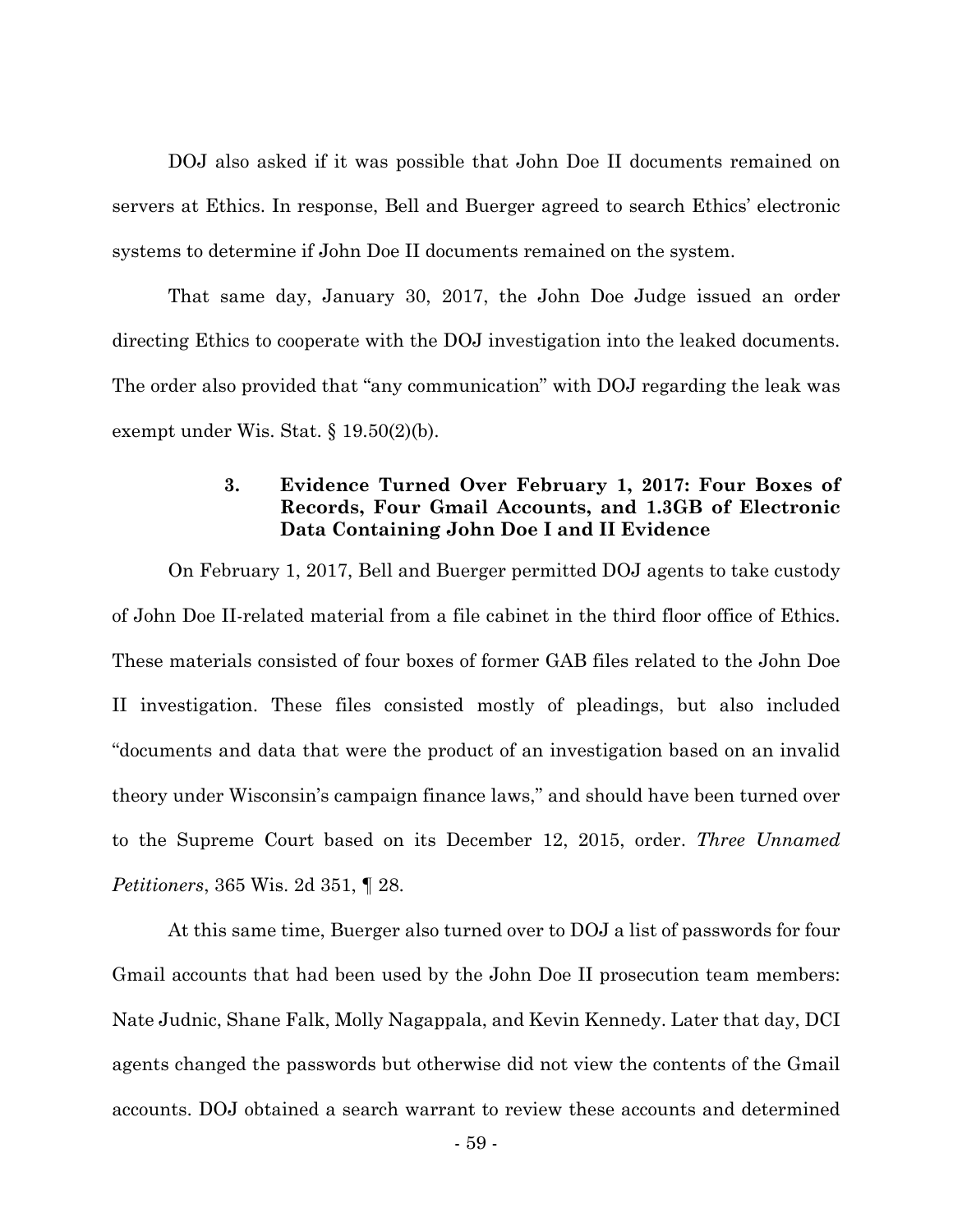DOJ also asked if it was possible that John Doe II documents remained on servers at Ethics. In response, Bell and Buerger agreed to search Ethics' electronic systems to determine if John Doe II documents remained on the system.

That same day, January 30, 2017, the John Doe Judge issued an order directing Ethics to cooperate with the DOJ investigation into the leaked documents. The order also provided that "any communication" with DOJ regarding the leak was exempt under Wis. Stat. § 19.50(2)(b).

### 3. Evidence Turned Over February 1, 2017: Four Boxes of Records, Four Gmail Accounts, and 1.3GB of Electronic Data Containing John Doe I and II Evidence

On February 1, 2017, Bell and Buerger permitted DOJ agents to take custody of John Doe II-related material from a file cabinet in the third floor office of Ethics. These materials consisted of four boxes of former GAB files related to the John Doe II investigation. These files consisted mostly of pleadings, but also included "documents and data that were the product of an investigation based on an invalid theory under Wisconsin's campaign finance laws," and should have been turned over to the Supreme Court based on its December 12, 2015, order. *Three Unnamed Petitioners*, 365 Wis. 2d 351, ¶ 28.

At this same time, Buerger also turned over to DOJ a list of passwords for four Gmail accounts that had been used by the John Doe II prosecution team members: Nate Judnic, Shane Falk, Molly Nagappala, and Kevin Kennedy. Later that day, DCI agents changed the passwords but otherwise did not view the contents of the Gmail accounts. DOJ obtained a search warrant to review these accounts and determined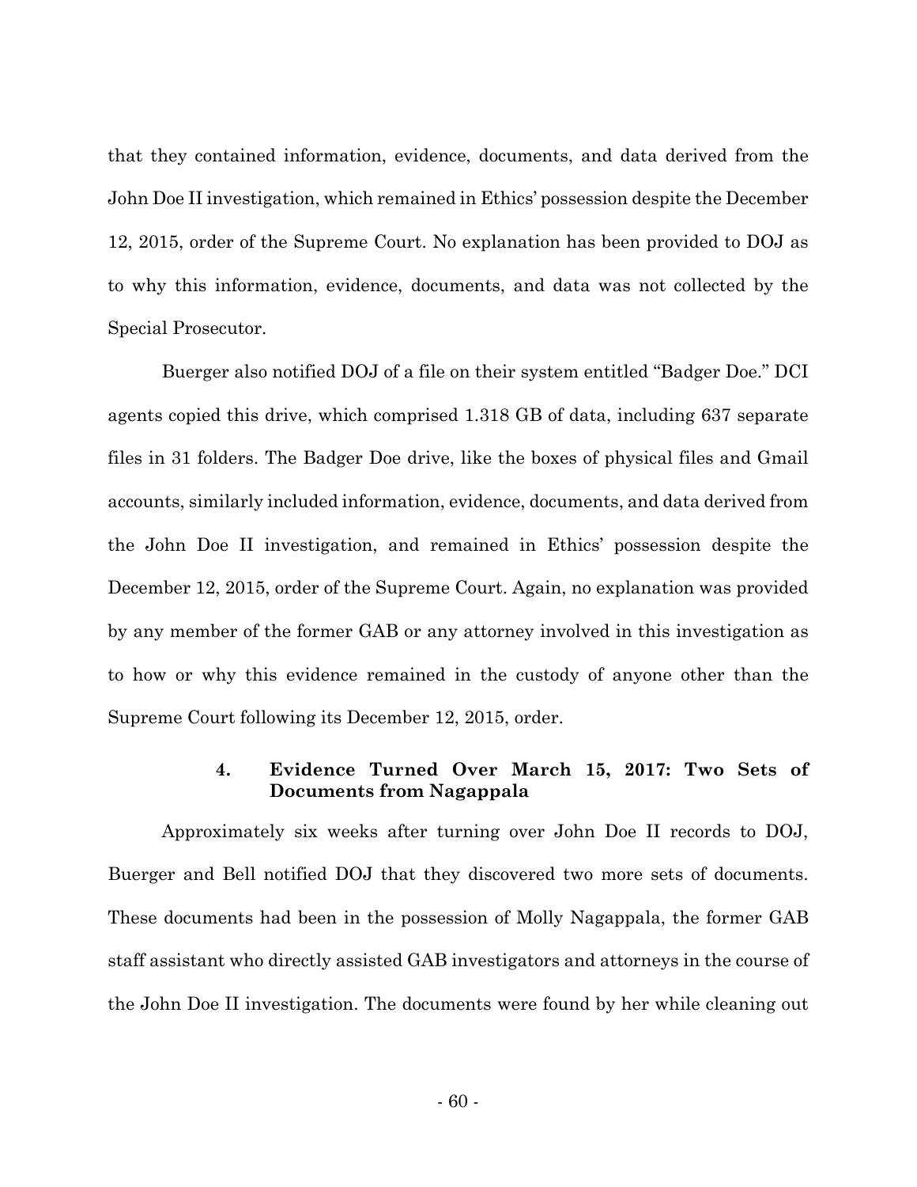that they contained information, evidence, documents, and data derived from the John Doe II investigation, which remained in Ethics' possession despite the December 12, 2015, order of the Supreme Court. No explanation has been provided to DOJ as to why this information, evidence, documents, and data was not collected by the Special Prosecutor.

Buerger also notified DOJ of a file on their system entitled "Badger Doe." DCI agents copied this drive, which comprised 1.318 GB of data, including 637 separate files in 31 folders. The Badger Doe drive, like the boxes of physical files and Gmail accounts, similarly included information, evidence, documents, and data derived from the John Doe II investigation, and remained in Ethics' possession despite the December 12, 2015, order of the Supreme Court. Again, no explanation was provided by any member of the former GAB or any attorney involved in this investigation as to how or why this evidence remained in the custody of anyone other than the Supreme Court following its December 12, 2015, order.

#### 4. Evidence Turned Over March 15, 2017: Two Sets of Documents from Nagappala

Approximately six weeks after turning over John Doe II records to DOJ, Buerger and Bell notified DOJ that they discovered two more sets of documents. These documents had been in the possession of Molly Nagappala, the former GAB staff assistant who directly assisted GAB investigators and attorneys in the course of the John Doe II investigation. The documents were found by her while cleaning out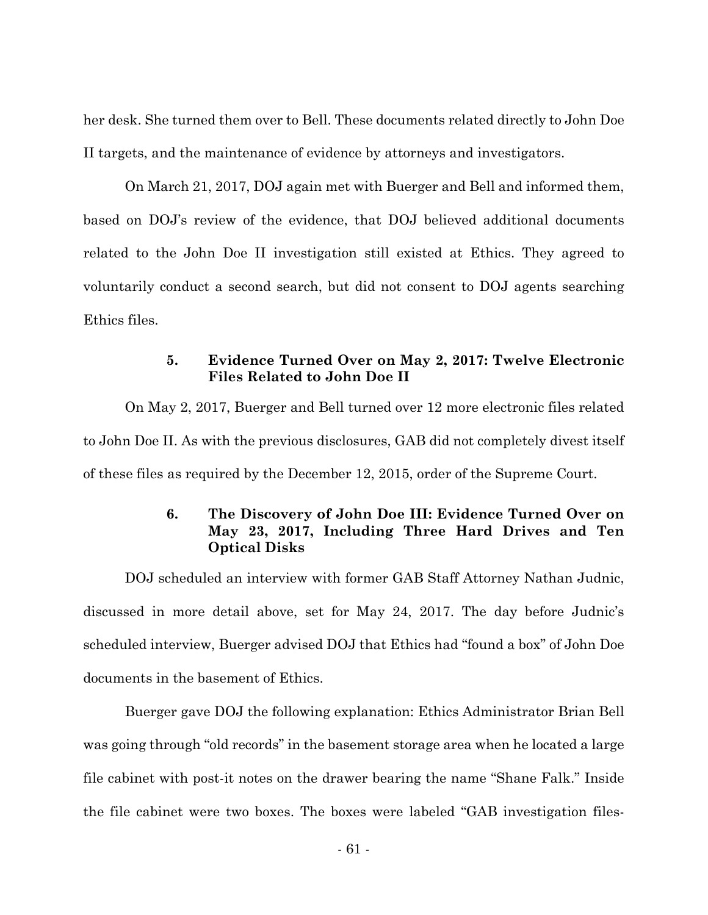her desk. She turned them over to Bell. These documents related directly to John Doe II targets, and the maintenance of evidence by attorneys and investigators.

On March 21, 2017, DOJ again met with Buerger and Bell and informed them, based on DOJ's review of the evidence, that DOJ believed additional documents related to the John Doe II investigation still existed at Ethics. They agreed to voluntarily conduct a second search, but did not consent to DOJ agents searching Ethics files.

#### 5. Evidence Turned Over on May 2, 2017: Twelve Electronic Files Related to John Doe II

On May 2, 2017, Buerger and Bell turned over 12 more electronic files related to John Doe II. As with the previous disclosures, GAB did not completely divest itself of these files as required by the December 12, 2015, order of the Supreme Court.

#### 6. The Discovery of John Doe III: Evidence Turned Over on May 23, 2017, Including Three Hard Drives and Ten Optical Disks

DOJ scheduled an interview with former GAB Staff Attorney Nathan Judnic, discussed in more detail above, set for May 24, 2017. The day before Judnic's scheduled interview, Buerger advised DOJ that Ethics had "found a box" of John Doe documents in the basement of Ethics.

Buerger gave DOJ the following explanation: Ethics Administrator Brian Bell was going through "old records" in the basement storage area when he located a large file cabinet with post-it notes on the drawer bearing the name "Shane Falk." Inside the file cabinet were two boxes. The boxes were labeled "GAB investigation files-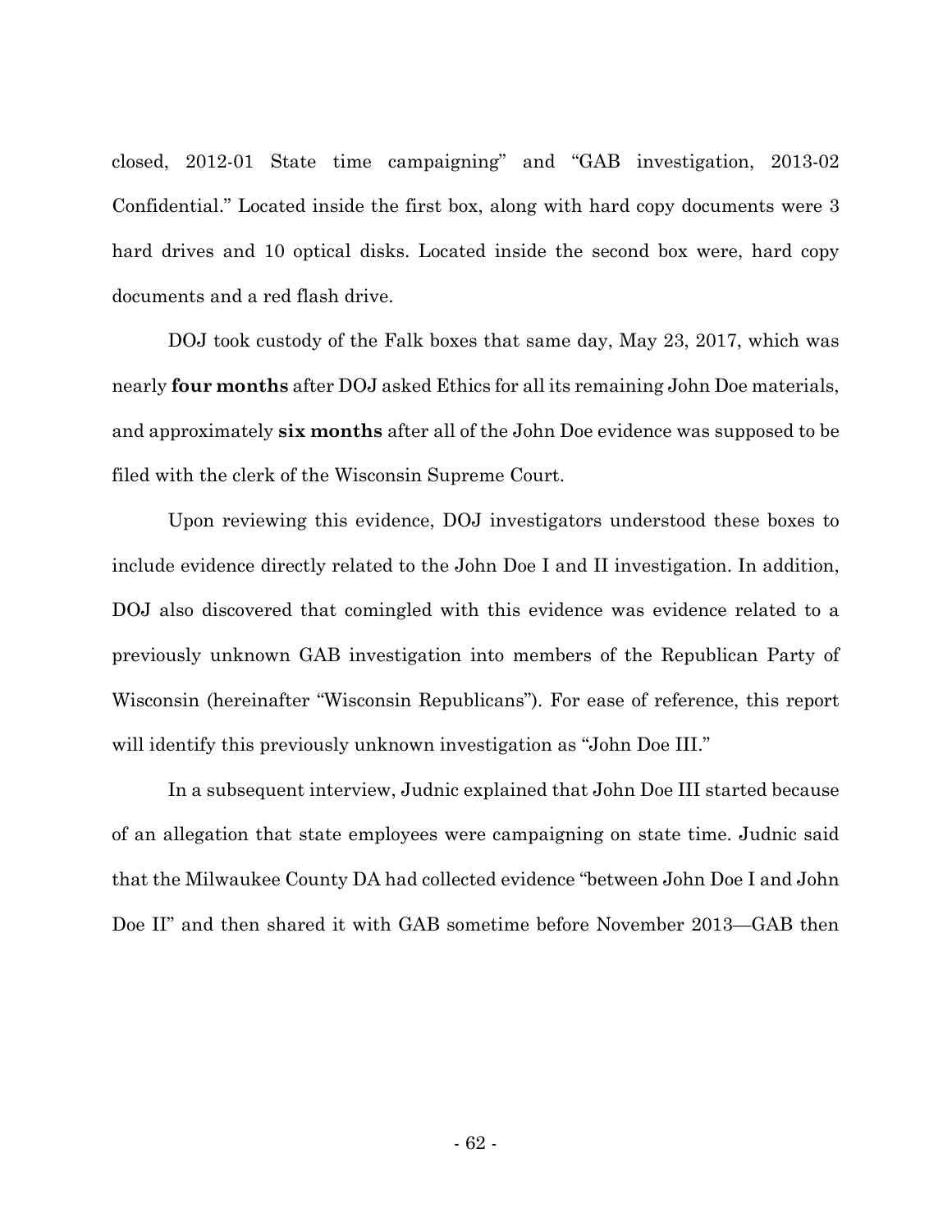closed, 2012-01 State time campaigning" and "GAB investigation, 2013-02 Confidential." Located inside the first box, along with hard copy documents were 3 hard drives and 10 optical disks. Located inside the second box were, hard copy documents and a red flash drive.

DOJ took custody of the Falk boxes that same day, May 23, 2017, which was nearly **four months** after DOJ asked Ethics for all its remaining John Doe materials, and approximately **six months** after all of the John Doe evidence was supposed to be filed with the clerk of the Wisconsin Supreme Court.

Upon reviewing this evidence, DOJ investigators understood these boxes to include evidence directly related to the John Doe I and II investigation. In addition, DOJ also discovered that comingled with this evidence was evidence related to a previously unknown GAB investigation into members of the Republican Party of Wisconsin (hereinafter "Wisconsin Republicans"). For ease of reference, this report will identify this previously unknown investigation as "John Doe III."

In a subsequent interview, Judnic explained that John Doe III started because of an allegation that state employees were campaigning on state time. Judnic said that the Milwaukee County DA had collected evidence "between John Doe I and John Doe II" and then shared it with GAB sometime before November 2013—GAB then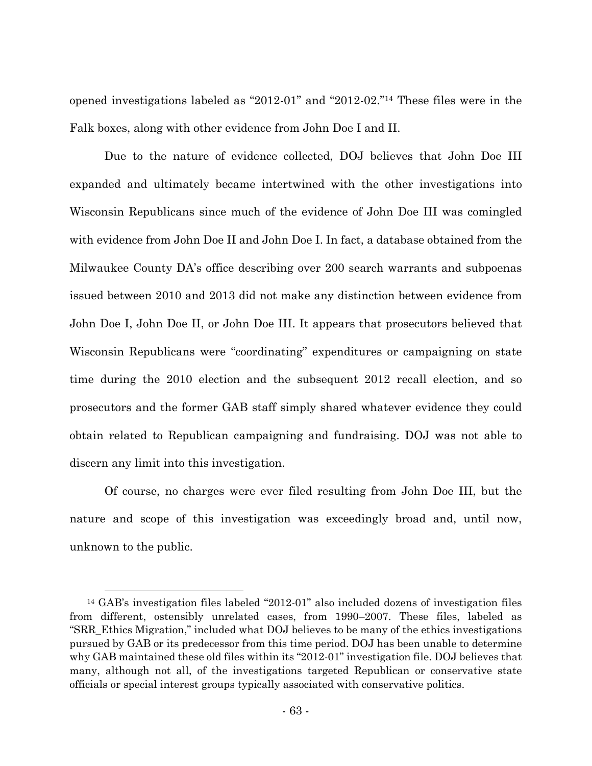opened investigations labeled as "2012-01" and "2012-02."[14] These files were in the Falk boxes, along with other evidence from John Doe I and II.

Due to the nature of evidence collected, DOJ believes that John Doe III expanded and ultimately became intertwined with the other investigations into Wisconsin Republicans since much of the evidence of John Doe III was comingled with evidence from John Doe II and John Doe I. In fact, a database obtained from the Milwaukee County DA's office describing over 200 search warrants and subpoenas issued between 2010 and 2013 did not make any distinction between evidence from John Doe I, John Doe II, or John Doe III. It appears that prosecutors believed that Wisconsin Republicans were "coordinating" expenditures or campaigning on state time during the 2010 election and the subsequent 2012 recall election, and so prosecutors and the former GAB staff simply shared whatever evidence they could obtain related to Republican campaigning and fundraising. DOJ was not able to discern any limit into this investigation.

Of course, no charges were ever filed resulting from John Doe III, but the nature and scope of this investigation was exceedingly broad and, until now, unknown to the public.

---

[14] GAB's investigation files labeled "2012-01" also included dozens of investigation files from different, ostensibly unrelated cases, from 1990–2007. These files, labeled as "SRR_Ethics Migration," included what DOJ believes to be many of the ethics investigations pursued by GAB or its predecessor from this time period. DOJ has been unable to determine why GAB maintained these old files within its "2012-01" investigation file. DOJ believes that many, although not all, of the investigations targeted Republican or conservative state officials or special interest groups typically associated with conservative politics.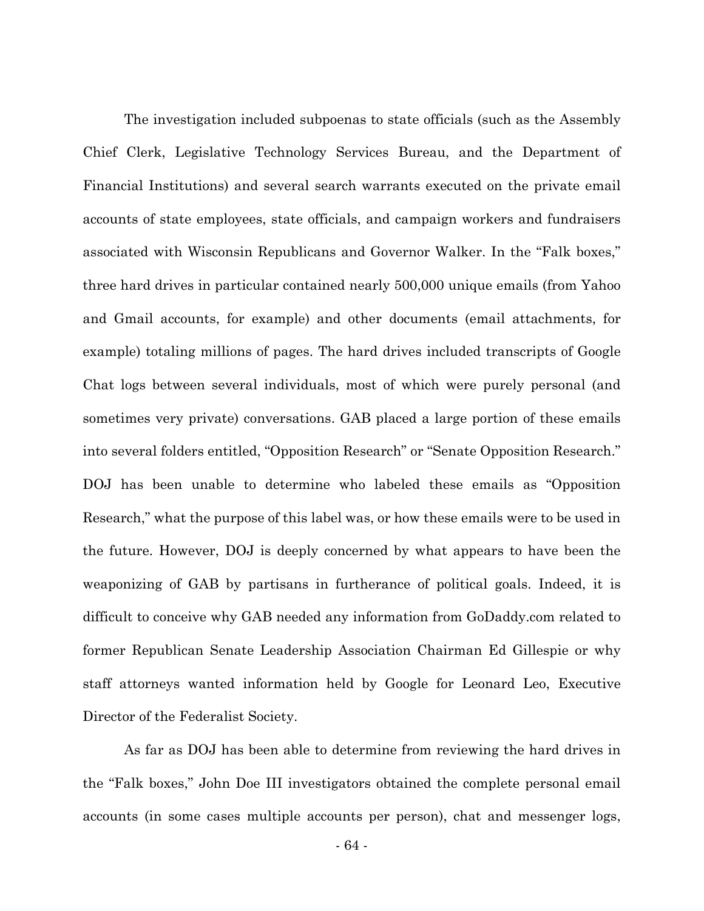The investigation included subpoenas to state officials (such as the Assembly Chief Clerk, Legislative Technology Services Bureau, and the Department of Financial Institutions) and several search warrants executed on the private email accounts of state employees, state officials, and campaign workers and fundraisers associated with Wisconsin Republicans and Governor Walker. In the "Falk boxes," three hard drives in particular contained nearly 500,000 unique emails (from Yahoo and Gmail accounts, for example) and other documents (email attachments, for example) totaling millions of pages. The hard drives included transcripts of Google Chat logs between several individuals, most of which were purely personal (and sometimes very private) conversations. GAB placed a large portion of these emails into several folders entitled, "Opposition Research" or "Senate Opposition Research." DOJ has been unable to determine who labeled these emails as "Opposition Research," what the purpose of this label was, or how these emails were to be used in the future. However, DOJ is deeply concerned by what appears to have been the weaponizing of GAB by partisans in furtherance of political goals. Indeed, it is difficult to conceive why GAB needed any information from GoDaddy.com related to former Republican Senate Leadership Association Chairman Ed Gillespie or why staff attorneys wanted information held by Google for Leonard Leo, Executive Director of the Federalist Society.

As far as DOJ has been able to determine from reviewing the hard drives in the "Falk boxes," John Doe III investigators obtained the complete personal email accounts (in some cases multiple accounts per person), chat and messenger logs,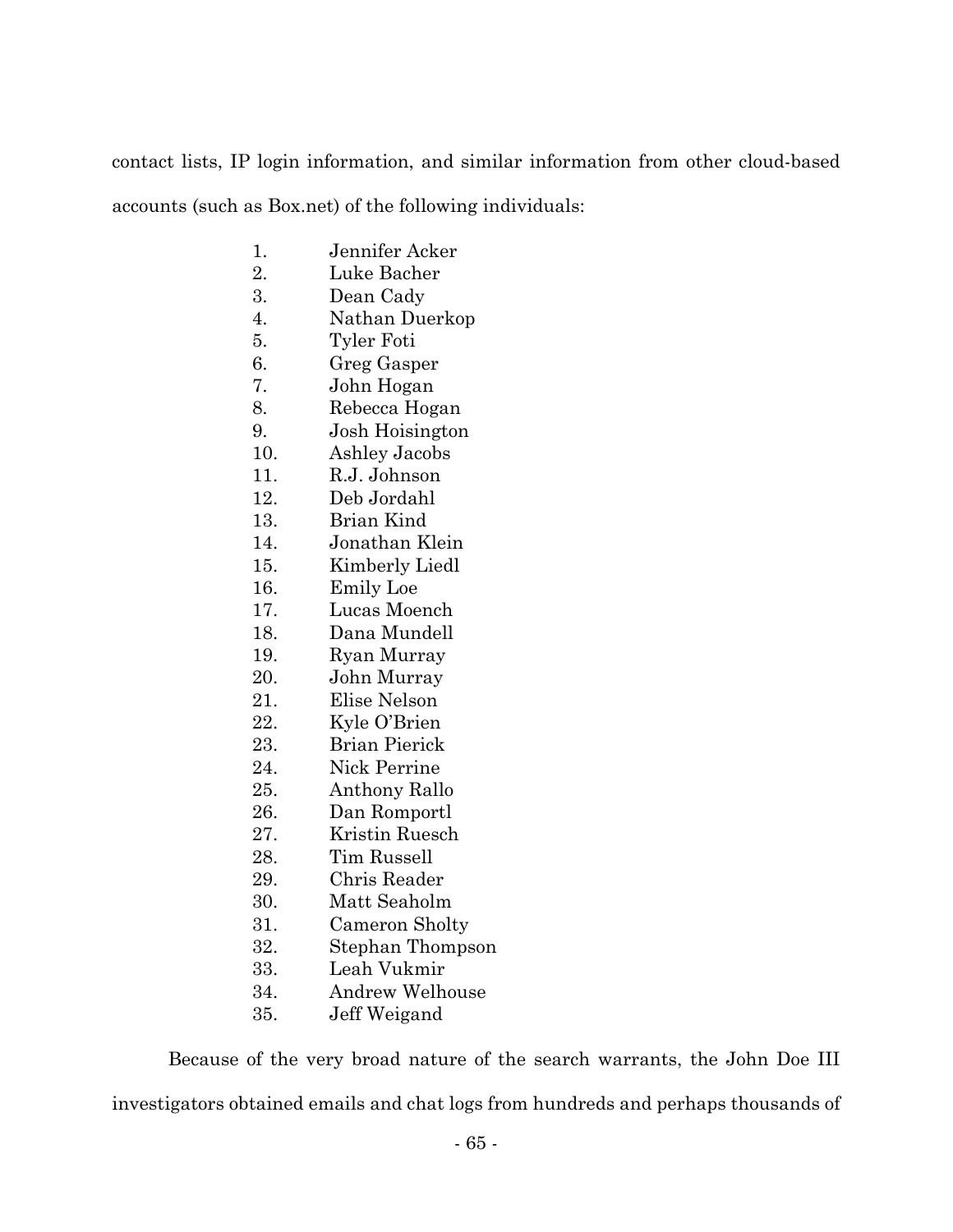contact lists, IP login information, and similar information from other cloud-based accounts (such as Box.net) of the following individuals:

1. Jennifer Acker
2. Luke Bacher
3. Dean Cady
4. Nathan Duerkop
5. Tyler Foti
6. Greg Gasper
7. John Hogan
8. Rebecca Hogan
9. Josh Hoisington
10. Ashley Jacobs
11. R.J. Johnson
12. Deb Jordahl
13. Brian Kind
14. Jonathan Klein
15. Kimberly Liedl
16. Emily Loe
17. Lucas Moench
18. Dana Mundell
19. Ryan Murray
20. John Murray
21. Elise Nelson
22. Kyle O'Brien
23. Brian Pierick
24. Nick Perrine
25. Anthony Rallo
26. Dan Romportl
27. Kristin Ruesch
28. Tim Russell
29. Chris Reader
30. Matt Seaholm
31. Cameron Sholty
32. Stephan Thompson
33. Leah Vukmir
34. Andrew Welhouse
35. Jeff Weigand

Because of the very broad nature of the search warrants, the John Doe III investigators obtained emails and chat logs from hundreds and perhaps thousands of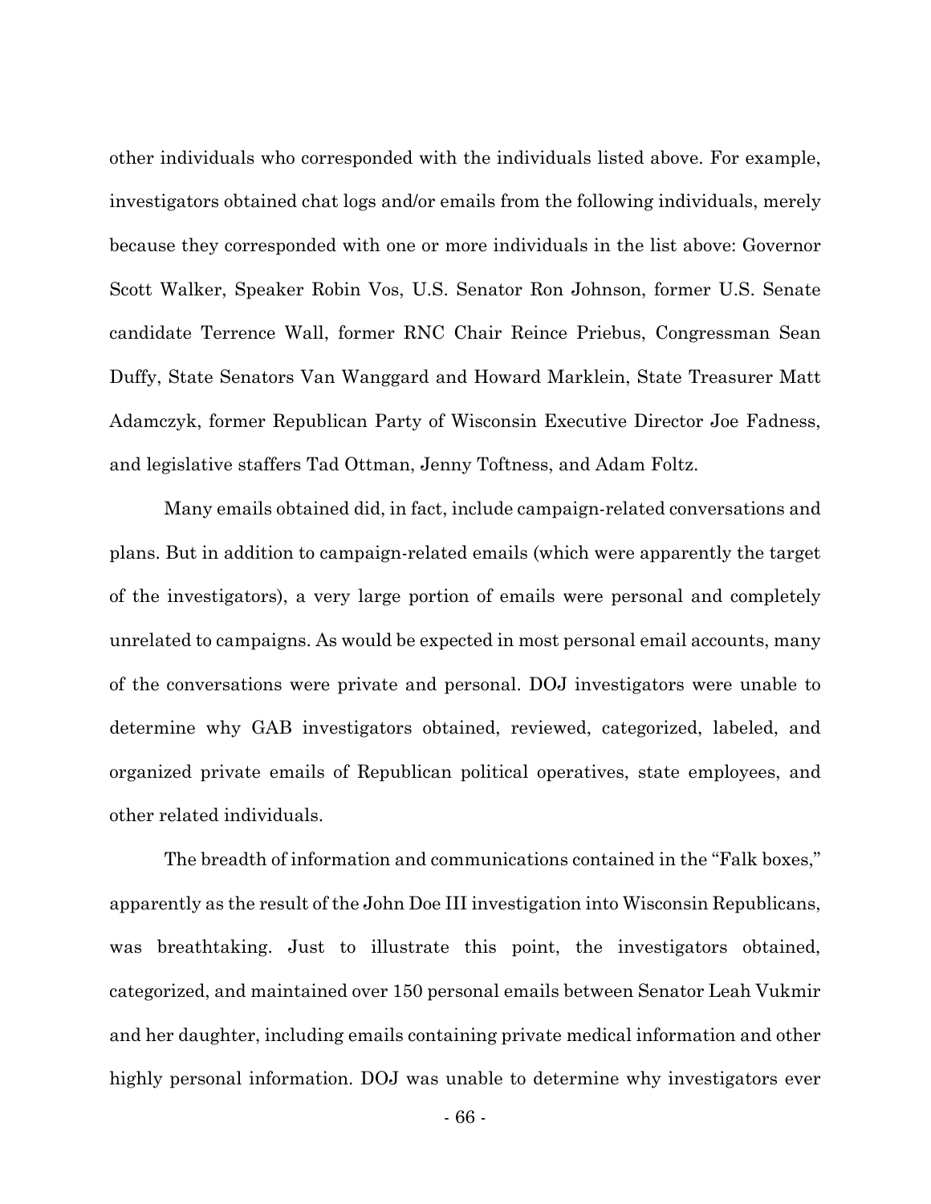other individuals who corresponded with the individuals listed above. For example, investigators obtained chat logs and/or emails from the following individuals, merely because they corresponded with one or more individuals in the list above: Governor Scott Walker, Speaker Robin Vos, U.S. Senator Ron Johnson, former U.S. Senate candidate Terrence Wall, former RNC Chair Reince Priebus, Congressman Sean Duffy, State Senators Van Wanggard and Howard Marklein, State Treasurer Matt Adamczyk, former Republican Party of Wisconsin Executive Director Joe Fadness, and legislative staffers Tad Ottman, Jenny Toftness, and Adam Foltz.

Many emails obtained did, in fact, include campaign-related conversations and plans. But in addition to campaign-related emails (which were apparently the target of the investigators), a very large portion of emails were personal and completely unrelated to campaigns. As would be expected in most personal email accounts, many of the conversations were private and personal. DOJ investigators were unable to determine why GAB investigators obtained, reviewed, categorized, labeled, and organized private emails of Republican political operatives, state employees, and other related individuals.

The breadth of information and communications contained in the "Falk boxes," apparently as the result of the John Doe III investigation into Wisconsin Republicans, was breathtaking. Just to illustrate this point, the investigators obtained, categorized, and maintained over 150 personal emails between Senator Leah Vukmir and her daughter, including emails containing private medical information and other highly personal information. DOJ was unable to determine why investigators ever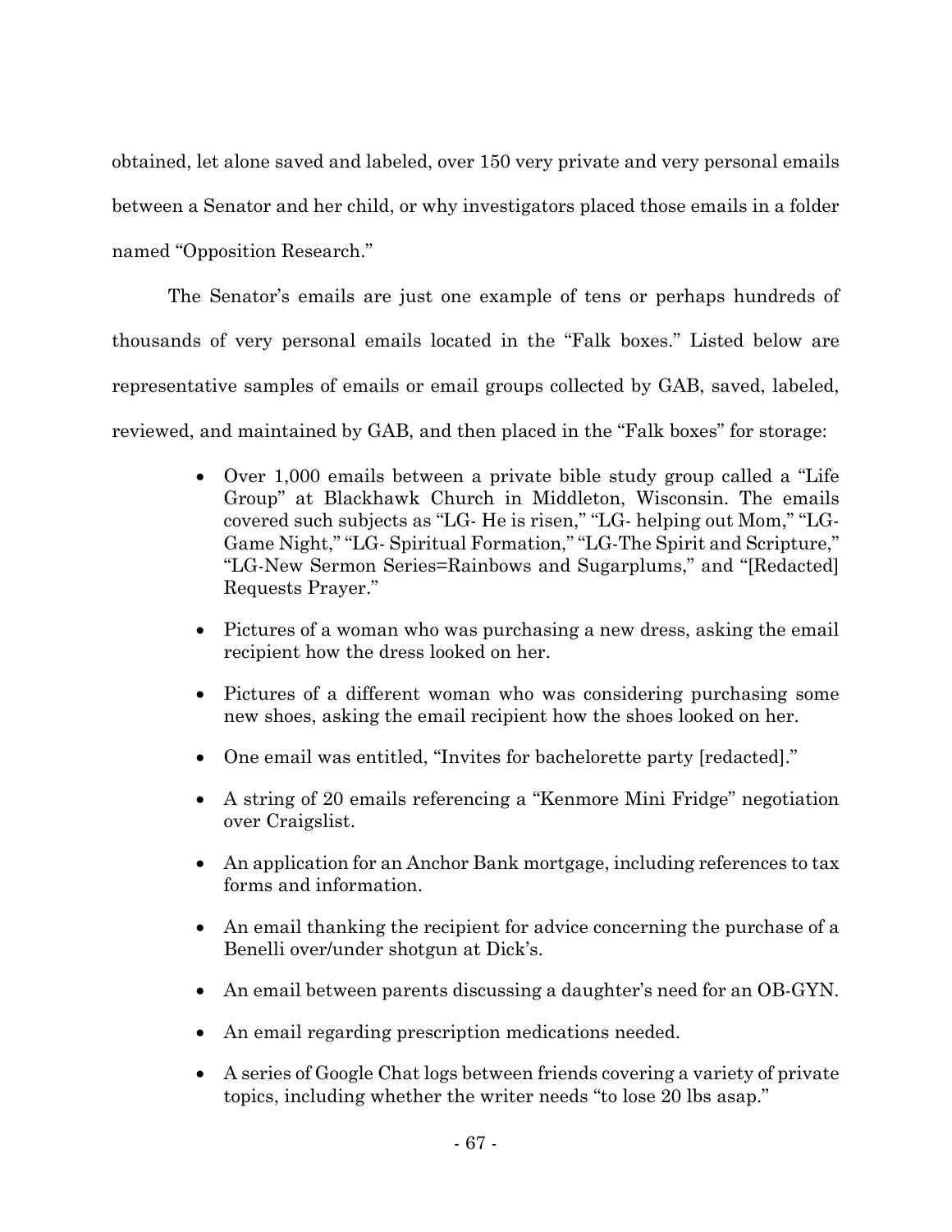obtained, let alone saved and labeled, over 150 very private and very personal emails between a Senator and her child, or why investigators placed those emails in a folder named "Opposition Research."

The Senator's emails are just one example of tens or perhaps hundreds of thousands of very personal emails located in the "Falk boxes." Listed below are representative samples of emails or email groups collected by GAB, saved, labeled, reviewed, and maintained by GAB, and then placed in the "Falk boxes" for storage:

- Over 1,000 emails between a private bible study group called a "Life Group" at Blackhawk Church in Middleton, Wisconsin. The emails covered such subjects as "LG- He is risen," "LG- helping out Mom," "LG- Game Night," "LG- Spiritual Formation," "LG-The Spirit and Scripture," "LG-New Sermon Series=Rainbows and Sugarplums," and "[Redacted] Requests Prayer."
- Pictures of a woman who was purchasing a new dress, asking the email recipient how the dress looked on her.
- Pictures of a different woman who was considering purchasing some new shoes, asking the email recipient how the shoes looked on her.
- One email was entitled, "Invites for bachelorette party [redacted]."
- A string of 20 emails referencing a "Kenmore Mini Fridge" negotiation over Craigslist.
- An application for an Anchor Bank mortgage, including references to tax forms and information.
- An email thanking the recipient for advice concerning the purchase of a Benelli over/under shotgun at Dick's.
- An email between parents discussing a daughter's need for an OB-GYN.
- An email regarding prescription medications needed.
- A series of Google Chat logs between friends covering a variety of private topics, including whether the writer needs "to lose 20 lbs asap."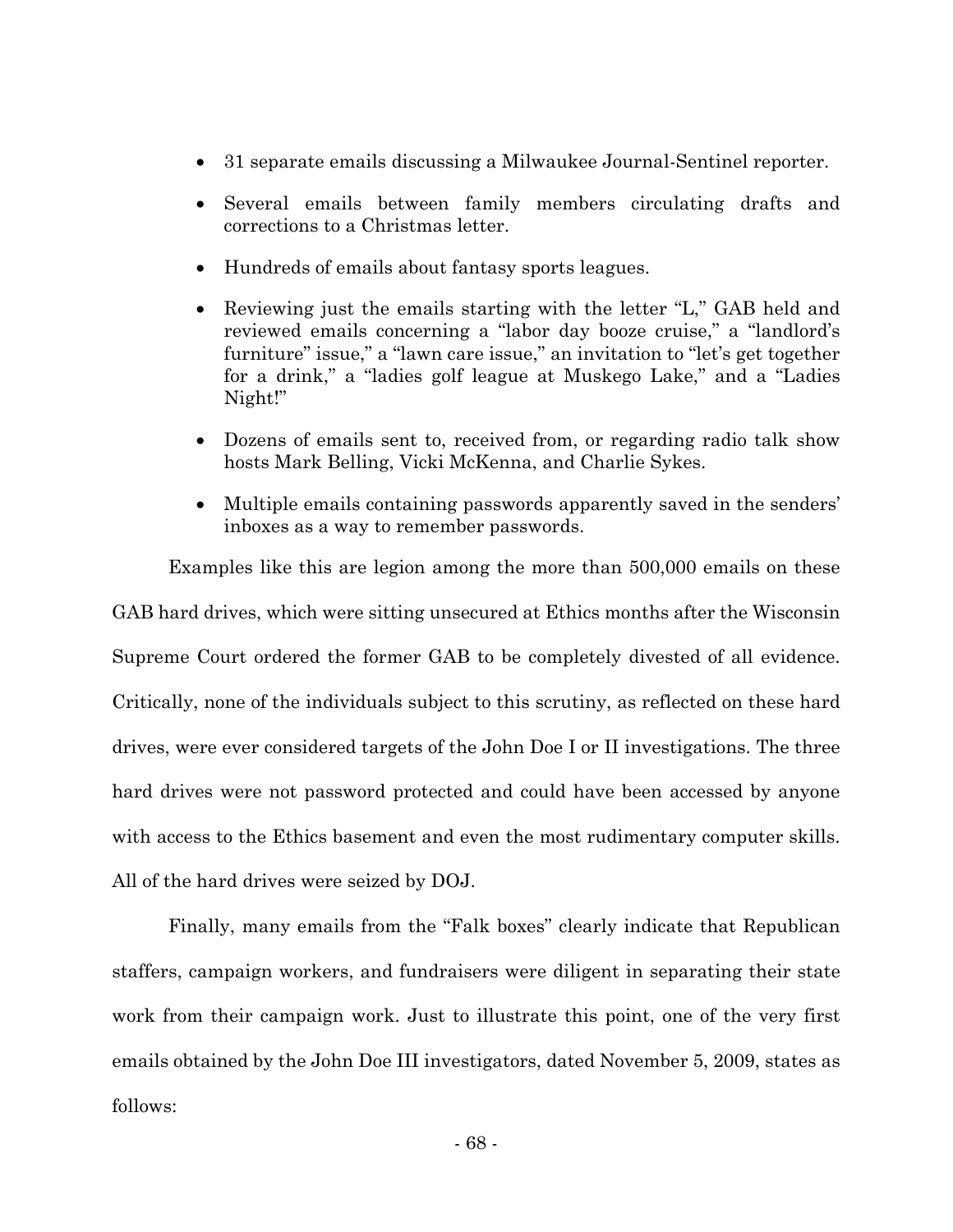- 31 separate emails discussing a Milwaukee Journal-Sentinel reporter.
- Several emails between family members circulating drafts and corrections to a Christmas letter.
- Hundreds of emails about fantasy sports leagues.
- Reviewing just the emails starting with the letter "L," GAB held and reviewed emails concerning a "labor day booze cruise," a "landlord's furniture" issue," a "lawn care issue," an invitation to "let's get together for a drink," a "ladies golf league at Muskego Lake," and a "Ladies Night!"
- Dozens of emails sent to, received from, or regarding radio talk show hosts Mark Belling, Vicki McKenna, and Charlie Sykes.
- Multiple emails containing passwords apparently saved in the senders' inboxes as a way to remember passwords.

Examples like this are legion among the more than 500,000 emails on these GAB hard drives, which were sitting unsecured at Ethics months after the Wisconsin Supreme Court ordered the former GAB to be completely divested of all evidence. Critically, none of the individuals subject to this scrutiny, as reflected on these hard drives, were ever considered targets of the John Doe I or II investigations. The three hard drives were not password protected and could have been accessed by anyone with access to the Ethics basement and even the most rudimentary computer skills. All of the hard drives were seized by DOJ.

Finally, many emails from the "Falk boxes" clearly indicate that Republican staffers, campaign workers, and fundraisers were diligent in separating their state work from their campaign work. Just to illustrate this point, one of the very first emails obtained by the John Doe III investigators, dated November 5, 2009, states as follows: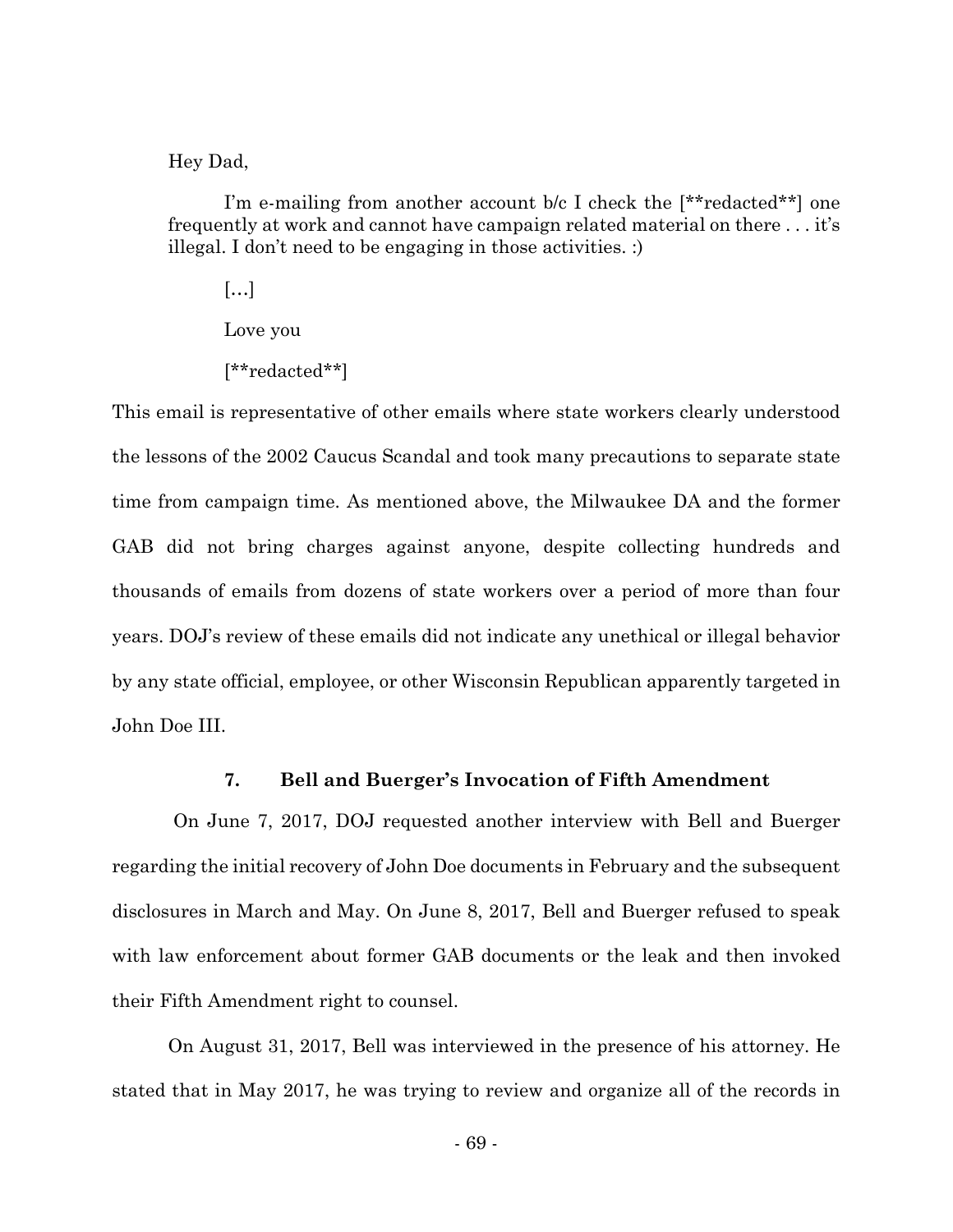> Hey Dad,
>
> I'm e-mailing from another account b/c I check the [**redacted**] one frequently at work and cannot have campaign related material on there . . . it's illegal. I don't need to be engaging in those activities. :)
>
> […]
>
> Love you
>
> [**redacted**]

This email is representative of other emails where state workers clearly understood the lessons of the 2002 Caucus Scandal and took many precautions to separate state time from campaign time. As mentioned above, the Milwaukee DA and the former GAB did not bring charges against anyone, despite collecting hundreds and thousands of emails from dozens of state workers over a period of more than four years. DOJ's review of these emails did not indicate any unethical or illegal behavior by any state official, employee, or other Wisconsin Republican apparently targeted in John Doe III.

### 7. Bell and Buerger's Invocation of Fifth Amendment

On June 7, 2017, DOJ requested another interview with Bell and Buerger regarding the initial recovery of John Doe documents in February and the subsequent disclosures in March and May. On June 8, 2017, Bell and Buerger refused to speak with law enforcement about former GAB documents or the leak and then invoked their Fifth Amendment right to counsel.

On August 31, 2017, Bell was interviewed in the presence of his attorney. He stated that in May 2017, he was trying to review and organize all of the records in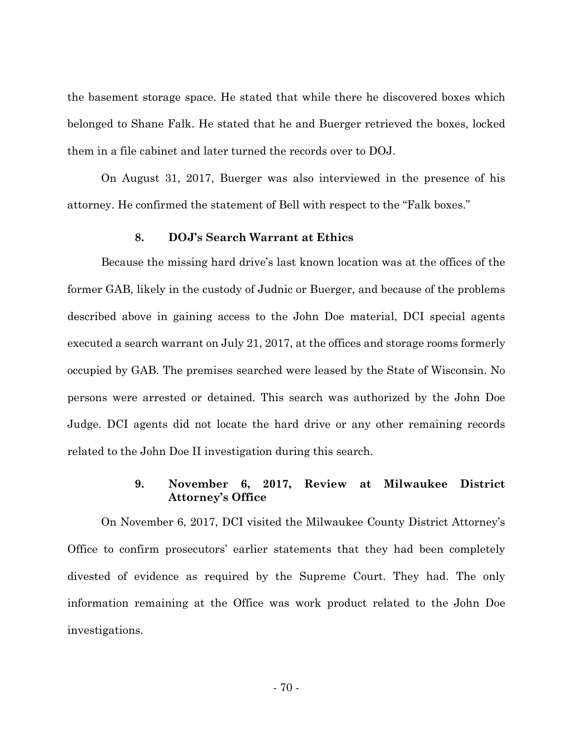the basement storage space. He stated that while there he discovered boxes which belonged to Shane Falk. He stated that he and Buerger retrieved the boxes, locked them in a file cabinet and later turned the records over to DOJ.

On August 31, 2017, Buerger was also interviewed in the presence of his attorney. He confirmed the statement of Bell with respect to the "Falk boxes."

#### 8. DOJ's Search Warrant at Ethics

Because the missing hard drive's last known location was at the offices of the former GAB, likely in the custody of Judnic or Buerger, and because of the problems described above in gaining access to the John Doe material, DCI special agents executed a search warrant on July 21, 2017, at the offices and storage rooms formerly occupied by GAB. The premises searched were leased by the State of Wisconsin. No persons were arrested or detained. This search was authorized by the John Doe Judge. DCI agents did not locate the hard drive or any other remaining records related to the John Doe II investigation during this search.

#### 9. November 6, 2017, Review at Milwaukee District Attorney's Office

On November 6, 2017, DCI visited the Milwaukee County District Attorney's Office to confirm prosecutors' earlier statements that they had been completely divested of evidence as required by the Supreme Court. They had. The only information remaining at the Office was work product related to the John Doe investigations.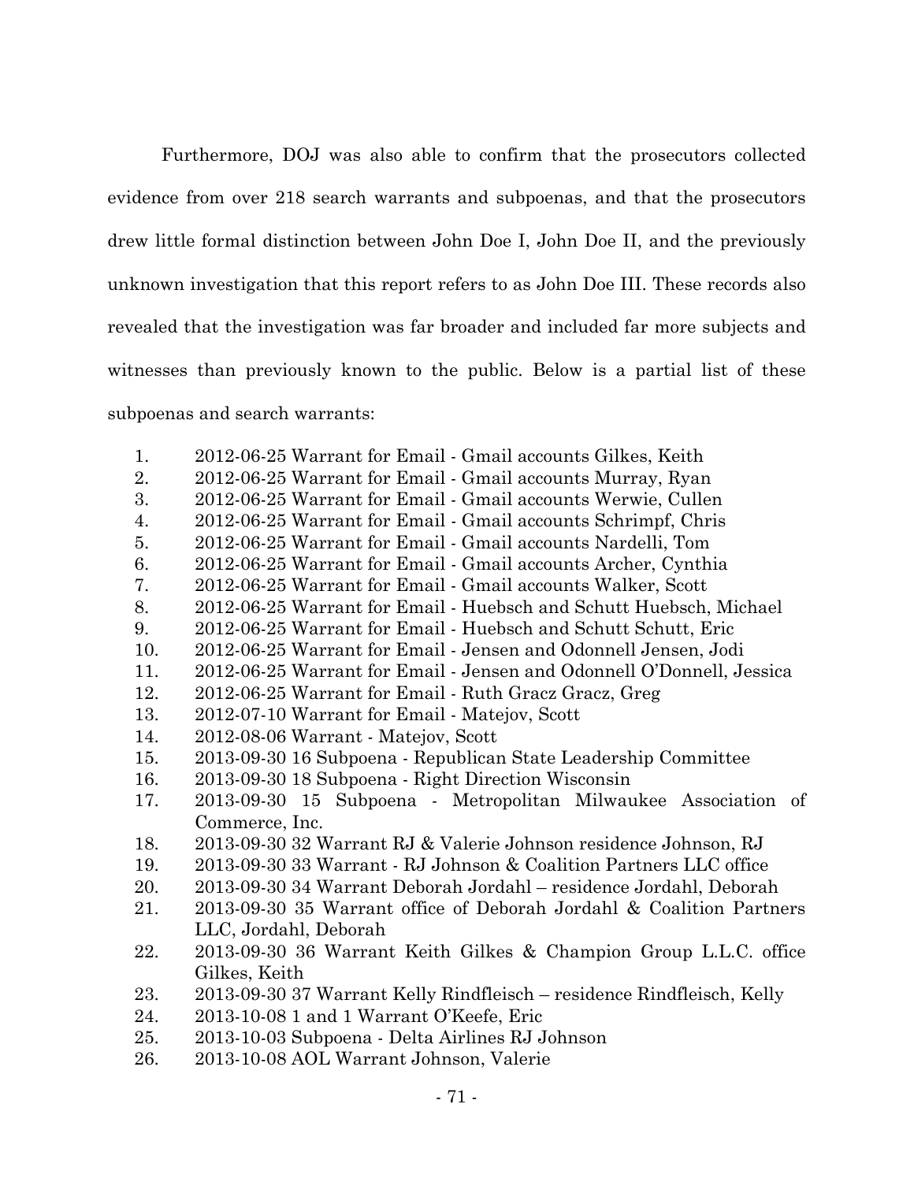Furthermore, DOJ was also able to confirm that the prosecutors collected evidence from over 218 search warrants and subpoenas, and that the prosecutors drew little formal distinction between John Doe I, John Doe II, and the previously unknown investigation that this report refers to as John Doe III. These records also revealed that the investigation was far broader and included far more subjects and witnesses than previously known to the public. Below is a partial list of these subpoenas and search warrants:

1. 2012-06-25 Warrant for Email - Gmail accounts Gilkes, Keith
2. 2012-06-25 Warrant for Email - Gmail accounts Murray, Ryan
3. 2012-06-25 Warrant for Email - Gmail accounts Werwie, Cullen
4. 2012-06-25 Warrant for Email - Gmail accounts Schrimpf, Chris
5. 2012-06-25 Warrant for Email - Gmail accounts Nardelli, Tom
6. 2012-06-25 Warrant for Email - Gmail accounts Archer, Cynthia
7. 2012-06-25 Warrant for Email - Gmail accounts Walker, Scott
8. 2012-06-25 Warrant for Email - Huebsch and Schutt Huebsch, Michael
9. 2012-06-25 Warrant for Email - Huebsch and Schutt Schutt, Eric
10. 2012-06-25 Warrant for Email - Jensen and Odonnell Jensen, Jodi
11. 2012-06-25 Warrant for Email - Jensen and Odonnell O'Donnell, Jessica
12. 2012-06-25 Warrant for Email - Ruth Gracz Gracz, Greg
13. 2012-07-10 Warrant for Email - Matejov, Scott
14. 2012-08-06 Warrant - Matejov, Scott
15. 2013-09-30 16 Subpoena - Republican State Leadership Committee
16. 2013-09-30 18 Subpoena - Right Direction Wisconsin
17. 2013-09-30 15 Subpoena - Metropolitan Milwaukee Association of Commerce, Inc.
18. 2013-09-30 32 Warrant RJ & Valerie Johnson residence Johnson, RJ
19. 2013-09-30 33 Warrant - RJ Johnson & Coalition Partners LLC office
20. 2013-09-30 34 Warrant Deborah Jordahl – residence Jordahl, Deborah
21. 2013-09-30 35 Warrant office of Deborah Jordahl & Coalition Partners LLC, Jordahl, Deborah
22. 2013-09-30 36 Warrant Keith Gilkes & Champion Group L.L.C. office Gilkes, Keith
23. 2013-09-30 37 Warrant Kelly Rindfleisch – residence Rindfleisch, Kelly
24. 2013-10-08 1 and 1 Warrant O'Keefe, Eric
25. 2013-10-03 Subpoena - Delta Airlines RJ Johnson
26. 2013-10-08 AOL Warrant Johnson, Valerie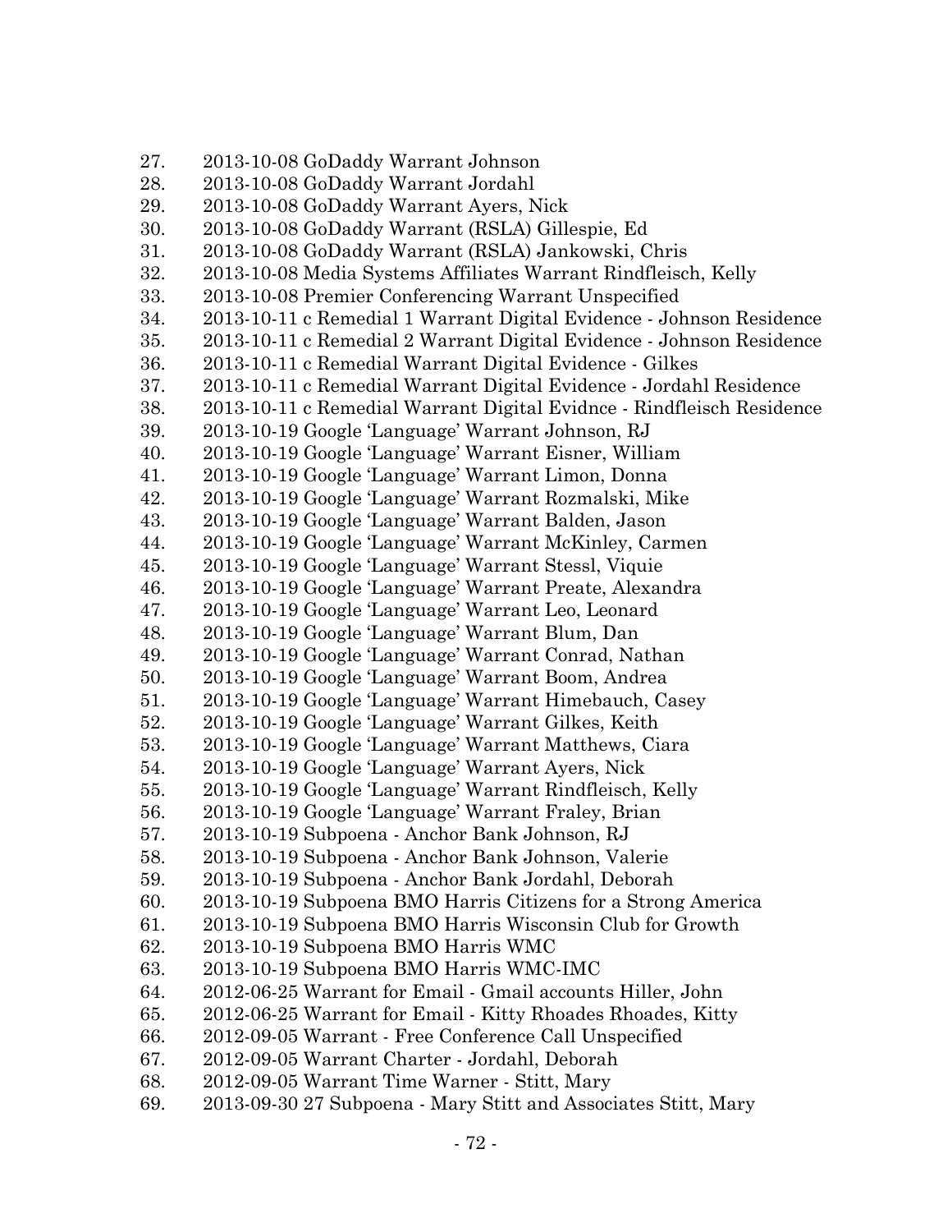27. 2013-10-08 GoDaddy Warrant Johnson
28. 2013-10-08 GoDaddy Warrant Jordahl
29. 2013-10-08 GoDaddy Warrant Ayers, Nick
30. 2013-10-08 GoDaddy Warrant (RSLA) Gillespie, Ed
31. 2013-10-08 GoDaddy Warrant (RSLA) Jankowski, Chris
32. 2013-10-08 Media Systems Affiliates Warrant Rindfleisch, Kelly
33. 2013-10-08 Premier Conferencing Warrant Unspecified
34. 2013-10-11 c Remedial 1 Warrant Digital Evidence - Johnson Residence
35. 2013-10-11 c Remedial 2 Warrant Digital Evidence - Johnson Residence
36. 2013-10-11 c Remedial Warrant Digital Evidence - Gilkes
37. 2013-10-11 c Remedial Warrant Digital Evidence - Jordahl Residence
38. 2013-10-11 c Remedial Warrant Digital Evidnce - Rindfleisch Residence
39. 2013-10-19 Google 'Language' Warrant Johnson, RJ
40. 2013-10-19 Google 'Language' Warrant Eisner, William
41. 2013-10-19 Google 'Language' Warrant Limon, Donna
42. 2013-10-19 Google 'Language' Warrant Rozmalski, Mike
43. 2013-10-19 Google 'Language' Warrant Balden, Jason
44. 2013-10-19 Google 'Language' Warrant McKinley, Carmen
45. 2013-10-19 Google 'Language' Warrant Stessl, Viquie
46. 2013-10-19 Google 'Language' Warrant Preate, Alexandra
47. 2013-10-19 Google 'Language' Warrant Leo, Leonard
48. 2013-10-19 Google 'Language' Warrant Blum, Dan
49. 2013-10-19 Google 'Language' Warrant Conrad, Nathan
50. 2013-10-19 Google 'Language' Warrant Boom, Andrea
51. 2013-10-19 Google 'Language' Warrant Himebauch, Casey
52. 2013-10-19 Google 'Language' Warrant Gilkes, Keith
53. 2013-10-19 Google 'Language' Warrant Matthews, Ciara
54. 2013-10-19 Google 'Language' Warrant Ayers, Nick
55. 2013-10-19 Google 'Language' Warrant Rindfleisch, Kelly
56. 2013-10-19 Google 'Language' Warrant Fraley, Brian
57. 2013-10-19 Subpoena - Anchor Bank Johnson, RJ
58. 2013-10-19 Subpoena - Anchor Bank Johnson, Valerie
59. 2013-10-19 Subpoena - Anchor Bank Jordahl, Deborah
60. 2013-10-19 Subpoena BMO Harris Citizens for a Strong America
61. 2013-10-19 Subpoena BMO Harris Wisconsin Club for Growth
62. 2013-10-19 Subpoena BMO Harris WMC
63. 2013-10-19 Subpoena BMO Harris WMC-IMC
64. 2012-06-25 Warrant for Email - Gmail accounts Hiller, John
65. 2012-06-25 Warrant for Email - Kitty Rhoades Rhoades, Kitty
66. 2012-09-05 Warrant - Free Conference Call Unspecified
67. 2012-09-05 Warrant Charter - Jordahl, Deborah
68. 2012-09-05 Warrant Time Warner - Stitt, Mary
69. 2013-09-30 27 Subpoena - Mary Stitt and Associates Stitt, Mary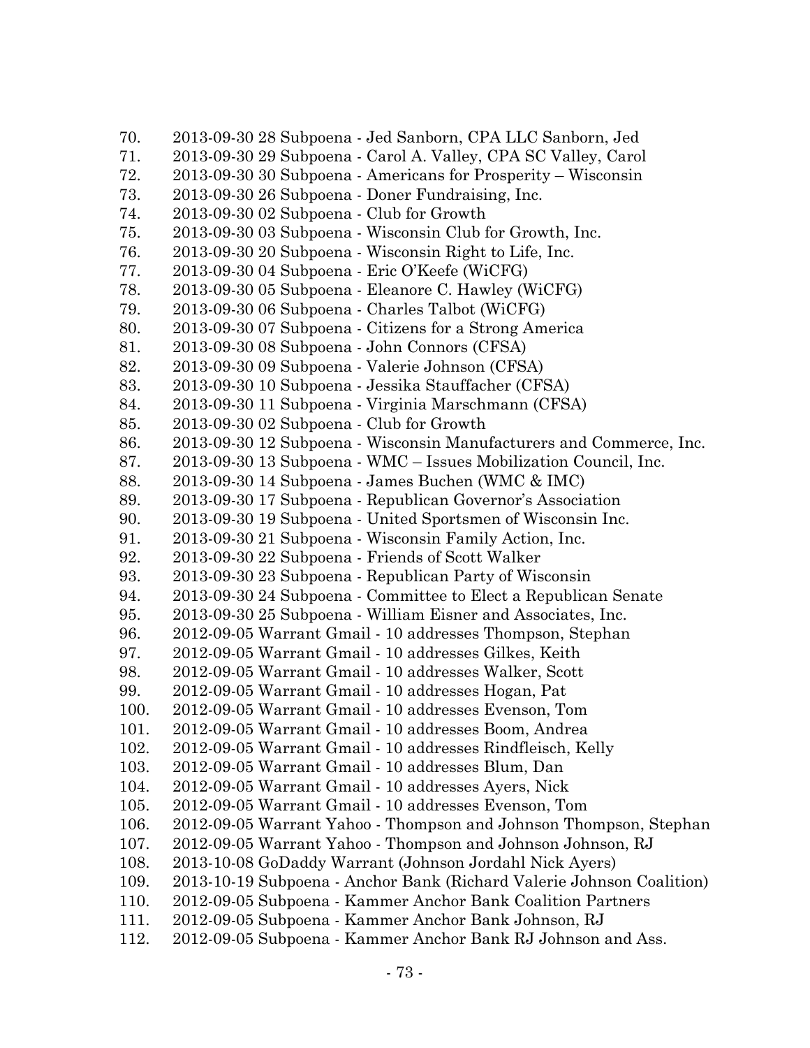70. 2013-09-30 28 Subpoena - Jed Sanborn, CPA LLC Sanborn, Jed
71. 2013-09-30 29 Subpoena - Carol A. Valley, CPA SC Valley, Carol
72. 2013-09-30 30 Subpoena - Americans for Prosperity – Wisconsin
73. 2013-09-30 26 Subpoena - Doner Fundraising, Inc.
74. 2013-09-30 02 Subpoena - Club for Growth
75. 2013-09-30 03 Subpoena - Wisconsin Club for Growth, Inc.
76. 2013-09-30 20 Subpoena - Wisconsin Right to Life, Inc.
77. 2013-09-30 04 Subpoena - Eric O'Keefe (WiCFG)
78. 2013-09-30 05 Subpoena - Eleanore C. Hawley (WiCFG)
79. 2013-09-30 06 Subpoena - Charles Talbot (WiCFG)
80. 2013-09-30 07 Subpoena - Citizens for a Strong America
81. 2013-09-30 08 Subpoena - John Connors (CFSA)
82. 2013-09-30 09 Subpoena - Valerie Johnson (CFSA)
83. 2013-09-30 10 Subpoena - Jessika Stauffacher (CFSA)
84. 2013-09-30 11 Subpoena - Virginia Marschmann (CFSA)
85. 2013-09-30 02 Subpoena - Club for Growth
86. 2013-09-30 12 Subpoena - Wisconsin Manufacturers and Commerce, Inc.
87. 2013-09-30 13 Subpoena - WMC – Issues Mobilization Council, Inc.
88. 2013-09-30 14 Subpoena - James Buchen (WMC & IMC)
89. 2013-09-30 17 Subpoena - Republican Governor's Association
90. 2013-09-30 19 Subpoena - United Sportsmen of Wisconsin Inc.
91. 2013-09-30 21 Subpoena - Wisconsin Family Action, Inc.
92. 2013-09-30 22 Subpoena - Friends of Scott Walker
93. 2013-09-30 23 Subpoena - Republican Party of Wisconsin
94. 2013-09-30 24 Subpoena - Committee to Elect a Republican Senate
95. 2013-09-30 25 Subpoena - William Eisner and Associates, Inc.
96. 2012-09-05 Warrant Gmail - 10 addresses Thompson, Stephan
97. 2012-09-05 Warrant Gmail - 10 addresses Gilkes, Keith
98. 2012-09-05 Warrant Gmail - 10 addresses Walker, Scott
99. 2012-09-05 Warrant Gmail - 10 addresses Hogan, Pat
100. 2012-09-05 Warrant Gmail - 10 addresses Evenson, Tom
101. 2012-09-05 Warrant Gmail - 10 addresses Boom, Andrea
102. 2012-09-05 Warrant Gmail - 10 addresses Rindfleisch, Kelly
103. 2012-09-05 Warrant Gmail - 10 addresses Blum, Dan
104. 2012-09-05 Warrant Gmail - 10 addresses Ayers, Nick
105. 2012-09-05 Warrant Gmail - 10 addresses Evenson, Tom
106. 2012-09-05 Warrant Yahoo - Thompson and Johnson Thompson, Stephan
107. 2012-09-05 Warrant Yahoo - Thompson and Johnson Johnson, RJ
108. 2013-10-08 GoDaddy Warrant (Johnson Jordahl Nick Ayers)
109. 2013-10-19 Subpoena - Anchor Bank (Richard Valerie Johnson Coalition)
110. 2012-09-05 Subpoena - Kammer Anchor Bank Coalition Partners
111. 2012-09-05 Subpoena - Kammer Anchor Bank Johnson, RJ
112. 2012-09-05 Subpoena - Kammer Anchor Bank RJ Johnson and Ass.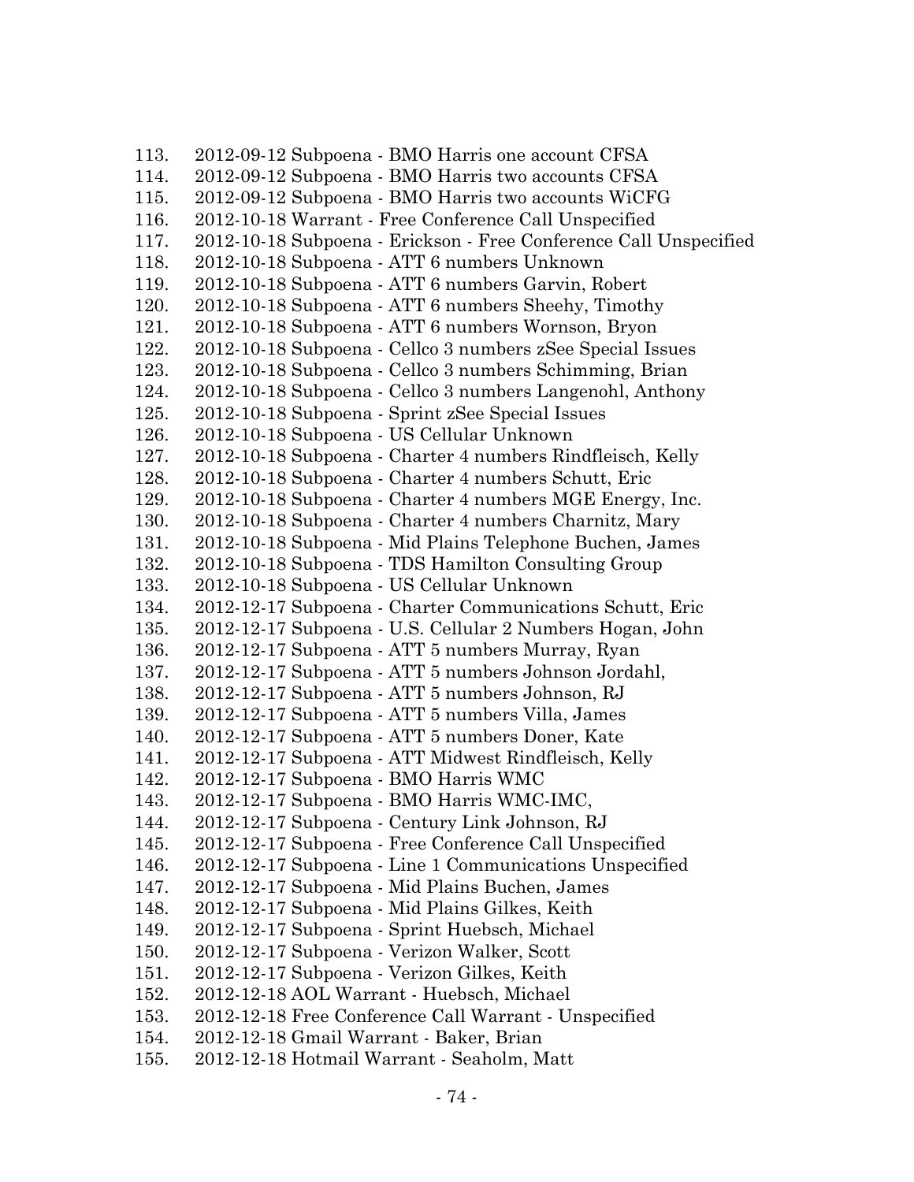113. 2012-09-12 Subpoena - BMO Harris one account CFSA
114. 2012-09-12 Subpoena - BMO Harris two accounts CFSA
115. 2012-09-12 Subpoena - BMO Harris two accounts WiCFG
116. 2012-10-18 Warrant - Free Conference Call Unspecified
117. 2012-10-18 Subpoena - Erickson - Free Conference Call Unspecified
118. 2012-10-18 Subpoena - ATT 6 numbers Unknown
119. 2012-10-18 Subpoena - ATT 6 numbers Garvin, Robert
120. 2012-10-18 Subpoena - ATT 6 numbers Sheehy, Timothy
121. 2012-10-18 Subpoena - ATT 6 numbers Wornson, Bryon
122. 2012-10-18 Subpoena - Cellco 3 numbers zSee Special Issues
123. 2012-10-18 Subpoena - Cellco 3 numbers Schimming, Brian
124. 2012-10-18 Subpoena - Cellco 3 numbers Langenohl, Anthony
125. 2012-10-18 Subpoena - Sprint zSee Special Issues
126. 2012-10-18 Subpoena - US Cellular Unknown
127. 2012-10-18 Subpoena - Charter 4 numbers Rindfleisch, Kelly
128. 2012-10-18 Subpoena - Charter 4 numbers Schutt, Eric
129. 2012-10-18 Subpoena - Charter 4 numbers MGE Energy, Inc.
130. 2012-10-18 Subpoena - Charter 4 numbers Charnitz, Mary
131. 2012-10-18 Subpoena - Mid Plains Telephone Buchen, James
132. 2012-10-18 Subpoena - TDS Hamilton Consulting Group
133. 2012-10-18 Subpoena - US Cellular Unknown
134. 2012-12-17 Subpoena - Charter Communications Schutt, Eric
135. 2012-12-17 Subpoena - U.S. Cellular 2 Numbers Hogan, John
136. 2012-12-17 Subpoena - ATT 5 numbers Murray, Ryan
137. 2012-12-17 Subpoena - ATT 5 numbers Johnson Jordahl,
138. 2012-12-17 Subpoena - ATT 5 numbers Johnson, RJ
139. 2012-12-17 Subpoena - ATT 5 numbers Villa, James
140. 2012-12-17 Subpoena - ATT 5 numbers Doner, Kate
141. 2012-12-17 Subpoena - ATT Midwest Rindfleisch, Kelly
142. 2012-12-17 Subpoena - BMO Harris WMC
143. 2012-12-17 Subpoena - BMO Harris WMC-IMC,
144. 2012-12-17 Subpoena - Century Link Johnson, RJ
145. 2012-12-17 Subpoena - Free Conference Call Unspecified
146. 2012-12-17 Subpoena - Line 1 Communications Unspecified
147. 2012-12-17 Subpoena - Mid Plains Buchen, James
148. 2012-12-17 Subpoena - Mid Plains Gilkes, Keith
149. 2012-12-17 Subpoena - Sprint Huebsch, Michael
150. 2012-12-17 Subpoena - Verizon Walker, Scott
151. 2012-12-17 Subpoena - Verizon Gilkes, Keith
152. 2012-12-18 AOL Warrant - Huebsch, Michael
153. 2012-12-18 Free Conference Call Warrant - Unspecified
154. 2012-12-18 Gmail Warrant - Baker, Brian
155. 2012-12-18 Hotmail Warrant - Seaholm, Matt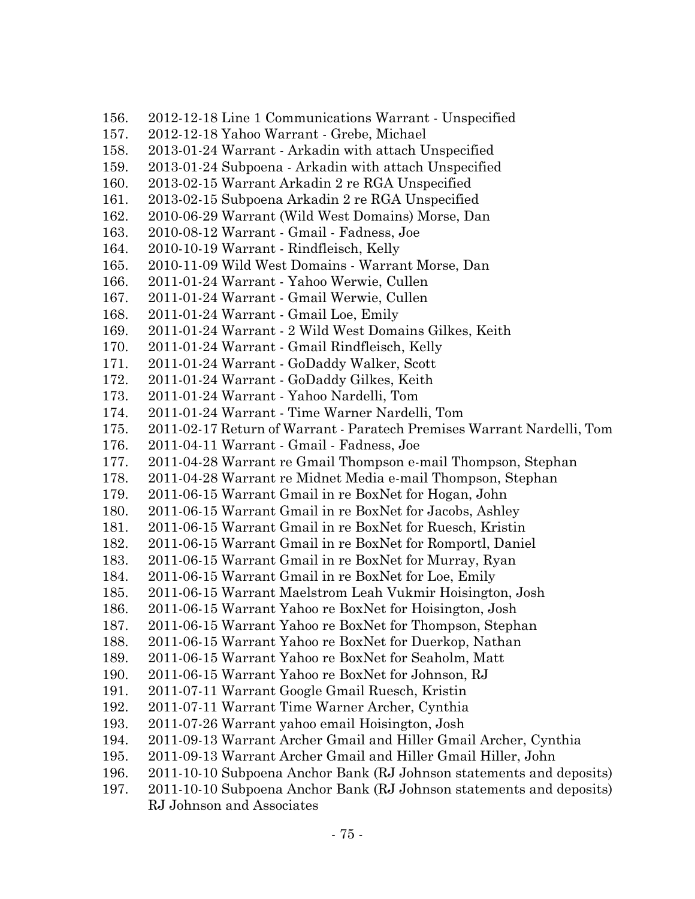156. 2012-12-18 Line 1 Communications Warrant - Unspecified
157. 2012-12-18 Yahoo Warrant - Grebe, Michael
158. 2013-01-24 Warrant - Arkadin with attach Unspecified
159. 2013-01-24 Subpoena - Arkadin with attach Unspecified
160. 2013-02-15 Warrant Arkadin 2 re RGA Unspecified
161. 2013-02-15 Subpoena Arkadin 2 re RGA Unspecified
162. 2010-06-29 Warrant (Wild West Domains) Morse, Dan
163. 2010-08-12 Warrant - Gmail - Fadness, Joe
164. 2010-10-19 Warrant - Rindfleisch, Kelly
165. 2010-11-09 Wild West Domains - Warrant Morse, Dan
166. 2011-01-24 Warrant - Yahoo Werwie, Cullen
167. 2011-01-24 Warrant - Gmail Werwie, Cullen
168. 2011-01-24 Warrant - Gmail Loe, Emily
169. 2011-01-24 Warrant - 2 Wild West Domains Gilkes, Keith
170. 2011-01-24 Warrant - Gmail Rindfleisch, Kelly
171. 2011-01-24 Warrant - GoDaddy Walker, Scott
172. 2011-01-24 Warrant - GoDaddy Gilkes, Keith
173. 2011-01-24 Warrant - Yahoo Nardelli, Tom
174. 2011-01-24 Warrant - Time Warner Nardelli, Tom
175. 2011-02-17 Return of Warrant - Paratech Premises Warrant Nardelli, Tom
176. 2011-04-11 Warrant - Gmail - Fadness, Joe
177. 2011-04-28 Warrant re Gmail Thompson e-mail Thompson, Stephan
178. 2011-04-28 Warrant re Midnet Media e-mail Thompson, Stephan
179. 2011-06-15 Warrant Gmail in re BoxNet for Hogan, John
180. 2011-06-15 Warrant Gmail in re BoxNet for Jacobs, Ashley
181. 2011-06-15 Warrant Gmail in re BoxNet for Ruesch, Kristin
182. 2011-06-15 Warrant Gmail in re BoxNet for Romportl, Daniel
183. 2011-06-15 Warrant Gmail in re BoxNet for Murray, Ryan
184. 2011-06-15 Warrant Gmail in re BoxNet for Loe, Emily
185. 2011-06-15 Warrant Maelstrom Leah Vukmir Hoisington, Josh
186. 2011-06-15 Warrant Yahoo re BoxNet for Hoisington, Josh
187. 2011-06-15 Warrant Yahoo re BoxNet for Thompson, Stephan
188. 2011-06-15 Warrant Yahoo re BoxNet for Duerkop, Nathan
189. 2011-06-15 Warrant Yahoo re BoxNet for Seaholm, Matt
190. 2011-06-15 Warrant Yahoo re BoxNet for Johnson, RJ
191. 2011-07-11 Warrant Google Gmail Ruesch, Kristin
192. 2011-07-11 Warrant Time Warner Archer, Cynthia
193. 2011-07-26 Warrant yahoo email Hoisington, Josh
194. 2011-09-13 Warrant Archer Gmail and Hiller Gmail Archer, Cynthia
195. 2011-09-13 Warrant Archer Gmail and Hiller Gmail Hiller, John
196. 2011-10-10 Subpoena Anchor Bank (RJ Johnson statements and deposits)
197. 2011-10-10 Subpoena Anchor Bank (RJ Johnson statements and deposits) RJ Johnson and Associates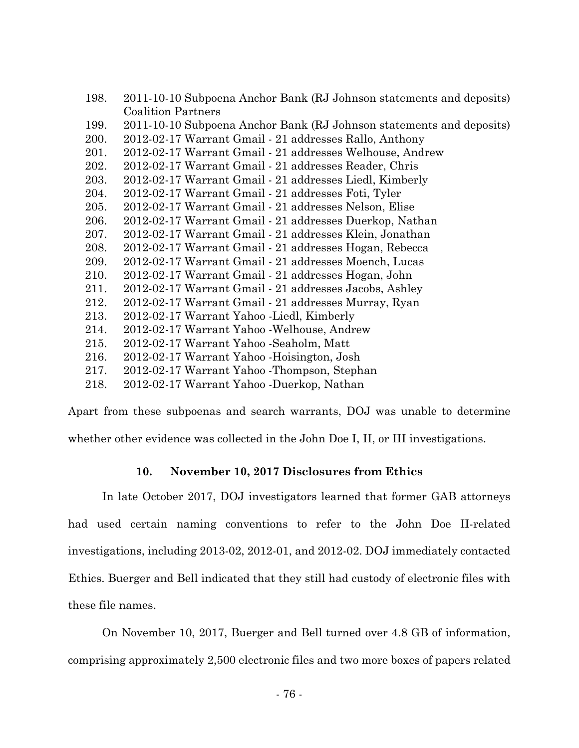198. 2011-10-10 Subpoena Anchor Bank (RJ Johnson statements and deposits) Coalition Partners
199. 2011-10-10 Subpoena Anchor Bank (RJ Johnson statements and deposits)
200. 2012-02-17 Warrant Gmail - 21 addresses Rallo, Anthony
201. 2012-02-17 Warrant Gmail - 21 addresses Welhouse, Andrew
202. 2012-02-17 Warrant Gmail - 21 addresses Reader, Chris
203. 2012-02-17 Warrant Gmail - 21 addresses Liedl, Kimberly
204. 2012-02-17 Warrant Gmail - 21 addresses Foti, Tyler
205. 2012-02-17 Warrant Gmail - 21 addresses Nelson, Elise
206. 2012-02-17 Warrant Gmail - 21 addresses Duerkop, Nathan
207. 2012-02-17 Warrant Gmail - 21 addresses Klein, Jonathan
208. 2012-02-17 Warrant Gmail - 21 addresses Hogan, Rebecca
209. 2012-02-17 Warrant Gmail - 21 addresses Moench, Lucas
210. 2012-02-17 Warrant Gmail - 21 addresses Hogan, John
211. 2012-02-17 Warrant Gmail - 21 addresses Jacobs, Ashley
212. 2012-02-17 Warrant Gmail - 21 addresses Murray, Ryan
213. 2012-02-17 Warrant Yahoo -Liedl, Kimberly
214. 2012-02-17 Warrant Yahoo -Welhouse, Andrew
215. 2012-02-17 Warrant Yahoo -Seaholm, Matt
216. 2012-02-17 Warrant Yahoo -Hoisington, Josh
217. 2012-02-17 Warrant Yahoo -Thompson, Stephan
218. 2012-02-17 Warrant Yahoo -Duerkop, Nathan

Apart from these subpoenas and search warrants, DOJ was unable to determine whether other evidence was collected in the John Doe I, II, or III investigations.

### 10. November 10, 2017 Disclosures from Ethics

In late October 2017, DOJ investigators learned that former GAB attorneys had used certain naming conventions to refer to the John Doe II-related investigations, including 2013-02, 2012-01, and 2012-02. DOJ immediately contacted Ethics. Buerger and Bell indicated that they still had custody of electronic files with these file names.

On November 10, 2017, Buerger and Bell turned over 4.8 GB of information, comprising approximately 2,500 electronic files and two more boxes of papers related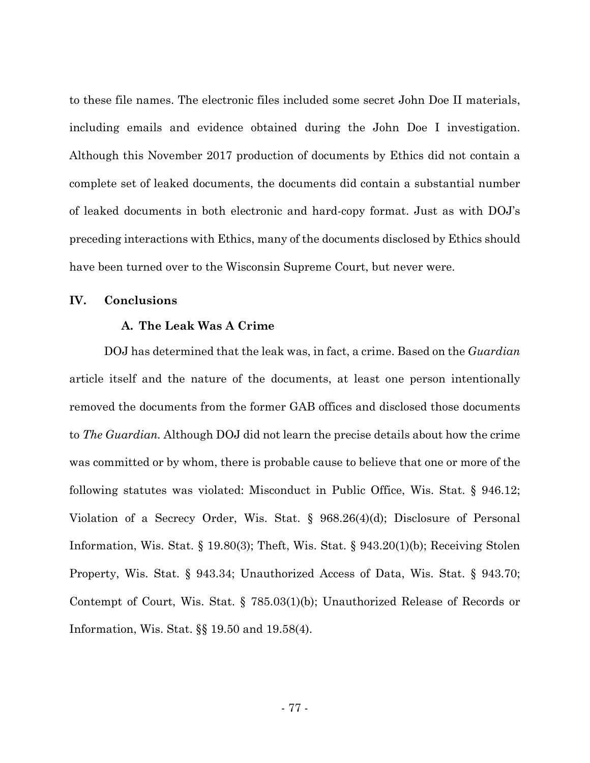to these file names. The electronic files included some secret John Doe II materials, including emails and evidence obtained during the John Doe I investigation. Although this November 2017 production of documents by Ethics did not contain a complete set of leaked documents, the documents did contain a substantial number of leaked documents in both electronic and hard-copy format. Just as with DOJ's preceding interactions with Ethics, many of the documents disclosed by Ethics should have been turned over to the Wisconsin Supreme Court, but never were.

## IV. Conclusions

### A. The Leak Was A Crime

DOJ has determined that the leak was, in fact, a crime. Based on the *Guardian* article itself and the nature of the documents, at least one person intentionally removed the documents from the former GAB offices and disclosed those documents to *The Guardian.* Although DOJ did not learn the precise details about how the crime was committed or by whom, there is probable cause to believe that one or more of the following statutes was violated: Misconduct in Public Office, Wis. Stat. § 946.12; Violation of a Secrecy Order, Wis. Stat. § 968.26(4)(d); Disclosure of Personal Information, Wis. Stat. § 19.80(3); Theft, Wis. Stat. § 943.20(1)(b); Receiving Stolen Property, Wis. Stat. § 943.34; Unauthorized Access of Data, Wis. Stat. § 943.70; Contempt of Court, Wis. Stat. § 785.03(1)(b); Unauthorized Release of Records or Information, Wis. Stat. §§ 19.50 and 19.58(4).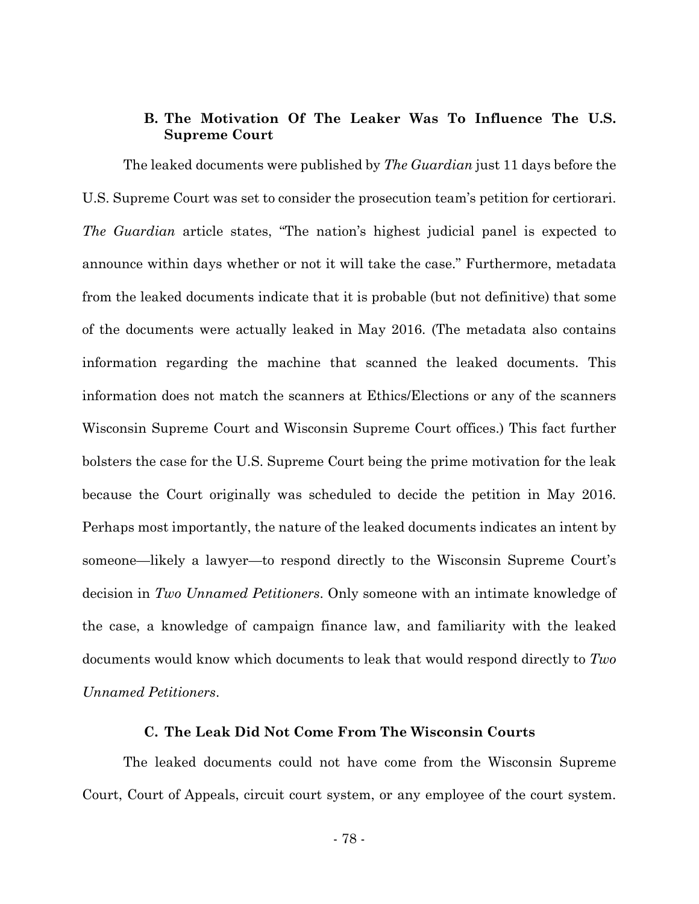### B. The Motivation Of The Leaker Was To Influence The U.S. Supreme Court

The leaked documents were published by *The Guardian* just 11 days before the U.S. Supreme Court was set to consider the prosecution team's petition for certiorari. *The Guardian* article states, "The nation's highest judicial panel is expected to announce within days whether or not it will take the case." Furthermore, metadata from the leaked documents indicate that it is probable (but not definitive) that some of the documents were actually leaked in May 2016. (The metadata also contains information regarding the machine that scanned the leaked documents. This information does not match the scanners at Ethics/Elections or any of the scanners Wisconsin Supreme Court and Wisconsin Supreme Court offices.) This fact further bolsters the case for the U.S. Supreme Court being the prime motivation for the leak because the Court originally was scheduled to decide the petition in May 2016. Perhaps most importantly, the nature of the leaked documents indicates an intent by someone—likely a lawyer—to respond directly to the Wisconsin Supreme Court's decision in *Two Unnamed Petitioners*. Only someone with an intimate knowledge of the case, a knowledge of campaign finance law, and familiarity with the leaked documents would know which documents to leak that would respond directly to *Two Unnamed Petitioners*.

### C. The Leak Did Not Come From The Wisconsin Courts

The leaked documents could not have come from the Wisconsin Supreme Court, Court of Appeals, circuit court system, or any employee of the court system.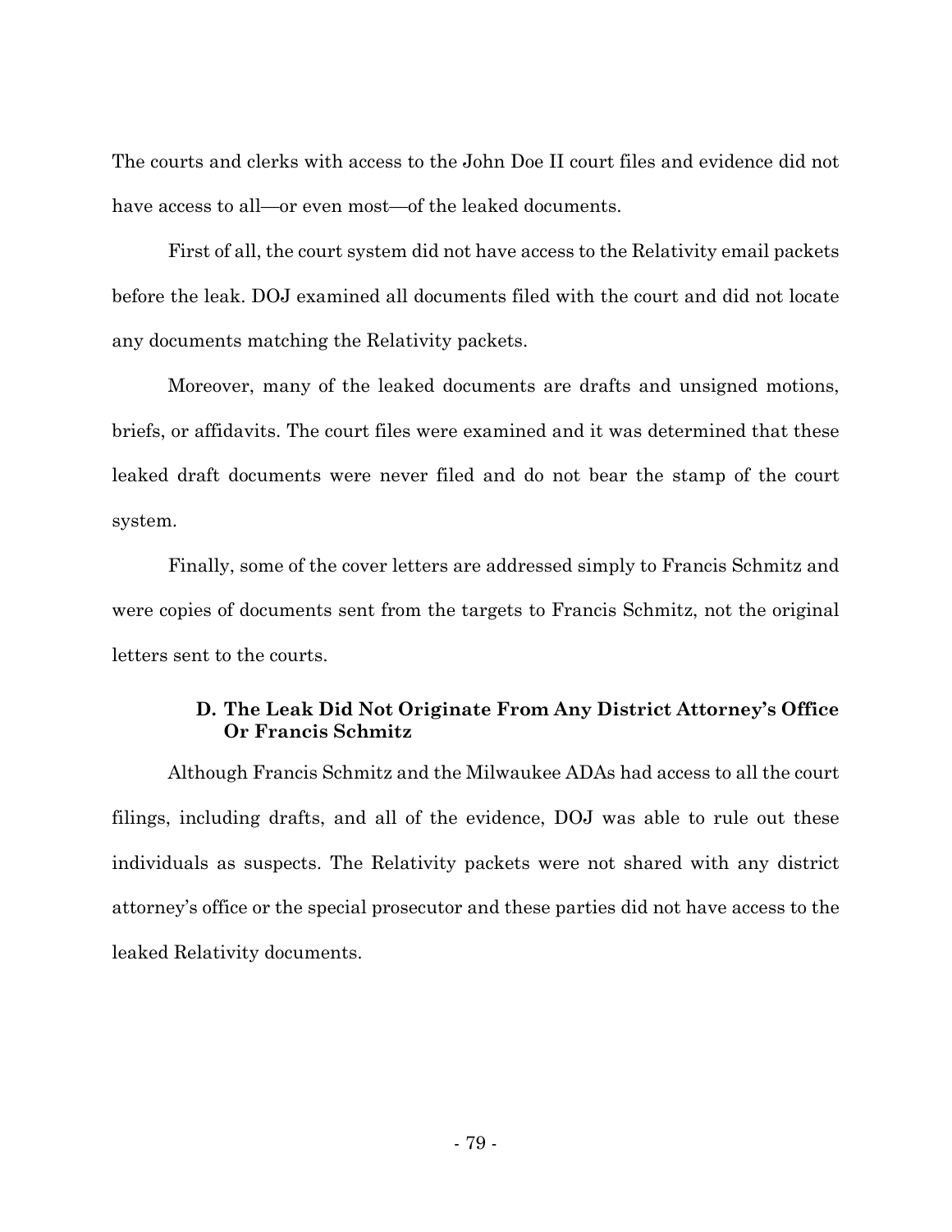The courts and clerks with access to the John Doe II court files and evidence did not have access to all—or even most—of the leaked documents.

First of all, the court system did not have access to the Relativity email packets before the leak. DOJ examined all documents filed with the court and did not locate any documents matching the Relativity packets.

Moreover, many of the leaked documents are drafts and unsigned motions, briefs, or affidavits. The court files were examined and it was determined that these leaked draft documents were never filed and do not bear the stamp of the court system.

Finally, some of the cover letters are addressed simply to Francis Schmitz and were copies of documents sent from the targets to Francis Schmitz, not the original letters sent to the courts.

### D. The Leak Did Not Originate From Any District Attorney's Office Or Francis Schmitz

Although Francis Schmitz and the Milwaukee ADAs had access to all the court filings, including drafts, and all of the evidence, DOJ was able to rule out these individuals as suspects. The Relativity packets were not shared with any district attorney's office or the special prosecutor and these parties did not have access to the leaked Relativity documents.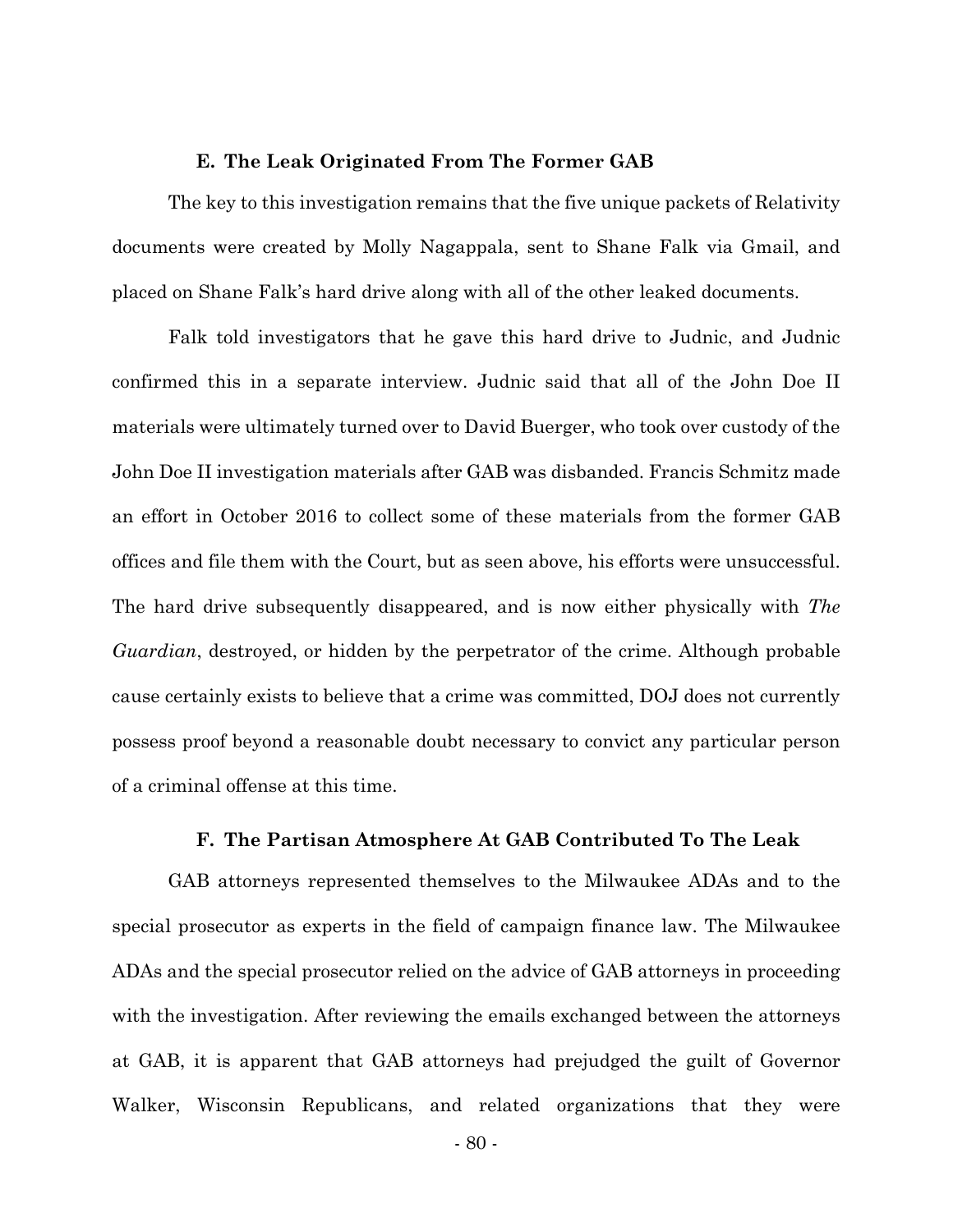### E. The Leak Originated From The Former GAB

The key to this investigation remains that the five unique packets of Relativity documents were created by Molly Nagappala, sent to Shane Falk via Gmail, and placed on Shane Falk's hard drive along with all of the other leaked documents.

Falk told investigators that he gave this hard drive to Judnic, and Judnic confirmed this in a separate interview. Judnic said that all of the John Doe II materials were ultimately turned over to David Buerger, who took over custody of the John Doe II investigation materials after GAB was disbanded. Francis Schmitz made an effort in October 2016 to collect some of these materials from the former GAB offices and file them with the Court, but as seen above, his efforts were unsuccessful. The hard drive subsequently disappeared, and is now either physically with *The Guardian*, destroyed, or hidden by the perpetrator of the crime. Although probable cause certainly exists to believe that a crime was committed, DOJ does not currently possess proof beyond a reasonable doubt necessary to convict any particular person of a criminal offense at this time.

### F. The Partisan Atmosphere At GAB Contributed To The Leak

GAB attorneys represented themselves to the Milwaukee ADAs and to the special prosecutor as experts in the field of campaign finance law. The Milwaukee ADAs and the special prosecutor relied on the advice of GAB attorneys in proceeding with the investigation. After reviewing the emails exchanged between the attorneys at GAB, it is apparent that GAB attorneys had prejudged the guilt of Governor Walker, Wisconsin Republicans, and related organizations that they were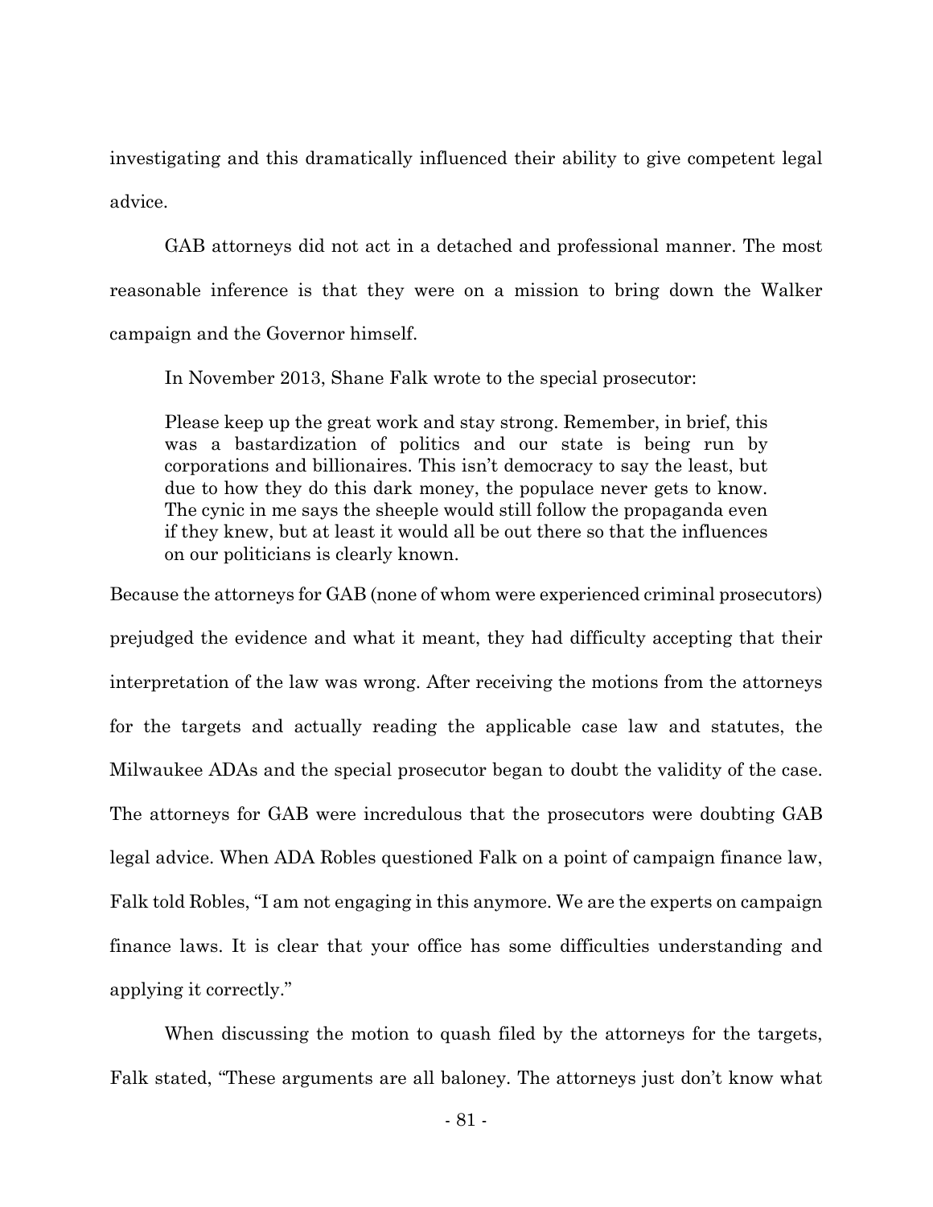investigating and this dramatically influenced their ability to give competent legal advice.

GAB attorneys did not act in a detached and professional manner. The most reasonable inference is that they were on a mission to bring down the Walker campaign and the Governor himself.

In November 2013, Shane Falk wrote to the special prosecutor:

> Please keep up the great work and stay strong. Remember, in brief, this was a bastardization of politics and our state is being run by corporations and billionaires. This isn't democracy to say the least, but due to how they do this dark money, the populace never gets to know. The cynic in me says the sheeple would still follow the propaganda even if they knew, but at least it would all be out there so that the influences on our politicians is clearly known.

Because the attorneys for GAB (none of whom were experienced criminal prosecutors) prejudged the evidence and what it meant, they had difficulty accepting that their interpretation of the law was wrong. After receiving the motions from the attorneys for the targets and actually reading the applicable case law and statutes, the Milwaukee ADAs and the special prosecutor began to doubt the validity of the case. The attorneys for GAB were incredulous that the prosecutors were doubting GAB legal advice. When ADA Robles questioned Falk on a point of campaign finance law, Falk told Robles, "I am not engaging in this anymore. We are the experts on campaign finance laws. It is clear that your office has some difficulties understanding and applying it correctly."

When discussing the motion to quash filed by the attorneys for the targets, Falk stated, "These arguments are all baloney. The attorneys just don't know what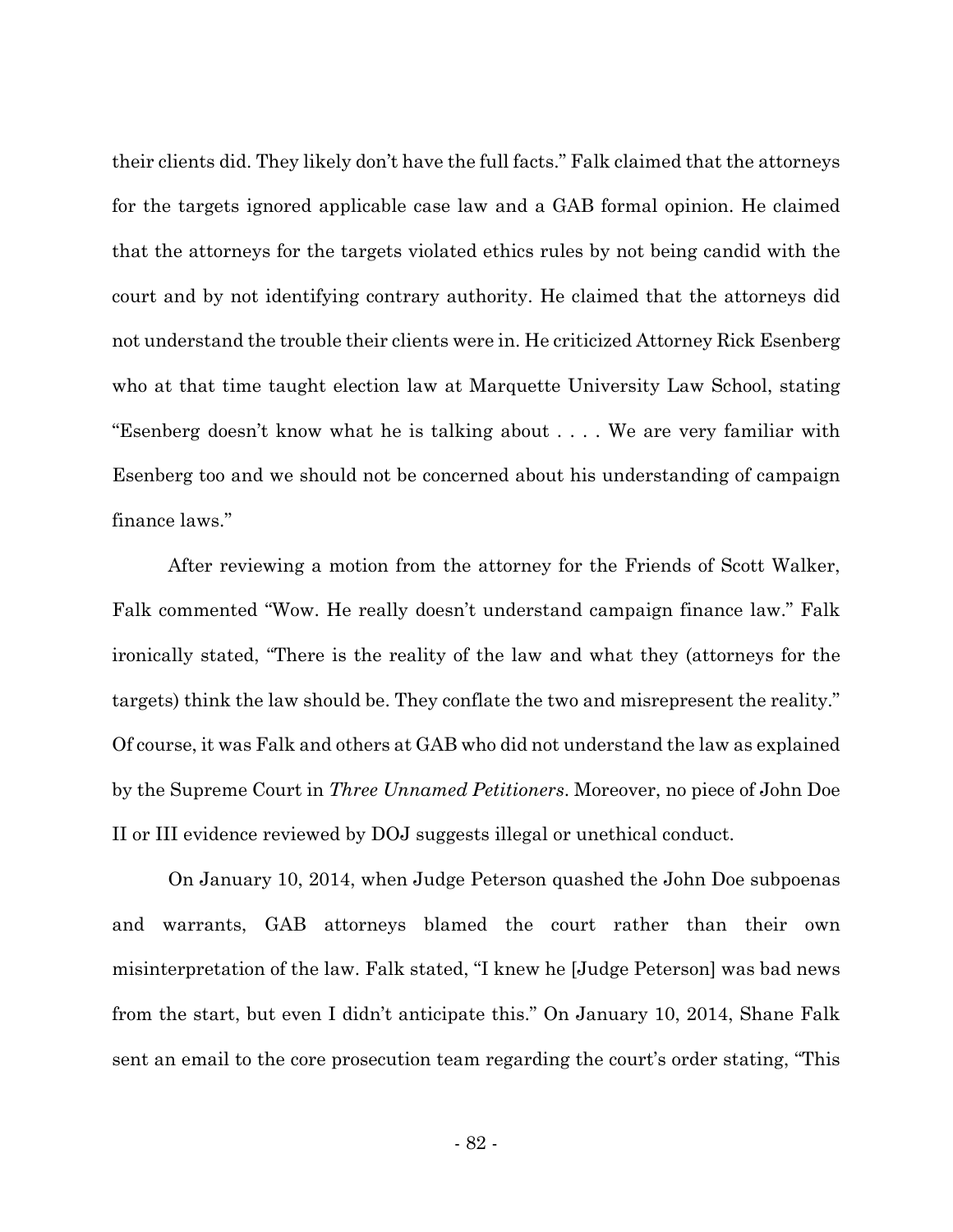their clients did. They likely don't have the full facts." Falk claimed that the attorneys for the targets ignored applicable case law and a GAB formal opinion. He claimed that the attorneys for the targets violated ethics rules by not being candid with the court and by not identifying contrary authority. He claimed that the attorneys did not understand the trouble their clients were in. He criticized Attorney Rick Esenberg who at that time taught election law at Marquette University Law School, stating "Esenberg doesn't know what he is talking about . . . . We are very familiar with Esenberg too and we should not be concerned about his understanding of campaign finance laws."

After reviewing a motion from the attorney for the Friends of Scott Walker, Falk commented "Wow. He really doesn't understand campaign finance law." Falk ironically stated, "There is the reality of the law and what they (attorneys for the targets) think the law should be. They conflate the two and misrepresent the reality." Of course, it was Falk and others at GAB who did not understand the law as explained by the Supreme Court in *Three Unnamed Petitioners*. Moreover, no piece of John Doe II or III evidence reviewed by DOJ suggests illegal or unethical conduct.

On January 10, 2014, when Judge Peterson quashed the John Doe subpoenas and warrants, GAB attorneys blamed the court rather than their own misinterpretation of the law. Falk stated, "I knew he [Judge Peterson] was bad news from the start, but even I didn't anticipate this." On January 10, 2014, Shane Falk sent an email to the core prosecution team regarding the court's order stating, "This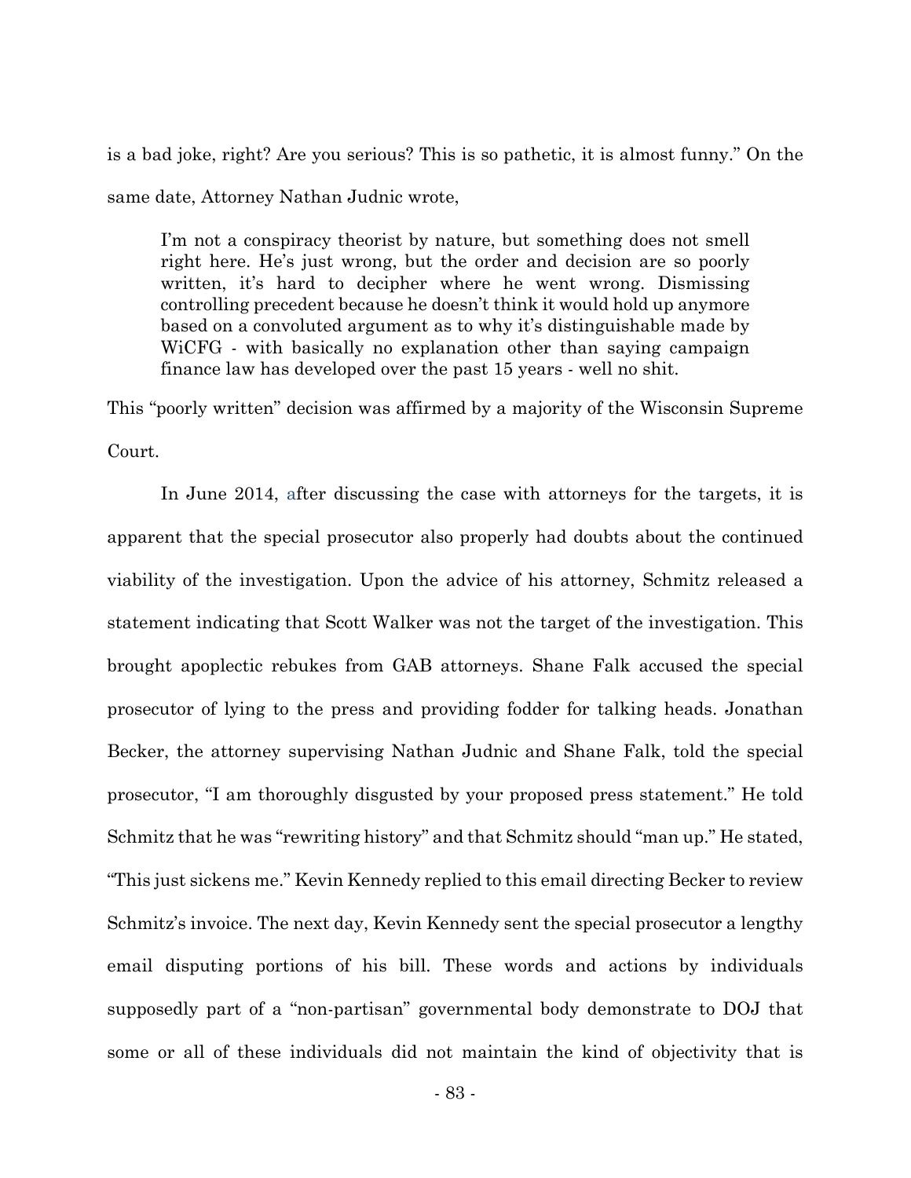is a bad joke, right? Are you serious? This is so pathetic, it is almost funny." On the same date, Attorney Nathan Judnic wrote,

> I'm not a conspiracy theorist by nature, but something does not smell right here. He's just wrong, but the order and decision are so poorly written, it's hard to decipher where he went wrong. Dismissing controlling precedent because he doesn't think it would hold up anymore based on a convoluted argument as to why it's distinguishable made by WiCFG - with basically no explanation other than saying campaign finance law has developed over the past 15 years - well no shit.

This "poorly written" decision was affirmed by a majority of the Wisconsin Supreme Court.

In June 2014, after discussing the case with attorneys for the targets, it is apparent that the special prosecutor also properly had doubts about the continued viability of the investigation. Upon the advice of his attorney, Schmitz released a statement indicating that Scott Walker was not the target of the investigation. This brought apoplectic rebukes from GAB attorneys. Shane Falk accused the special prosecutor of lying to the press and providing fodder for talking heads. Jonathan Becker, the attorney supervising Nathan Judnic and Shane Falk, told the special prosecutor, "I am thoroughly disgusted by your proposed press statement." He told Schmitz that he was "rewriting history" and that Schmitz should "man up." He stated, "This just sickens me." Kevin Kennedy replied to this email directing Becker to review Schmitz's invoice. The next day, Kevin Kennedy sent the special prosecutor a lengthy email disputing portions of his bill. These words and actions by individuals supposedly part of a "non-partisan" governmental body demonstrate to DOJ that some or all of these individuals did not maintain the kind of objectivity that is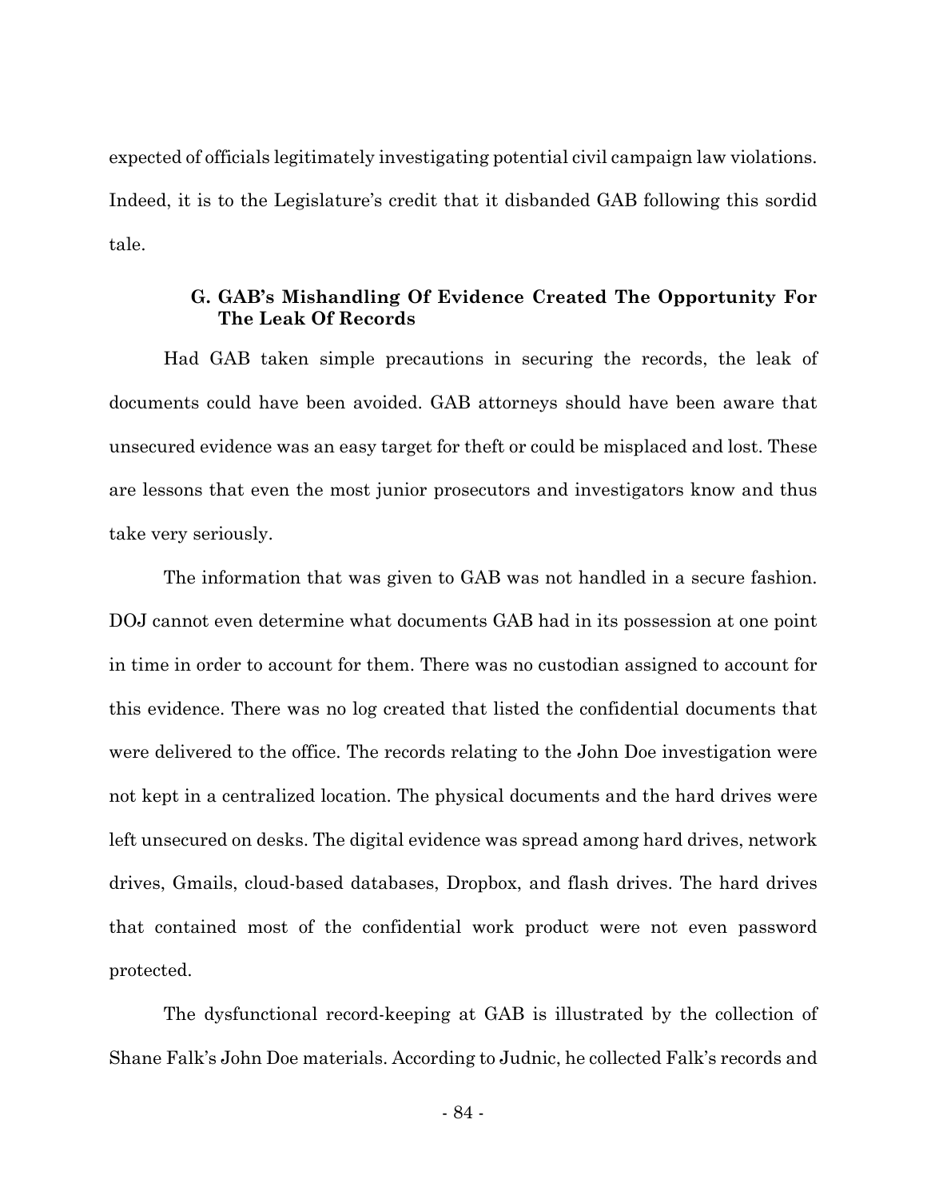expected of officials legitimately investigating potential civil campaign law violations. Indeed, it is to the Legislature's credit that it disbanded GAB following this sordid tale.

### G. GAB's Mishandling Of Evidence Created The Opportunity For The Leak Of Records

Had GAB taken simple precautions in securing the records, the leak of documents could have been avoided. GAB attorneys should have been aware that unsecured evidence was an easy target for theft or could be misplaced and lost. These are lessons that even the most junior prosecutors and investigators know and thus take very seriously.

The information that was given to GAB was not handled in a secure fashion. DOJ cannot even determine what documents GAB had in its possession at one point in time in order to account for them. There was no custodian assigned to account for this evidence. There was no log created that listed the confidential documents that were delivered to the office. The records relating to the John Doe investigation were not kept in a centralized location. The physical documents and the hard drives were left unsecured on desks. The digital evidence was spread among hard drives, network drives, Gmails, cloud-based databases, Dropbox, and flash drives. The hard drives that contained most of the confidential work product were not even password protected.

The dysfunctional record-keeping at GAB is illustrated by the collection of Shane Falk's John Doe materials. According to Judnic, he collected Falk's records and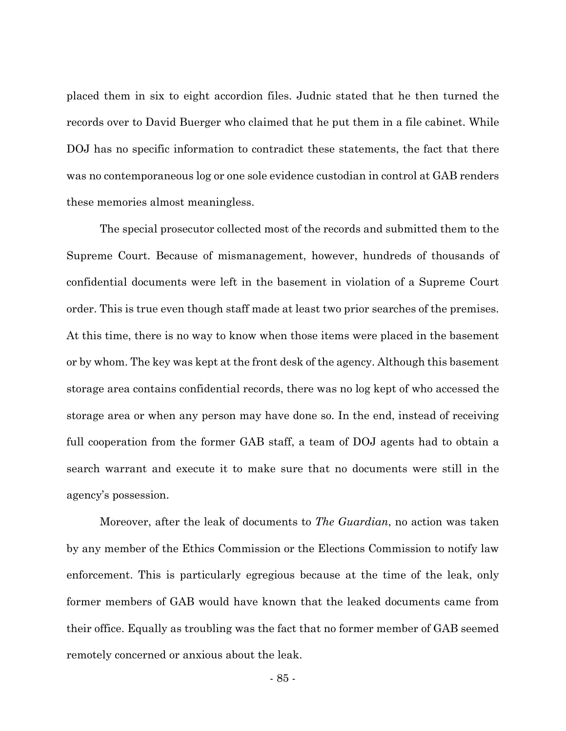placed them in six to eight accordion files. Judnic stated that he then turned the records over to David Buerger who claimed that he put them in a file cabinet. While DOJ has no specific information to contradict these statements, the fact that there was no contemporaneous log or one sole evidence custodian in control at GAB renders these memories almost meaningless.

The special prosecutor collected most of the records and submitted them to the Supreme Court. Because of mismanagement, however, hundreds of thousands of confidential documents were left in the basement in violation of a Supreme Court order. This is true even though staff made at least two prior searches of the premises. At this time, there is no way to know when those items were placed in the basement or by whom. The key was kept at the front desk of the agency. Although this basement storage area contains confidential records, there was no log kept of who accessed the storage area or when any person may have done so. In the end, instead of receiving full cooperation from the former GAB staff, a team of DOJ agents had to obtain a search warrant and execute it to make sure that no documents were still in the agency's possession.

Moreover, after the leak of documents to *The Guardian*, no action was taken by any member of the Ethics Commission or the Elections Commission to notify law enforcement. This is particularly egregious because at the time of the leak, only former members of GAB would have known that the leaked documents came from their office. Equally as troubling was the fact that no former member of GAB seemed remotely concerned or anxious about the leak.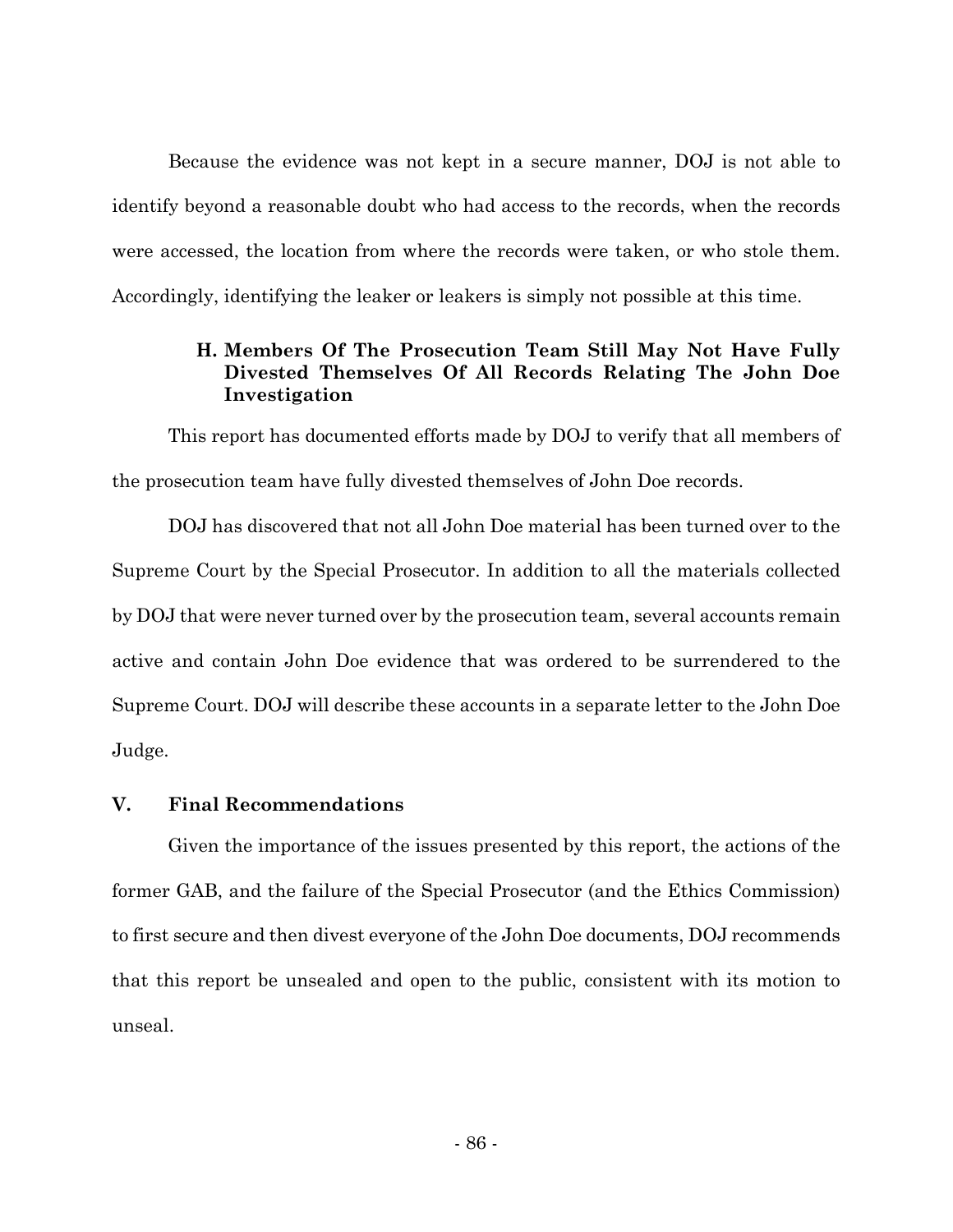Because the evidence was not kept in a secure manner, DOJ is not able to identify beyond a reasonable doubt who had access to the records, when the records were accessed, the location from where the records were taken, or who stole them. Accordingly, identifying the leaker or leakers is simply not possible at this time.

### H. Members Of The Prosecution Team Still May Not Have Fully Divested Themselves Of All Records Relating The John Doe Investigation

This report has documented efforts made by DOJ to verify that all members of the prosecution team have fully divested themselves of John Doe records.

DOJ has discovered that not all John Doe material has been turned over to the Supreme Court by the Special Prosecutor. In addition to all the materials collected by DOJ that were never turned over by the prosecution team, several accounts remain active and contain John Doe evidence that was ordered to be surrendered to the Supreme Court. DOJ will describe these accounts in a separate letter to the John Doe Judge.

## V. Final Recommendations

Given the importance of the issues presented by this report, the actions of the former GAB, and the failure of the Special Prosecutor (and the Ethics Commission) to first secure and then divest everyone of the John Doe documents, DOJ recommends that this report be unsealed and open to the public, consistent with its motion to unseal.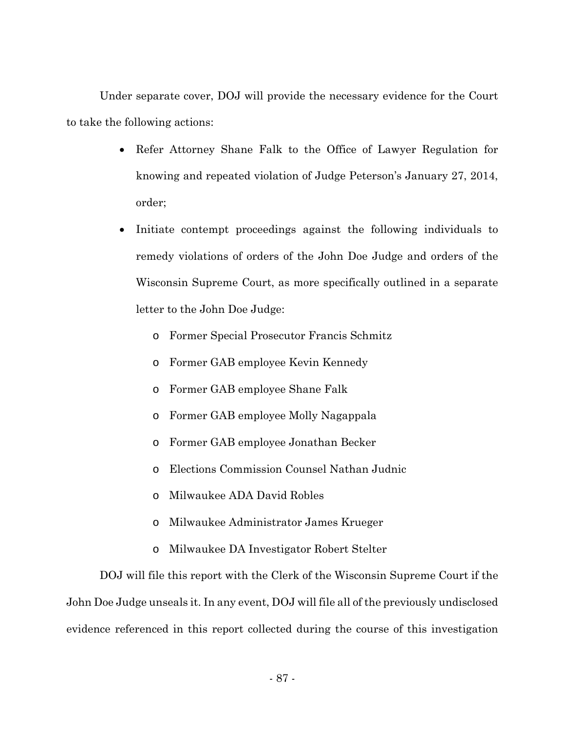Under separate cover, DOJ will provide the necessary evidence for the Court to take the following actions:

- Refer Attorney Shane Falk to the Office of Lawyer Regulation for knowing and repeated violation of Judge Peterson's January 27, 2014, order;
- Initiate contempt proceedings against the following individuals to remedy violations of orders of the John Doe Judge and orders of the Wisconsin Supreme Court, as more specifically outlined in a separate letter to the John Doe Judge:
  - Former Special Prosecutor Francis Schmitz
  - Former GAB employee Kevin Kennedy
  - Former GAB employee Shane Falk
  - Former GAB employee Molly Nagappala
  - Former GAB employee Jonathan Becker
  - Elections Commission Counsel Nathan Judnic
  - Milwaukee ADA David Robles
  - Milwaukee Administrator James Krueger
  - Milwaukee DA Investigator Robert Stelter

DOJ will file this report with the Clerk of the Wisconsin Supreme Court if the John Doe Judge unseals it. In any event, DOJ will file all of the previously undisclosed evidence referenced in this report collected during the course of this investigation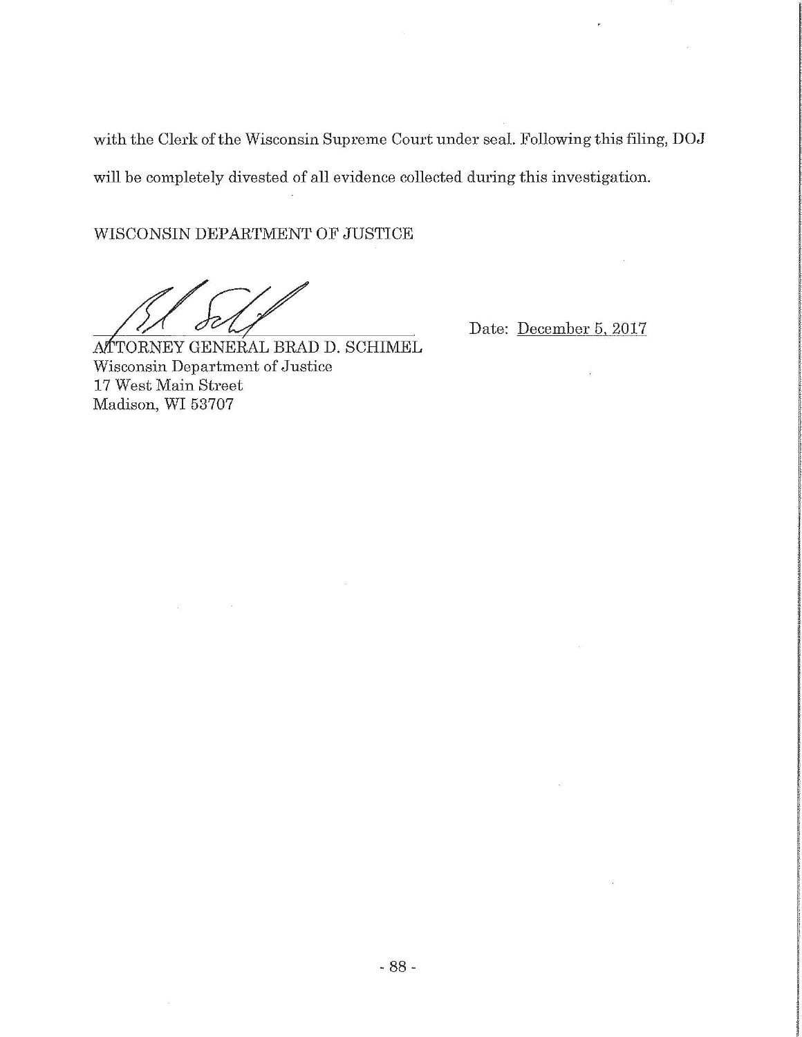with the Clerk of the Wisconsin Supreme Court under seal. Following this filing, DOJ will be completely divested of all evidence collected during this investigation.

WISCONSIN DEPARTMENT OF JUSTICE

ATTORNEY GENERAL BRAD D. SCHIMEL
Wisconsin Department of Justice
17 West Main Street
Madison, WI 53707

Date: December 5, 2017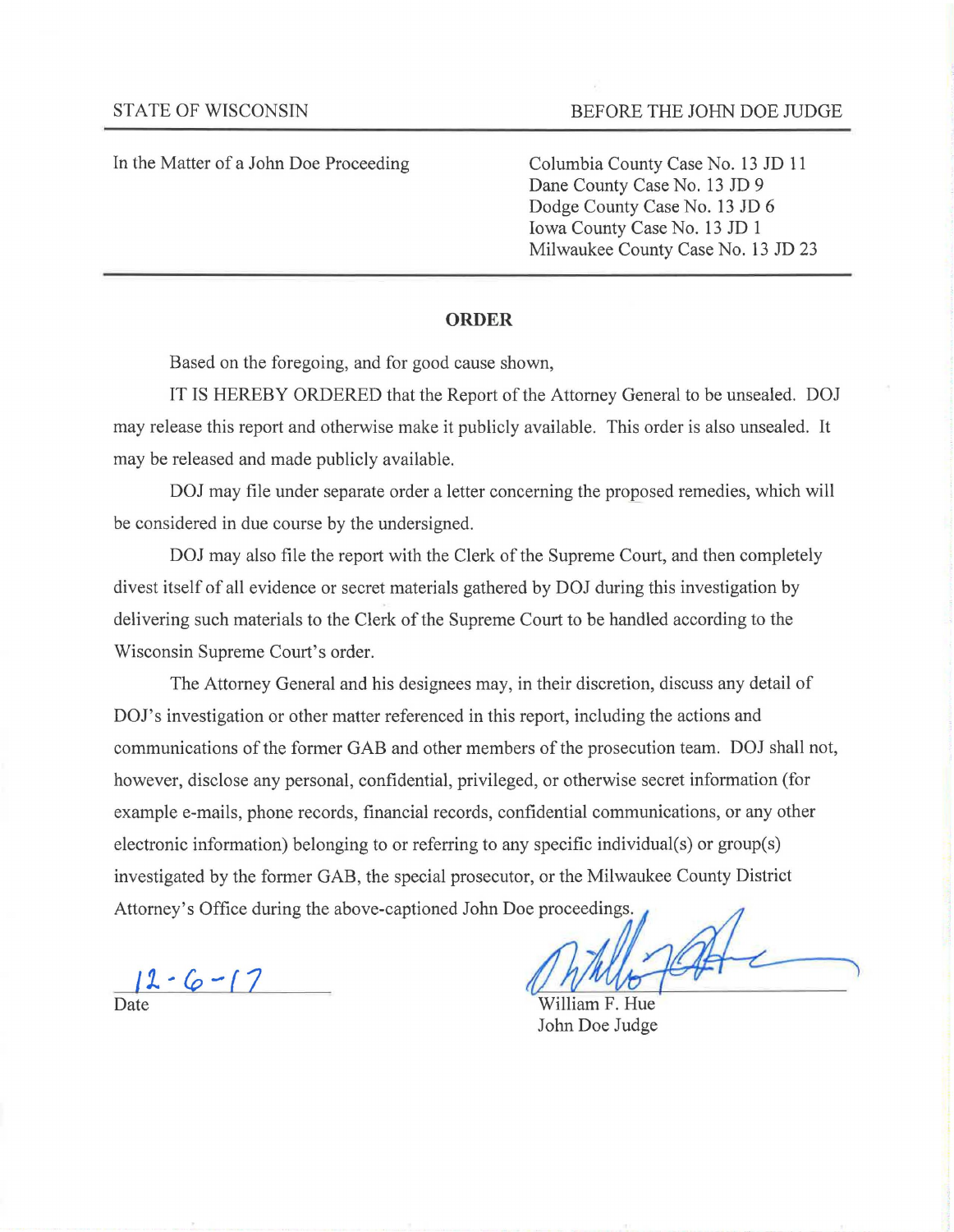STATE OF WISCONSIN | BEFORE THE JOHN DOE JUDGE

In the Matter of a John Doe Proceeding

Columbia County Case No. 13 JD 11
Dane County Case No. 13 JD 9
Dodge County Case No. 13 JD 6
Iowa County Case No. 13 JD 1
Milwaukee County Case No. 13 JD 23

## ORDER

Based on the foregoing, and for good cause shown,

IT IS HEREBY ORDERED that the Report of the Attorney General to be unsealed. DOJ may release this report and otherwise make it publicly available. This order is also unsealed. It may be released and made publicly available.

DOJ may file under separate order a letter concerning the proposed remedies, which will be considered in due course by the undersigned.

DOJ may also file the report with the Clerk of the Supreme Court, and then completely divest itself of all evidence or secret materials gathered by DOJ during this investigation by delivering such materials to the Clerk of the Supreme Court to be handled according to the Wisconsin Supreme Court's order.

The Attorney General and his designees may, in their discretion, discuss any detail of DOJ's investigation or other matter referenced in this report, including the actions and communications of the former GAB and other members of the prosecution team. DOJ shall not, however, disclose any personal, confidential, privileged, or otherwise secret information (for example e-mails, phone records, financial records, confidential communications, or any other electronic information) belonging to or referring to any specific individual(s) or group(s) investigated by the former GAB, the special prosecutor, or the Milwaukee County District Attorney's Office during the above-captioned John Doe proceedings.

12-6-17
Date

William F. Hue
John Doe Judge